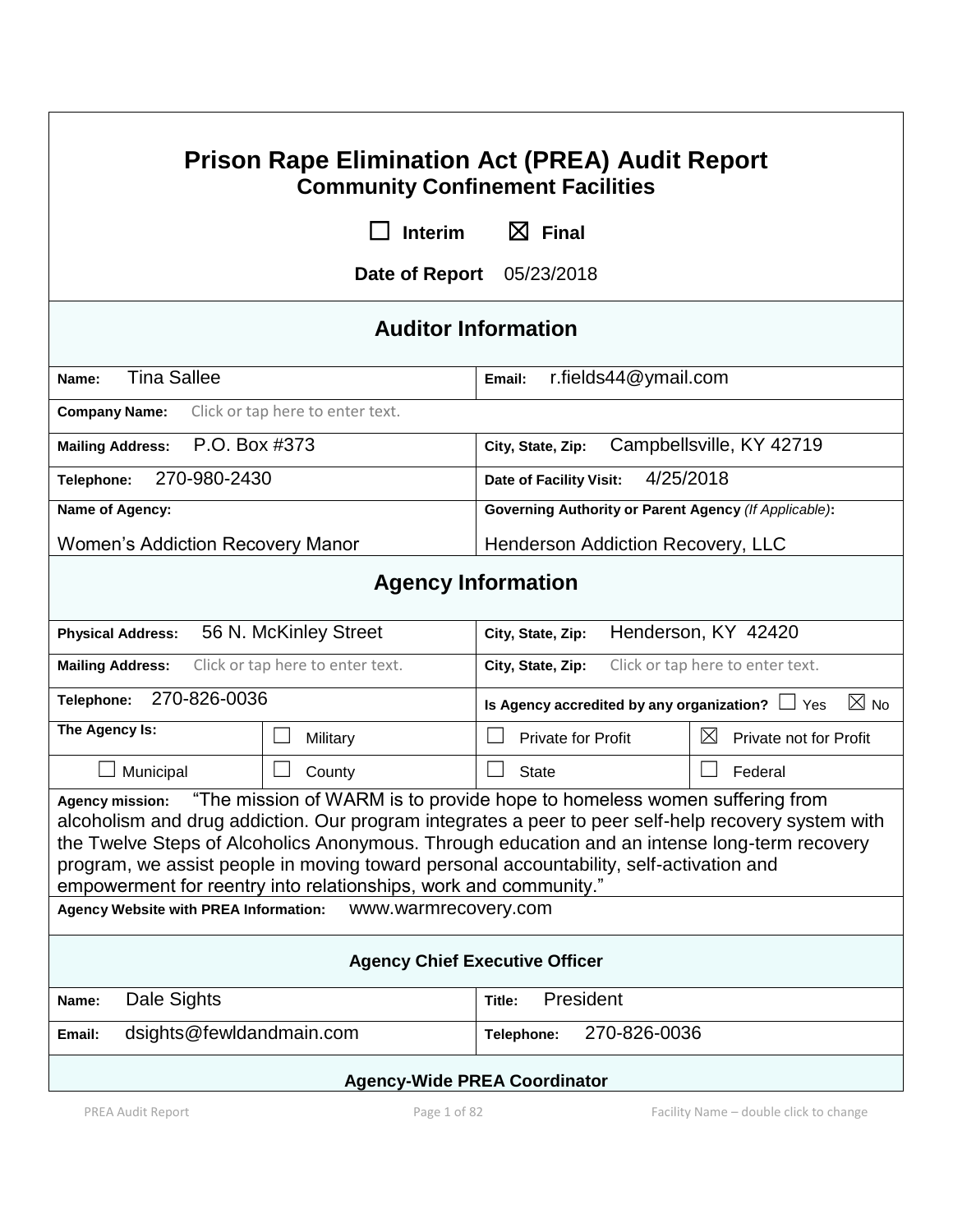# Prison Rape Elimination Act (PREA) Audit Report

## Community Confinement Facilities

☐ **Interim** ☒ **Final**

**Date of Report** 05/23/2018

## Auditor Information

| | |
|---|---|
| **Name:** Tina Sallee | **Email:** r.fields44@ymail.com |
| **Company Name:** Click or tap here to enter text. | |
| **Mailing Address:** P.O. Box #373 | **City, State, Zip:** Campbellsville, KY 42719 |
| **Telephone:** 270-980-2430 | **Date of Facility Visit:** 4/25/2018 |
| **Name of Agency:** Women's Addiction Recovery Manor | **Governing Authority or Parent Agency** *(If Applicable)***:** Henderson Addiction Recovery, LLC |

## Agency Information

| | | | |
|---|---|---|---|
| **Physical Address:** 56 N. McKinley Street | | **City, State, Zip:** Henderson, KY 42420 | |
| **Mailing Address:** Click or tap here to enter text. | | **City, State, Zip:** Click or tap here to enter text. | |
| **Telephone:** 270-826-0036 | | **Is Agency accredited by any organization?** ☐ Yes ☒ No | |
| **The Agency Is:** | ☐ Military | ☐ Private for Profit | ☒ Private not for Profit |
| ☐ Municipal | ☐ County | ☐ State | ☐ Federal |

**Agency mission:** "The mission of WARM is to provide hope to homeless women suffering from alcoholism and drug addiction. Our program integrates a peer to peer self-help recovery system with the Twelve Steps of Alcoholics Anonymous. Through education and an intense long-term recovery program, we assist people in moving toward personal accountability, self-activation and empowerment for reentry into relationships, work and community."

**Agency Website with PREA Information:** www.warmrecovery.com

### Agency Chief Executive Officer

| | |
|---|---|
| **Name:** Dale Sights | **Title:** President |
| **Email:** dsights@fewldandmain.com | **Telephone:** 270-826-0036 |

### Agency-Wide PREA Coordinator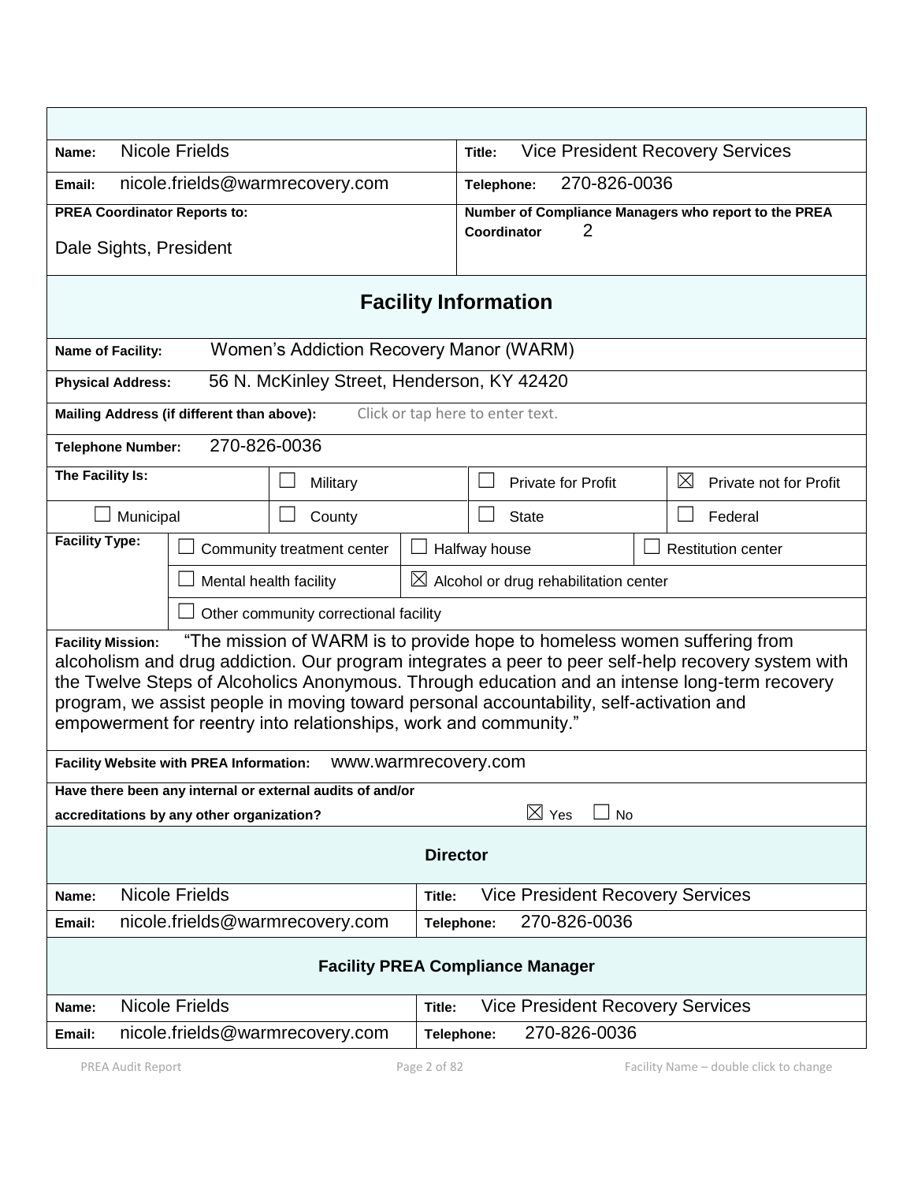| | |
|---|---|
| **Name:** Nicole Frields | **Title:** Vice President Recovery Services |
| **Email:** nicole.frields@warmrecovery.com | **Telephone:** 270-826-0036 |
| **PREA Coordinator Reports to:** Dale Sights, President | **Number of Compliance Managers who report to the PREA Coordinator** 2 |

## Facility Information

| | | | | |
|---|---|---|---|---|
| **Name of Facility:** | Women's Addiction Recovery Manor (WARM) | | | |
| **Physical Address:** | 56 N. McKinley Street, Henderson, KY 42420 | | | |
| **Mailing Address (if different than above):** | Click or tap here to enter text. | | | |
| **Telephone Number:** | 270-826-0036 | | | |
| **The Facility Is:** | | ☐ Military | ☐ Private for Profit | ☒ Private not for Profit |
| ☐ Municipal | | ☐ County | ☐ State | ☐ Federal |
| **Facility Type:** | ☐ Community treatment center | ☐ Halfway house | ☐ Restitution center | |
| | ☐ Mental health facility | ☒ Alcohol or drug rehabilitation center | | |
| | ☐ Other community correctional facility | | | |

**Facility Mission:** "The mission of WARM is to provide hope to homeless women suffering from alcoholism and drug addiction. Our program integrates a peer to peer self-help recovery system with the Twelve Steps of Alcoholics Anonymous. Through education and an intense long-term recovery program, we assist people in moving toward personal accountability, self-activation and empowerment for reentry into relationships, work and community."

**Facility Website with PREA Information:** www.warmrecovery.com

**Have there been any internal or external audits of and/or accreditations by any other organization?** ☒ Yes ☐ No

## Director

| | |
|---|---|
| **Name:** Nicole Frields | **Title:** Vice President Recovery Services |
| **Email:** nicole.frields@warmrecovery.com | **Telephone:** 270-826-0036 |

## Facility PREA Compliance Manager

| | |
|---|---|
| **Name:** Nicole Frields | **Title:** Vice President Recovery Services |
| **Email:** nicole.frields@warmrecovery.com | **Telephone:** 270-826-0036 |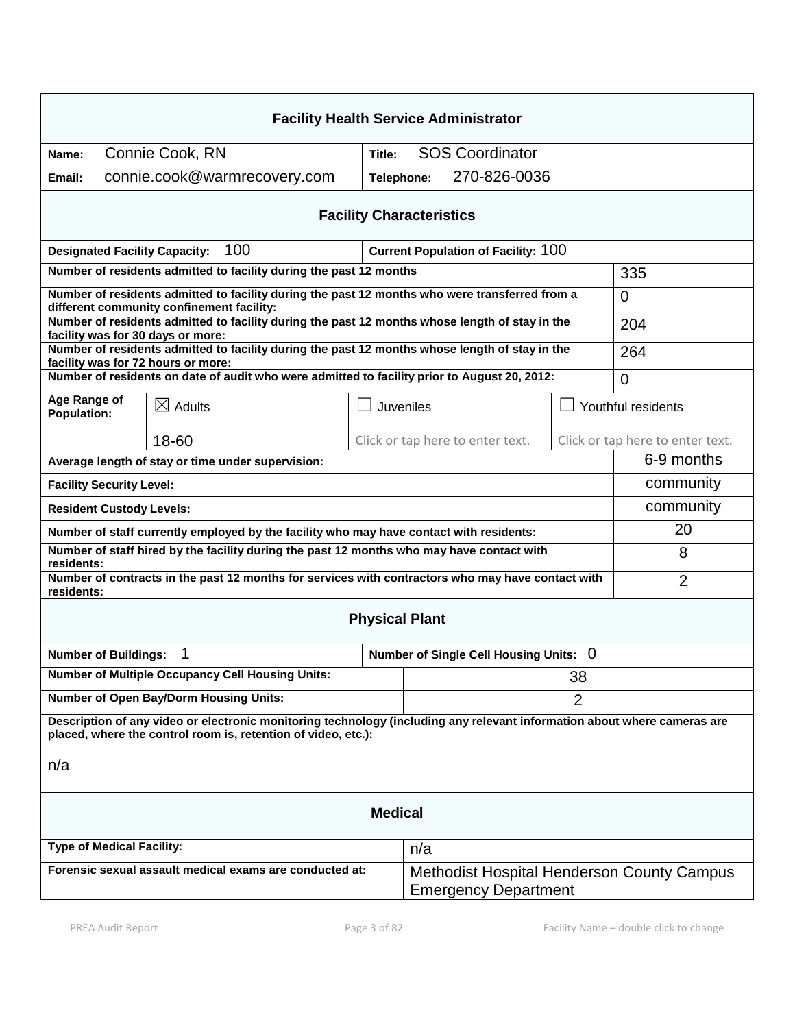## Facility Health Service Administrator

| | |
|---|---|
| **Name:** Connie Cook, RN | **Title:** SOS Coordinator |
| **Email:** connie.cook@warmrecovery.com | **Telephone:** 270-826-0036 |

## Facility Characteristics

| | |
|---|---|
| **Designated Facility Capacity:** 100 | **Current Population of Facility:** 100 |

| | |
|---|---|
| **Number of residents admitted to facility during the past 12 months** | 335 |
| **Number of residents admitted to facility during the past 12 months who were transferred from a different community confinement facility:** | 0 |
| **Number of residents admitted to facility during the past 12 months whose length of stay in the facility was for 30 days or more:** | 204 |
| **Number of residents admitted to facility during the past 12 months whose length of stay in the facility was for 72 hours or more:** | 264 |
| **Number of residents on date of audit who were admitted to facility prior to August 20, 2012:** | 0 |

| **Age Range of Population:** | ☒ Adults | ☐ Juveniles | ☐ Youthful residents |
|---|---|---|---|
| | 18-60 | Click or tap here to enter text. | Click or tap here to enter text. |

| | |
|---|---|
| **Average length of stay or time under supervision:** | 6-9 months |
| **Facility Security Level:** | community |
| **Resident Custody Levels:** | community |
| **Number of staff currently employed by the facility who may have contact with residents:** | 20 |
| **Number of staff hired by the facility during the past 12 months who may have contact with residents:** | 8 |
| **Number of contracts in the past 12 months for services with contractors who may have contact with residents:** | 2 |

## Physical Plant

| | |
|---|---|
| **Number of Buildings:** 1 | **Number of Single Cell Housing Units:** 0 |
| **Number of Multiple Occupancy Cell Housing Units:** | 38 |
| **Number of Open Bay/Dorm Housing Units:** | 2 |

**Description of any video or electronic monitoring technology (including any relevant information about where cameras are placed, where the control room is, retention of video, etc.):**

n/a

## Medical

| | |
|---|---|
| **Type of Medical Facility:** | n/a |
| **Forensic sexual assault medical exams are conducted at:** | Methodist Hospital Henderson County Campus Emergency Department |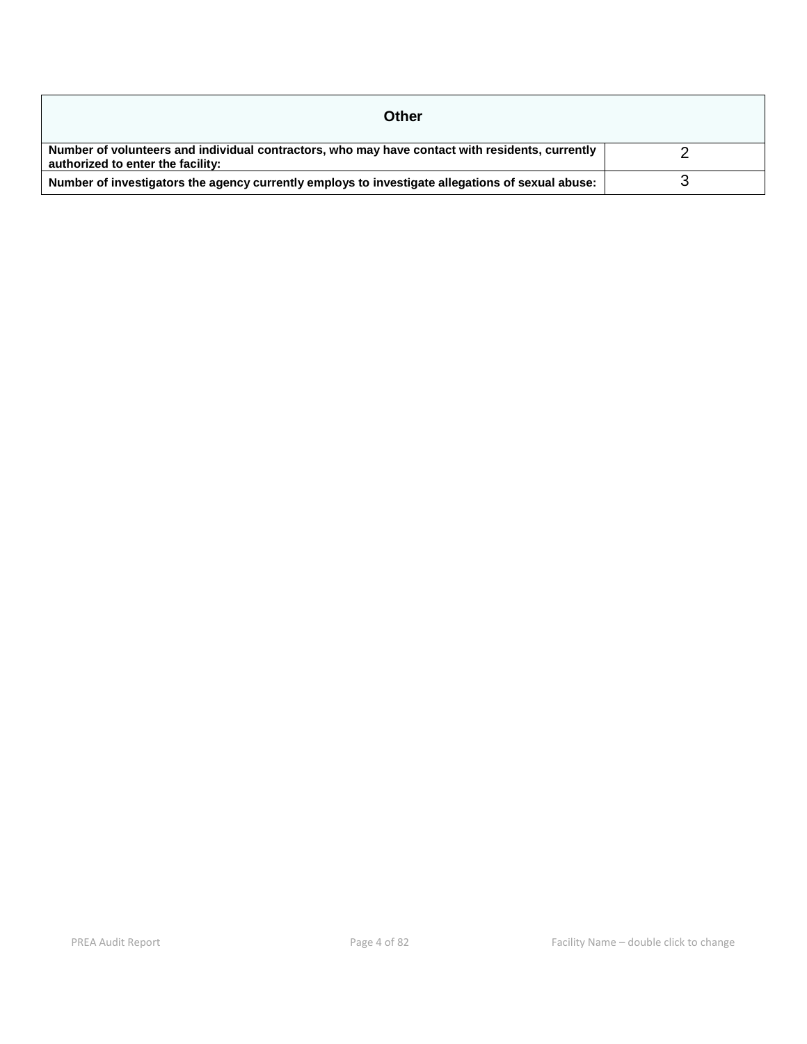| Other | |
|---|---|
| **Number of volunteers and individual contractors, who may have contact with residents, currently authorized to enter the facility:** | 2 |
| **Number of investigators the agency currently employs to investigate allegations of sexual abuse:** | 3 |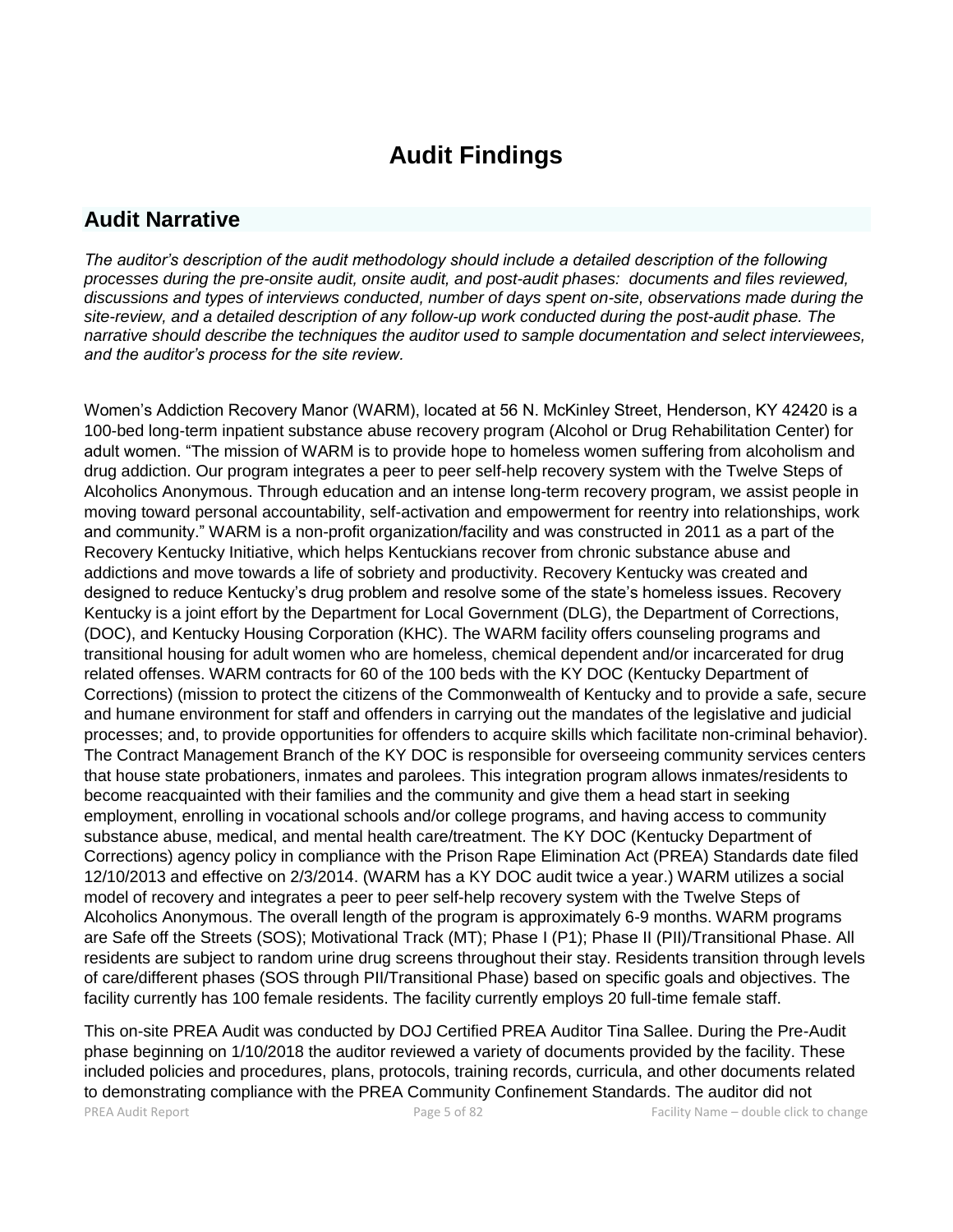# Audit Findings

## Audit Narrative

*The auditor's description of the audit methodology should include a detailed description of the following processes during the pre-onsite audit, onsite audit, and post-audit phases: documents and files reviewed, discussions and types of interviews conducted, number of days spent on-site, observations made during the site-review, and a detailed description of any follow-up work conducted during the post-audit phase. The narrative should describe the techniques the auditor used to sample documentation and select interviewees, and the auditor's process for the site review.*

Women's Addiction Recovery Manor (WARM), located at 56 N. McKinley Street, Henderson, KY 42420 is a 100-bed long-term inpatient substance abuse recovery program (Alcohol or Drug Rehabilitation Center) for adult women. "The mission of WARM is to provide hope to homeless women suffering from alcoholism and drug addiction. Our program integrates a peer to peer self-help recovery system with the Twelve Steps of Alcoholics Anonymous. Through education and an intense long-term recovery program, we assist people in moving toward personal accountability, self-activation and empowerment for reentry into relationships, work and community." WARM is a non-profit organization/facility and was constructed in 2011 as a part of the Recovery Kentucky Initiative, which helps Kentuckians recover from chronic substance abuse and addictions and move towards a life of sobriety and productivity. Recovery Kentucky was created and designed to reduce Kentucky's drug problem and resolve some of the state's homeless issues. Recovery Kentucky is a joint effort by the Department for Local Government (DLG), the Department of Corrections, (DOC), and Kentucky Housing Corporation (KHC). The WARM facility offers counseling programs and transitional housing for adult women who are homeless, chemical dependent and/or incarcerated for drug related offenses. WARM contracts for 60 of the 100 beds with the KY DOC (Kentucky Department of Corrections) (mission to protect the citizens of the Commonwealth of Kentucky and to provide a safe, secure and humane environment for staff and offenders in carrying out the mandates of the legislative and judicial processes; and, to provide opportunities for offenders to acquire skills which facilitate non-criminal behavior). The Contract Management Branch of the KY DOC is responsible for overseeing community services centers that house state probationers, inmates and parolees. This integration program allows inmates/residents to become reacquainted with their families and the community and give them a head start in seeking employment, enrolling in vocational schools and/or college programs, and having access to community substance abuse, medical, and mental health care/treatment. The KY DOC (Kentucky Department of Corrections) agency policy in compliance with the Prison Rape Elimination Act (PREA) Standards date filed 12/10/2013 and effective on 2/3/2014. (WARM has a KY DOC audit twice a year.) WARM utilizes a social model of recovery and integrates a peer to peer self-help recovery system with the Twelve Steps of Alcoholics Anonymous. The overall length of the program is approximately 6-9 months. WARM programs are Safe off the Streets (SOS); Motivational Track (MT); Phase I (P1); Phase II (PII)/Transitional Phase. All residents are subject to random urine drug screens throughout their stay. Residents transition through levels of care/different phases (SOS through PII/Transitional Phase) based on specific goals and objectives. The facility currently has 100 female residents. The facility currently employs 20 full-time female staff.

This on-site PREA Audit was conducted by DOJ Certified PREA Auditor Tina Sallee. During the Pre-Audit phase beginning on 1/10/2018 the auditor reviewed a variety of documents provided by the facility. These included policies and procedures, plans, protocols, training records, curricula, and other documents related to demonstrating compliance with the PREA Community Confinement Standards. The auditor did not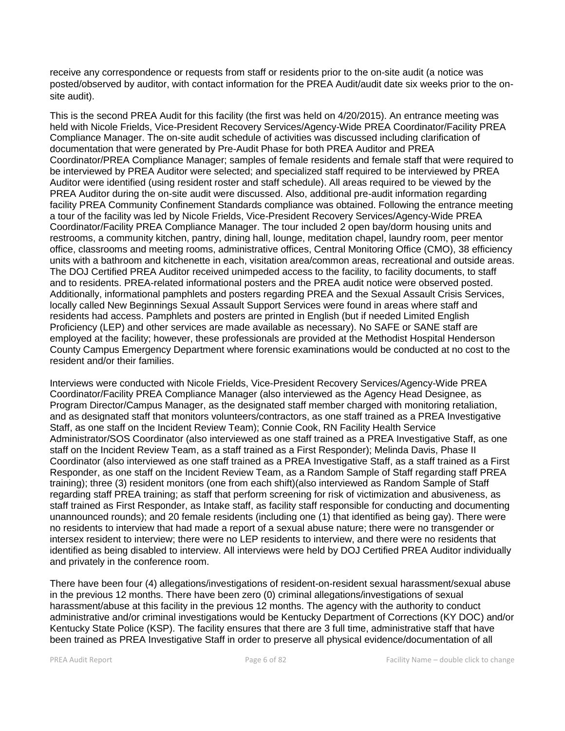receive any correspondence or requests from staff or residents prior to the on-site audit (a notice was posted/observed by auditor, with contact information for the PREA Audit/audit date six weeks prior to the on-site audit).

This is the second PREA Audit for this facility (the first was held on 4/20/2015). An entrance meeting was held with Nicole Frields, Vice-President Recovery Services/Agency-Wide PREA Coordinator/Facility PREA Compliance Manager. The on-site audit schedule of activities was discussed including clarification of documentation that were generated by Pre-Audit Phase for both PREA Auditor and PREA Coordinator/PREA Compliance Manager; samples of female residents and female staff that were required to be interviewed by PREA Auditor were selected; and specialized staff required to be interviewed by PREA Auditor were identified (using resident roster and staff schedule). All areas required to be viewed by the PREA Auditor during the on-site audit were discussed. Also, additional pre-audit information regarding facility PREA Community Confinement Standards compliance was obtained. Following the entrance meeting a tour of the facility was led by Nicole Frields, Vice-President Recovery Services/Agency-Wide PREA Coordinator/Facility PREA Compliance Manager. The tour included 2 open bay/dorm housing units and restrooms, a community kitchen, pantry, dining hall, lounge, meditation chapel, laundry room, peer mentor office, classrooms and meeting rooms, administrative offices, Central Monitoring Office (CMO), 38 efficiency units with a bathroom and kitchenette in each, visitation area/common areas, recreational and outside areas. The DOJ Certified PREA Auditor received unimpeded access to the facility, to facility documents, to staff and to residents. PREA-related informational posters and the PREA audit notice were observed posted. Additionally, informational pamphlets and posters regarding PREA and the Sexual Assault Crisis Services, locally called New Beginnings Sexual Assault Support Services were found in areas where staff and residents had access. Pamphlets and posters are printed in English (but if needed Limited English Proficiency (LEP) and other services are made available as necessary). No SAFE or SANE staff are employed at the facility; however, these professionals are provided at the Methodist Hospital Henderson County Campus Emergency Department where forensic examinations would be conducted at no cost to the resident and/or their families.

Interviews were conducted with Nicole Frields, Vice-President Recovery Services/Agency-Wide PREA Coordinator/Facility PREA Compliance Manager (also interviewed as the Agency Head Designee, as Program Director/Campus Manager, as the designated staff member charged with monitoring retaliation, and as designated staff that monitors volunteers/contractors, as one staff trained as a PREA Investigative Staff, as one staff on the Incident Review Team); Connie Cook, RN Facility Health Service Administrator/SOS Coordinator (also interviewed as one staff trained as a PREA Investigative Staff, as one staff on the Incident Review Team, as a staff trained as a First Responder); Melinda Davis, Phase II Coordinator (also interviewed as one staff trained as a PREA Investigative Staff, as a staff trained as a First Responder, as one staff on the Incident Review Team, as a Random Sample of Staff regarding staff PREA training); three (3) resident monitors (one from each shift)(also interviewed as Random Sample of Staff regarding staff PREA training; as staff that perform screening for risk of victimization and abusiveness, as staff trained as First Responder, as Intake staff, as facility staff responsible for conducting and documenting unannounced rounds); and 20 female residents (including one (1) that identified as being gay). There were no residents to interview that had made a report of a sexual abuse nature; there were no transgender or intersex resident to interview; there were no LEP residents to interview, and there were no residents that identified as being disabled to interview. All interviews were held by DOJ Certified PREA Auditor individually and privately in the conference room.

There have been four (4) allegations/investigations of resident-on-resident sexual harassment/sexual abuse in the previous 12 months. There have been zero (0) criminal allegations/investigations of sexual harassment/abuse at this facility in the previous 12 months. The agency with the authority to conduct administrative and/or criminal investigations would be Kentucky Department of Corrections (KY DOC) and/or Kentucky State Police (KSP). The facility ensures that there are 3 full time, administrative staff that have been trained as PREA Investigative Staff in order to preserve all physical evidence/documentation of all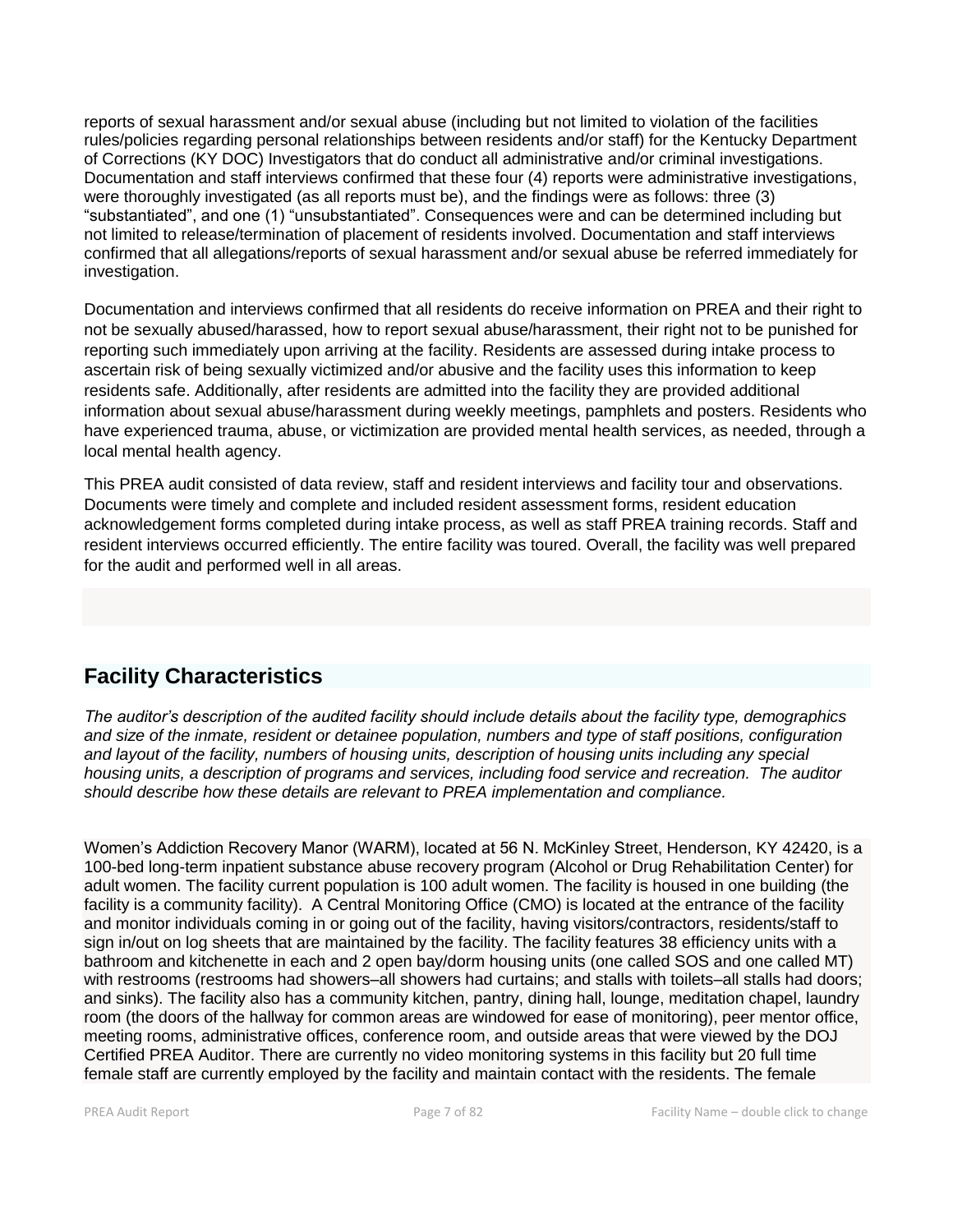reports of sexual harassment and/or sexual abuse (including but not limited to violation of the facilities rules/policies regarding personal relationships between residents and/or staff) for the Kentucky Department of Corrections (KY DOC) Investigators that do conduct all administrative and/or criminal investigations. Documentation and staff interviews confirmed that these four (4) reports were administrative investigations, were thoroughly investigated (as all reports must be), and the findings were as follows: three (3) "substantiated", and one (1) "unsubstantiated". Consequences were and can be determined including but not limited to release/termination of placement of residents involved. Documentation and staff interviews confirmed that all allegations/reports of sexual harassment and/or sexual abuse be referred immediately for investigation.

Documentation and interviews confirmed that all residents do receive information on PREA and their right to not be sexually abused/harassed, how to report sexual abuse/harassment, their right not to be punished for reporting such immediately upon arriving at the facility. Residents are assessed during intake process to ascertain risk of being sexually victimized and/or abusive and the facility uses this information to keep residents safe. Additionally, after residents are admitted into the facility they are provided additional information about sexual abuse/harassment during weekly meetings, pamphlets and posters. Residents who have experienced trauma, abuse, or victimization are provided mental health services, as needed, through a local mental health agency.

This PREA audit consisted of data review, staff and resident interviews and facility tour and observations. Documents were timely and complete and included resident assessment forms, resident education acknowledgement forms completed during intake process, as well as staff PREA training records. Staff and resident interviews occurred efficiently. The entire facility was toured. Overall, the facility was well prepared for the audit and performed well in all areas.

## Facility Characteristics

*The auditor's description of the audited facility should include details about the facility type, demographics and size of the inmate, resident or detainee population, numbers and type of staff positions, configuration and layout of the facility, numbers of housing units, description of housing units including any special housing units, a description of programs and services, including food service and recreation. The auditor should describe how these details are relevant to PREA implementation and compliance.*

Women's Addiction Recovery Manor (WARM), located at 56 N. McKinley Street, Henderson, KY 42420, is a 100-bed long-term inpatient substance abuse recovery program (Alcohol or Drug Rehabilitation Center) for adult women. The facility current population is 100 adult women. The facility is housed in one building (the facility is a community facility). A Central Monitoring Office (CMO) is located at the entrance of the facility and monitor individuals coming in or going out of the facility, having visitors/contractors, residents/staff to sign in/out on log sheets that are maintained by the facility. The facility features 38 efficiency units with a bathroom and kitchenette in each and 2 open bay/dorm housing units (one called SOS and one called MT) with restrooms (restrooms had showers–all showers had curtains; and stalls with toilets–all stalls had doors; and sinks). The facility also has a community kitchen, pantry, dining hall, lounge, meditation chapel, laundry room (the doors of the hallway for common areas are windowed for ease of monitoring), peer mentor office, meeting rooms, administrative offices, conference room, and outside areas that were viewed by the DOJ Certified PREA Auditor. There are currently no video monitoring systems in this facility but 20 full time female staff are currently employed by the facility and maintain contact with the residents. The female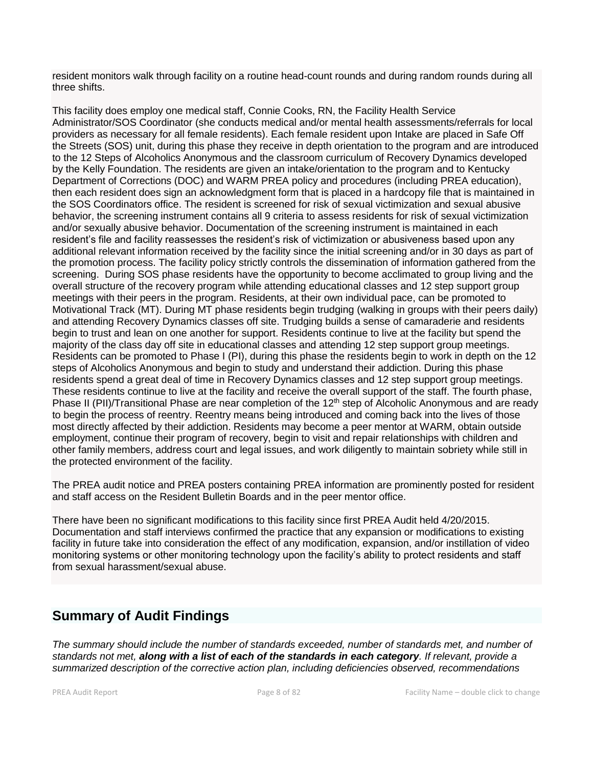resident monitors walk through facility on a routine head-count rounds and during random rounds during all three shifts.

This facility does employ one medical staff, Connie Cooks, RN, the Facility Health Service Administrator/SOS Coordinator (she conducts medical and/or mental health assessments/referrals for local providers as necessary for all female residents). Each female resident upon Intake are placed in Safe Off the Streets (SOS) unit, during this phase they receive in depth orientation to the program and are introduced to the 12 Steps of Alcoholics Anonymous and the classroom curriculum of Recovery Dynamics developed by the Kelly Foundation. The residents are given an intake/orientation to the program and to Kentucky Department of Corrections (DOC) and WARM PREA policy and procedures (including PREA education), then each resident does sign an acknowledgment form that is placed in a hardcopy file that is maintained in the SOS Coordinators office. The resident is screened for risk of sexual victimization and sexual abusive behavior, the screening instrument contains all 9 criteria to assess residents for risk of sexual victimization and/or sexually abusive behavior. Documentation of the screening instrument is maintained in each resident's file and facility reassesses the resident's risk of victimization or abusiveness based upon any additional relevant information received by the facility since the initial screening and/or in 30 days as part of the promotion process. The facility policy strictly controls the dissemination of information gathered from the screening. During SOS phase residents have the opportunity to become acclimated to group living and the overall structure of the recovery program while attending educational classes and 12 step support group meetings with their peers in the program. Residents, at their own individual pace, can be promoted to Motivational Track (MT). During MT phase residents begin trudging (walking in groups with their peers daily) and attending Recovery Dynamics classes off site. Trudging builds a sense of camaraderie and residents begin to trust and lean on one another for support. Residents continue to live at the facility but spend the majority of the class day off site in educational classes and attending 12 step support group meetings. Residents can be promoted to Phase I (PI), during this phase the residents begin to work in depth on the 12 steps of Alcoholics Anonymous and begin to study and understand their addiction. During this phase residents spend a great deal of time in Recovery Dynamics classes and 12 step support group meetings. These residents continue to live at the facility and receive the overall support of the staff. The fourth phase, Phase II (PII)/Transitional Phase are near completion of the 12th step of Alcoholic Anonymous and are ready to begin the process of reentry. Reentry means being introduced and coming back into the lives of those most directly affected by their addiction. Residents may become a peer mentor at WARM, obtain outside employment, continue their program of recovery, begin to visit and repair relationships with children and other family members, address court and legal issues, and work diligently to maintain sobriety while still in the protected environment of the facility.

The PREA audit notice and PREA posters containing PREA information are prominently posted for resident and staff access on the Resident Bulletin Boards and in the peer mentor office.

There have been no significant modifications to this facility since first PREA Audit held 4/20/2015. Documentation and staff interviews confirmed the practice that any expansion or modifications to existing facility in future take into consideration the effect of any modification, expansion, and/or instillation of video monitoring systems or other monitoring technology upon the facility's ability to protect residents and staff from sexual harassment/sexual abuse.

## Summary of Audit Findings

*The summary should include the number of standards exceeded, number of standards met, and number of standards not met,* ***along with a list of each of the standards in each category****. If relevant, provide a summarized description of the corrective action plan, including deficiencies observed, recommendations*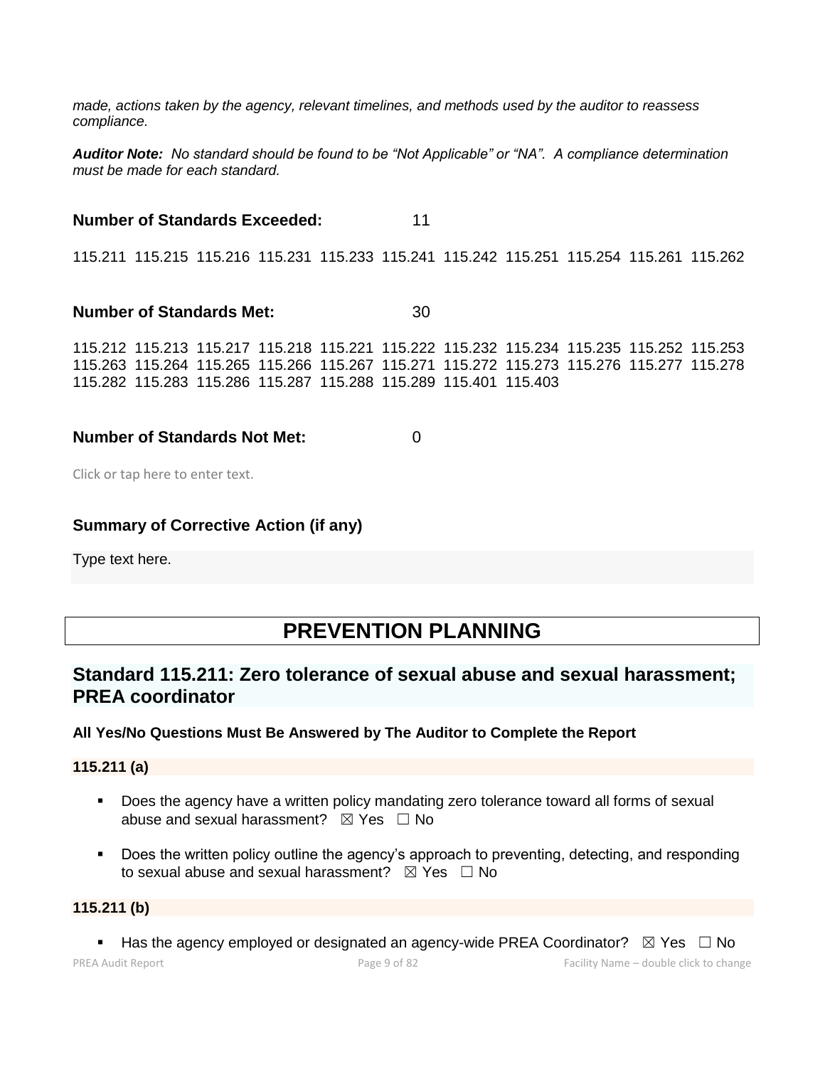*made, actions taken by the agency, relevant timelines, and methods used by the auditor to reassess compliance.*

***Auditor Note:** No standard should be found to be "Not Applicable" or "NA". A compliance determination must be made for each standard.*

**Number of Standards Exceeded:** 11

115.211 115.215 115.216 115.231 115.233 115.241 115.242 115.251 115.254 115.261 115.262

**Number of Standards Met:** 30

115.212 115.213 115.217 115.218 115.221 115.222 115.232 115.234 115.235 115.252 115.253 115.263 115.264 115.265 115.266 115.267 115.271 115.272 115.273 115.276 115.277 115.278 115.282 115.283 115.286 115.287 115.288 115.289 115.401 115.403

**Number of Standards Not Met:** 0

Click or tap here to enter text.

### Summary of Corrective Action (if any)

Type text here.

# PREVENTION PLANNING

## Standard 115.211: Zero tolerance of sexual abuse and sexual harassment; PREA coordinator

**All Yes/No Questions Must Be Answered by The Auditor to Complete the Report**

**115.211 (a)**

- Does the agency have a written policy mandating zero tolerance toward all forms of sexual abuse and sexual harassment? ☒ Yes ☐ No
- Does the written policy outline the agency's approach to preventing, detecting, and responding to sexual abuse and sexual harassment? ☒ Yes ☐ No

**115.211 (b)**

- Has the agency employed or designated an agency-wide PREA Coordinator? ☒ Yes ☐ No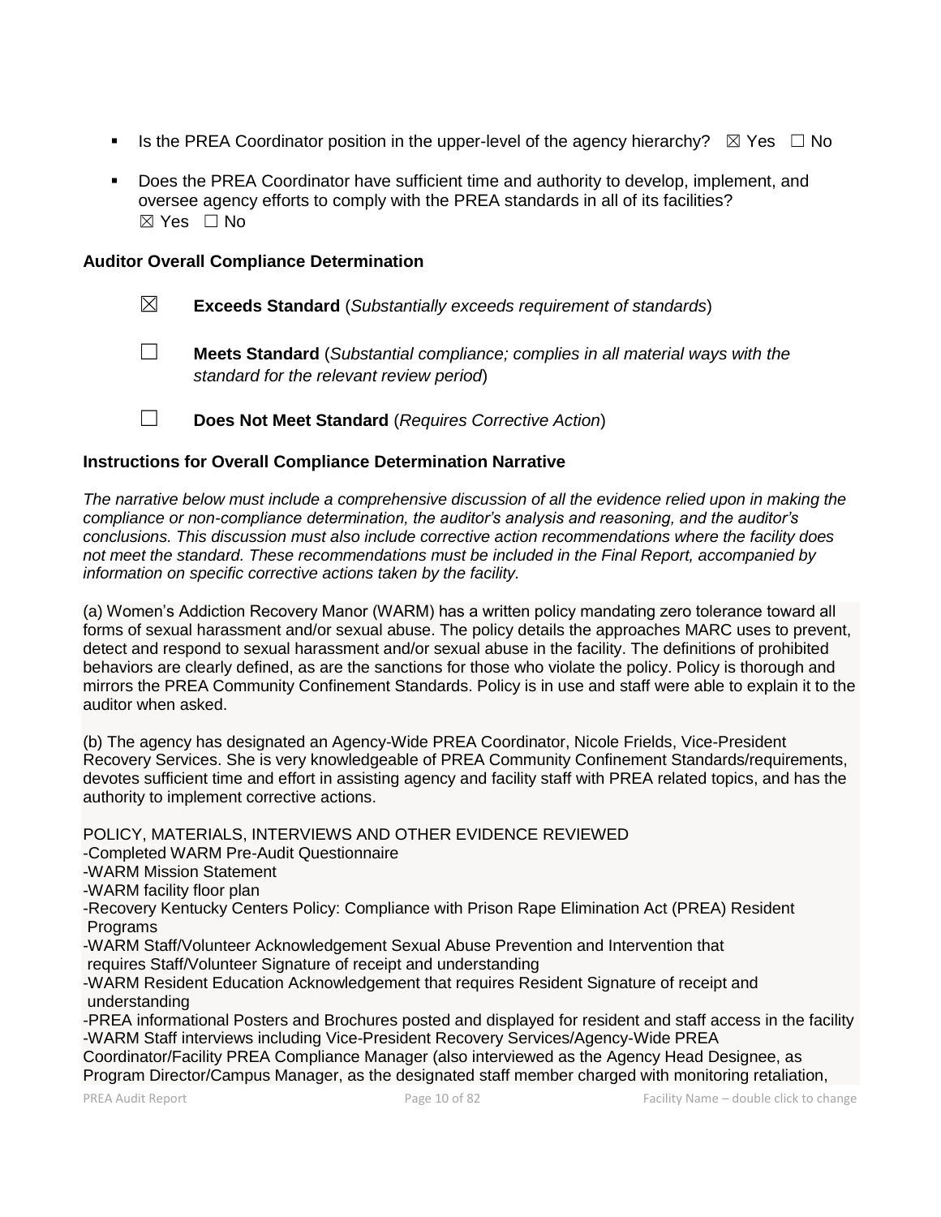- Is the PREA Coordinator position in the upper-level of the agency hierarchy? ☒ Yes ☐ No

- Does the PREA Coordinator have sufficient time and authority to develop, implement, and oversee agency efforts to comply with the PREA standards in all of its facilities?
  ☒ Yes ☐ No

### Auditor Overall Compliance Determination

☒ **Exceeds Standard** (*Substantially exceeds requirement of standards*)

☐ **Meets Standard** (*Substantial compliance; complies in all material ways with the standard for the relevant review period*)

☐ **Does Not Meet Standard** (*Requires Corrective Action*)

### Instructions for Overall Compliance Determination Narrative

*The narrative below must include a comprehensive discussion of all the evidence relied upon in making the compliance or non-compliance determination, the auditor's analysis and reasoning, and the auditor's conclusions. This discussion must also include corrective action recommendations where the facility does not meet the standard. These recommendations must be included in the Final Report, accompanied by information on specific corrective actions taken by the facility.*

(a) Women's Addiction Recovery Manor (WARM) has a written policy mandating zero tolerance toward all forms of sexual harassment and/or sexual abuse. The policy details the approaches MARC uses to prevent, detect and respond to sexual harassment and/or sexual abuse in the facility. The definitions of prohibited behaviors are clearly defined, as are the sanctions for those who violate the policy. Policy is thorough and mirrors the PREA Community Confinement Standards. Policy is in use and staff were able to explain it to the auditor when asked.

(b) The agency has designated an Agency-Wide PREA Coordinator, Nicole Frields, Vice-President Recovery Services. She is very knowledgeable of PREA Community Confinement Standards/requirements, devotes sufficient time and effort in assisting agency and facility staff with PREA related topics, and has the authority to implement corrective actions.

POLICY, MATERIALS, INTERVIEWS AND OTHER EVIDENCE REVIEWED
-Completed WARM Pre-Audit Questionnaire
-WARM Mission Statement
-WARM facility floor plan
-Recovery Kentucky Centers Policy: Compliance with Prison Rape Elimination Act (PREA) Resident Programs
-WARM Staff/Volunteer Acknowledgement Sexual Abuse Prevention and Intervention that requires Staff/Volunteer Signature of receipt and understanding
-WARM Resident Education Acknowledgement that requires Resident Signature of receipt and understanding
-PREA informational Posters and Brochures posted and displayed for resident and staff access in the facility
-WARM Staff interviews including Vice-President Recovery Services/Agency-Wide PREA Coordinator/Facility PREA Compliance Manager (also interviewed as the Agency Head Designee, as Program Director/Campus Manager, as the designated staff member charged with monitoring retaliation,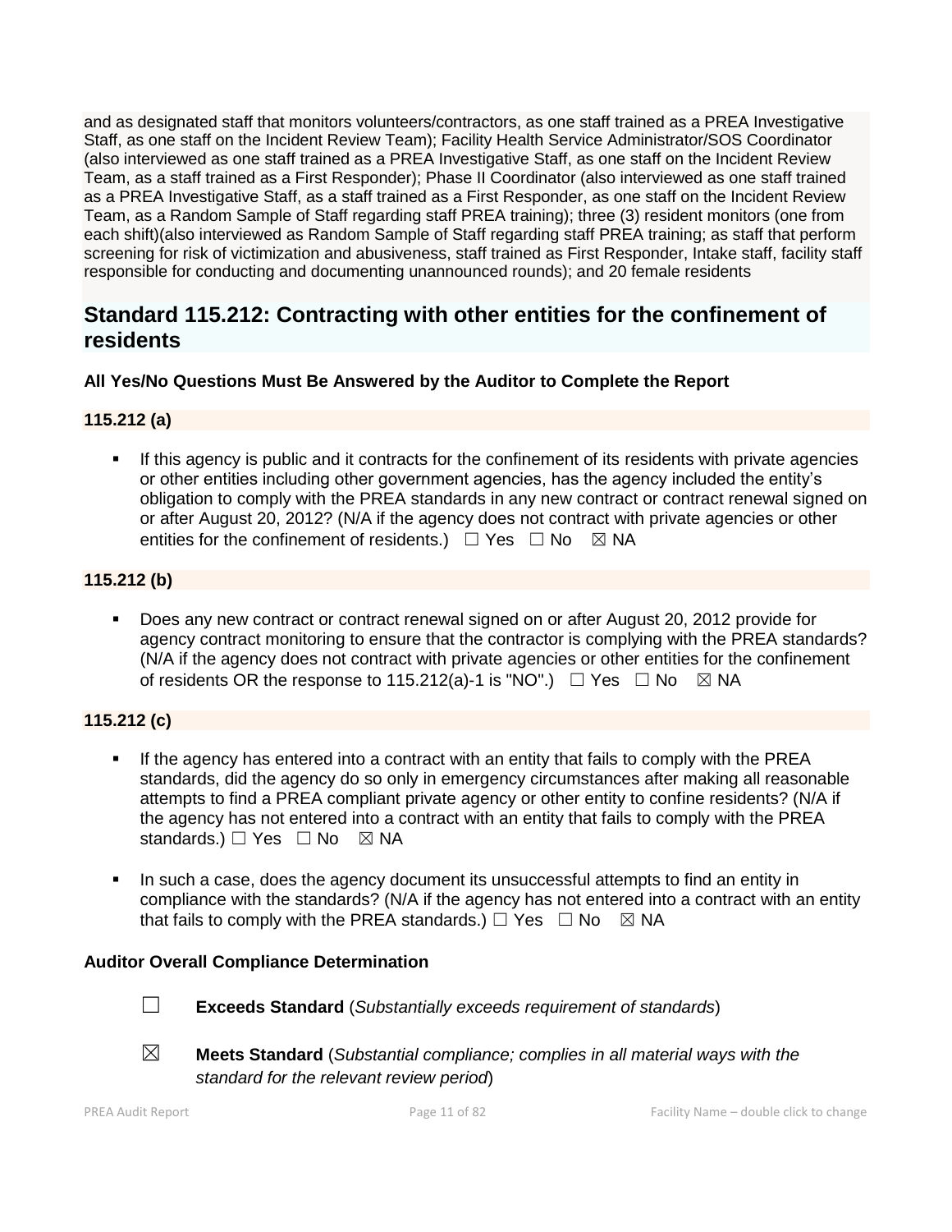and as designated staff that monitors volunteers/contractors, as one staff trained as a PREA Investigative Staff, as one staff on the Incident Review Team); Facility Health Service Administrator/SOS Coordinator (also interviewed as one staff trained as a PREA Investigative Staff, as one staff on the Incident Review Team, as a staff trained as a First Responder); Phase II Coordinator (also interviewed as one staff trained as a PREA Investigative Staff, as a staff trained as a First Responder, as one staff on the Incident Review Team, as a Random Sample of Staff regarding staff PREA training); three (3) resident monitors (one from each shift)(also interviewed as Random Sample of Staff regarding staff PREA training; as staff that perform screening for risk of victimization and abusiveness, staff trained as First Responder, Intake staff, facility staff responsible for conducting and documenting unannounced rounds); and 20 female residents

## Standard 115.212: Contracting with other entities for the confinement of residents

**All Yes/No Questions Must Be Answered by the Auditor to Complete the Report**

### 115.212 (a)

- If this agency is public and it contracts for the confinement of its residents with private agencies or other entities including other government agencies, has the agency included the entity's obligation to comply with the PREA standards in any new contract or contract renewal signed on or after August 20, 2012? (N/A if the agency does not contract with private agencies or other entities for the confinement of residents.) ☐ Yes ☐ No ☒ NA

### 115.212 (b)

- Does any new contract or contract renewal signed on or after August 20, 2012 provide for agency contract monitoring to ensure that the contractor is complying with the PREA standards? (N/A if the agency does not contract with private agencies or other entities for the confinement of residents OR the response to 115.212(a)-1 is "NO".) ☐ Yes ☐ No ☒ NA

### 115.212 (c)

- If the agency has entered into a contract with an entity that fails to comply with the PREA standards, did the agency do so only in emergency circumstances after making all reasonable attempts to find a PREA compliant private agency or other entity to confine residents? (N/A if the agency has not entered into a contract with an entity that fails to comply with the PREA standards.) ☐ Yes ☐ No ☒ NA
- In such a case, does the agency document its unsuccessful attempts to find an entity in compliance with the standards? (N/A if the agency has not entered into a contract with an entity that fails to comply with the PREA standards.) ☐ Yes ☐ No ☒ NA

**Auditor Overall Compliance Determination**

☐ **Exceeds Standard** (*Substantially exceeds requirement of standards*)

☒ **Meets Standard** (*Substantial compliance; complies in all material ways with the standard for the relevant review period*)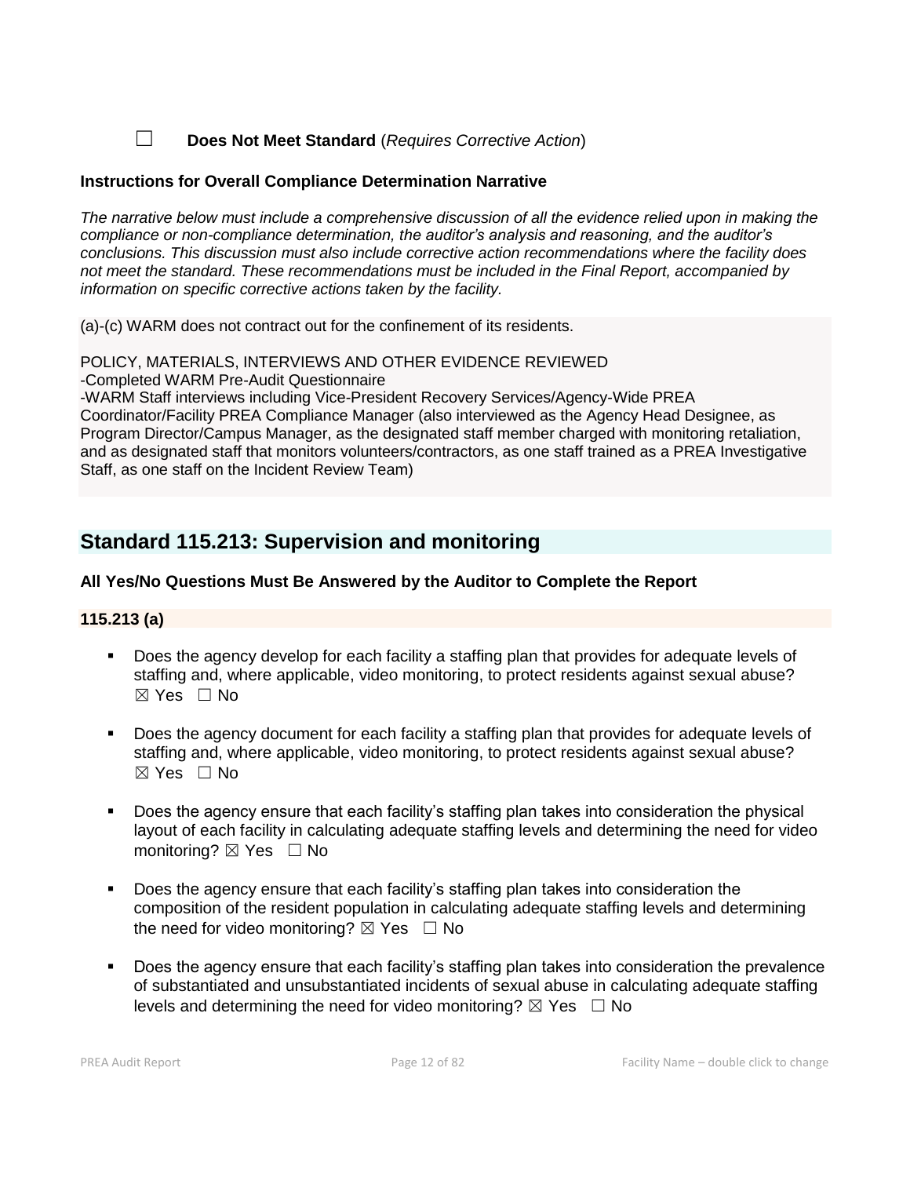☐ **Does Not Meet Standard** (*Requires Corrective Action*)

**Instructions for Overall Compliance Determination Narrative**

*The narrative below must include a comprehensive discussion of all the evidence relied upon in making the compliance or non-compliance determination, the auditor's analysis and reasoning, and the auditor's conclusions. This discussion must also include corrective action recommendations where the facility does not meet the standard. These recommendations must be included in the Final Report, accompanied by information on specific corrective actions taken by the facility.*

(a)-(c) WARM does not contract out for the confinement of its residents.

POLICY, MATERIALS, INTERVIEWS AND OTHER EVIDENCE REVIEWED
-Completed WARM Pre-Audit Questionnaire
-WARM Staff interviews including Vice-President Recovery Services/Agency-Wide PREA Coordinator/Facility PREA Compliance Manager (also interviewed as the Agency Head Designee, as Program Director/Campus Manager, as the designated staff member charged with monitoring retaliation, and as designated staff that monitors volunteers/contractors, as one staff trained as a PREA Investigative Staff, as one staff on the Incident Review Team)

## Standard 115.213: Supervision and monitoring

**All Yes/No Questions Must Be Answered by the Auditor to Complete the Report**

**115.213 (a)**

- Does the agency develop for each facility a staffing plan that provides for adequate levels of staffing and, where applicable, video monitoring, to protect residents against sexual abuse? ☒ Yes ☐ No
- Does the agency document for each facility a staffing plan that provides for adequate levels of staffing and, where applicable, video monitoring, to protect residents against sexual abuse? ☒ Yes ☐ No
- Does the agency ensure that each facility's staffing plan takes into consideration the physical layout of each facility in calculating adequate staffing levels and determining the need for video monitoring? ☒ Yes ☐ No
- Does the agency ensure that each facility's staffing plan takes into consideration the composition of the resident population in calculating adequate staffing levels and determining the need for video monitoring? ☒ Yes ☐ No
- Does the agency ensure that each facility's staffing plan takes into consideration the prevalence of substantiated and unsubstantiated incidents of sexual abuse in calculating adequate staffing levels and determining the need for video monitoring? ☒ Yes ☐ No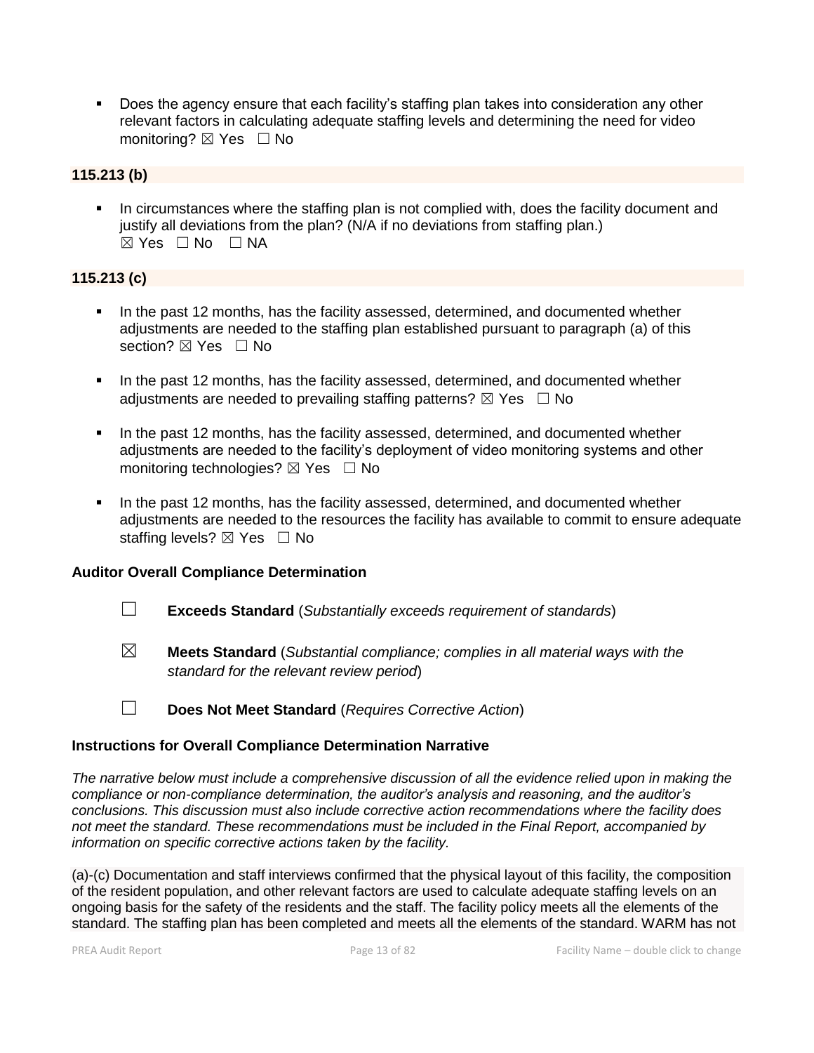- Does the agency ensure that each facility's staffing plan takes into consideration any other relevant factors in calculating adequate staffing levels and determining the need for video monitoring? ☒ Yes ☐ No

**115.213 (b)**

- In circumstances where the staffing plan is not complied with, does the facility document and justify all deviations from the plan? (N/A if no deviations from staffing plan.) ☒ Yes ☐ No ☐ NA

**115.213 (c)**

- In the past 12 months, has the facility assessed, determined, and documented whether adjustments are needed to the staffing plan established pursuant to paragraph (a) of this section? ☒ Yes ☐ No
- In the past 12 months, has the facility assessed, determined, and documented whether adjustments are needed to prevailing staffing patterns? ☒ Yes ☐ No
- In the past 12 months, has the facility assessed, determined, and documented whether adjustments are needed to the facility's deployment of video monitoring systems and other monitoring technologies? ☒ Yes ☐ No
- In the past 12 months, has the facility assessed, determined, and documented whether adjustments are needed to the resources the facility has available to commit to ensure adequate staffing levels? ☒ Yes ☐ No

**Auditor Overall Compliance Determination**

☐ **Exceeds Standard** (*Substantially exceeds requirement of standards*)

☒ **Meets Standard** (*Substantial compliance; complies in all material ways with the standard for the relevant review period*)

☐ **Does Not Meet Standard** (*Requires Corrective Action*)

**Instructions for Overall Compliance Determination Narrative**

*The narrative below must include a comprehensive discussion of all the evidence relied upon in making the compliance or non-compliance determination, the auditor's analysis and reasoning, and the auditor's conclusions. This discussion must also include corrective action recommendations where the facility does not meet the standard. These recommendations must be included in the Final Report, accompanied by information on specific corrective actions taken by the facility.*

(a)-(c) Documentation and staff interviews confirmed that the physical layout of this facility, the composition of the resident population, and other relevant factors are used to calculate adequate staffing levels on an ongoing basis for the safety of the residents and the staff. The facility policy meets all the elements of the standard. The staffing plan has been completed and meets all the elements of the standard. WARM has not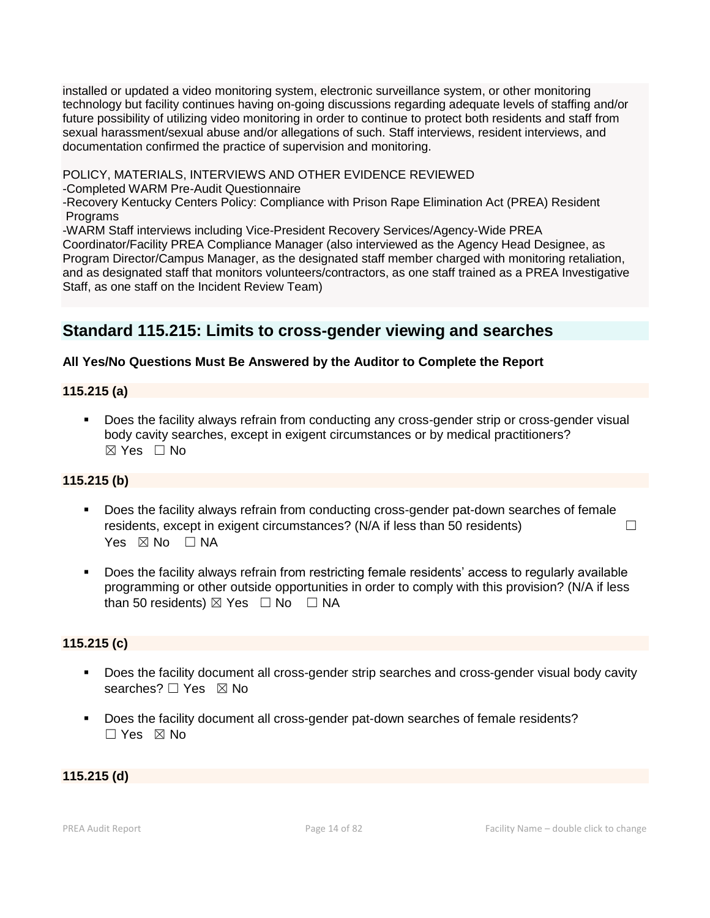installed or updated a video monitoring system, electronic surveillance system, or other monitoring technology but facility continues having on-going discussions regarding adequate levels of staffing and/or future possibility of utilizing video monitoring in order to continue to protect both residents and staff from sexual harassment/sexual abuse and/or allegations of such. Staff interviews, resident interviews, and documentation confirmed the practice of supervision and monitoring.

POLICY, MATERIALS, INTERVIEWS AND OTHER EVIDENCE REVIEWED
-Completed WARM Pre-Audit Questionnaire
-Recovery Kentucky Centers Policy: Compliance with Prison Rape Elimination Act (PREA) Resident Programs
-WARM Staff interviews including Vice-President Recovery Services/Agency-Wide PREA Coordinator/Facility PREA Compliance Manager (also interviewed as the Agency Head Designee, as Program Director/Campus Manager, as the designated staff member charged with monitoring retaliation, and as designated staff that monitors volunteers/contractors, as one staff trained as a PREA Investigative Staff, as one staff on the Incident Review Team)

## Standard 115.215: Limits to cross-gender viewing and searches

**All Yes/No Questions Must Be Answered by the Auditor to Complete the Report**

### 115.215 (a)

- Does the facility always refrain from conducting any cross-gender strip or cross-gender visual body cavity searches, except in exigent circumstances or by medical practitioners? ☒ Yes ☐ No

### 115.215 (b)

- Does the facility always refrain from conducting cross-gender pat-down searches of female residents, except in exigent circumstances? (N/A if less than 50 residents) ☐ Yes ☒ No ☐ NA
- Does the facility always refrain from restricting female residents' access to regularly available programming or other outside opportunities in order to comply with this provision? (N/A if less than 50 residents) ☒ Yes ☐ No ☐ NA

### 115.215 (c)

- Does the facility document all cross-gender strip searches and cross-gender visual body cavity searches? ☐ Yes ☒ No
- Does the facility document all cross-gender pat-down searches of female residents? ☐ Yes ☒ No

### 115.215 (d)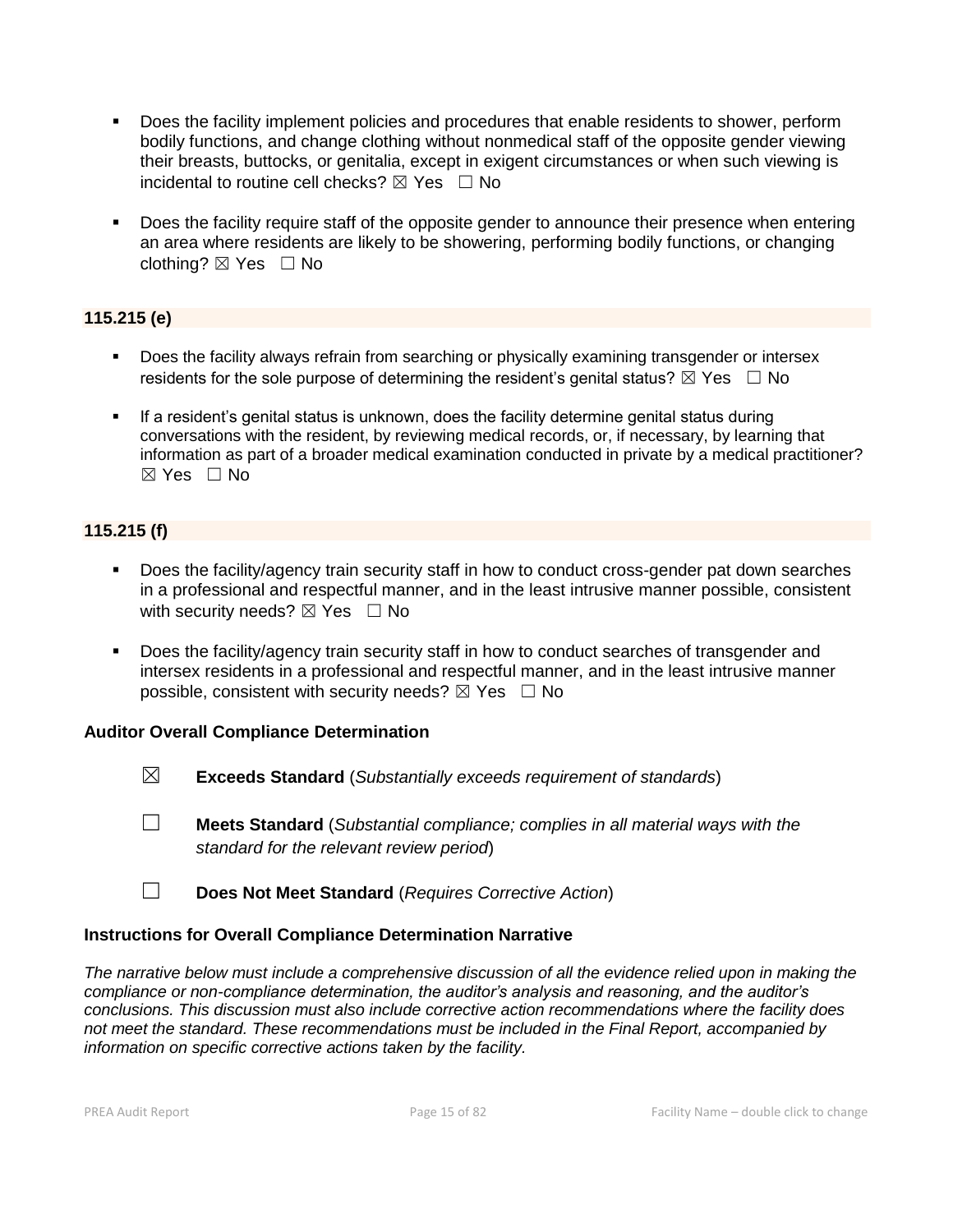- Does the facility implement policies and procedures that enable residents to shower, perform bodily functions, and change clothing without nonmedical staff of the opposite gender viewing their breasts, buttocks, or genitalia, except in exigent circumstances or when such viewing is incidental to routine cell checks? ☒ Yes ☐ No

- Does the facility require staff of the opposite gender to announce their presence when entering an area where residents are likely to be showering, performing bodily functions, or changing clothing? ☒ Yes ☐ No

### 115.215 (e)

- Does the facility always refrain from searching or physically examining transgender or intersex residents for the sole purpose of determining the resident's genital status? ☒ Yes ☐ No

- If a resident's genital status is unknown, does the facility determine genital status during conversations with the resident, by reviewing medical records, or, if necessary, by learning that information as part of a broader medical examination conducted in private by a medical practitioner? ☒ Yes ☐ No

### 115.215 (f)

- Does the facility/agency train security staff in how to conduct cross-gender pat down searches in a professional and respectful manner, and in the least intrusive manner possible, consistent with security needs? ☒ Yes ☐ No

- Does the facility/agency train security staff in how to conduct searches of transgender and intersex residents in a professional and respectful manner, and in the least intrusive manner possible, consistent with security needs? ☒ Yes ☐ No

**Auditor Overall Compliance Determination**

☒ **Exceeds Standard** (*Substantially exceeds requirement of standards*)

☐ **Meets Standard** (*Substantial compliance; complies in all material ways with the standard for the relevant review period*)

☐ **Does Not Meet Standard** (*Requires Corrective Action*)

**Instructions for Overall Compliance Determination Narrative**

*The narrative below must include a comprehensive discussion of all the evidence relied upon in making the compliance or non-compliance determination, the auditor's analysis and reasoning, and the auditor's conclusions. This discussion must also include corrective action recommendations where the facility does not meet the standard. These recommendations must be included in the Final Report, accompanied by information on specific corrective actions taken by the facility.*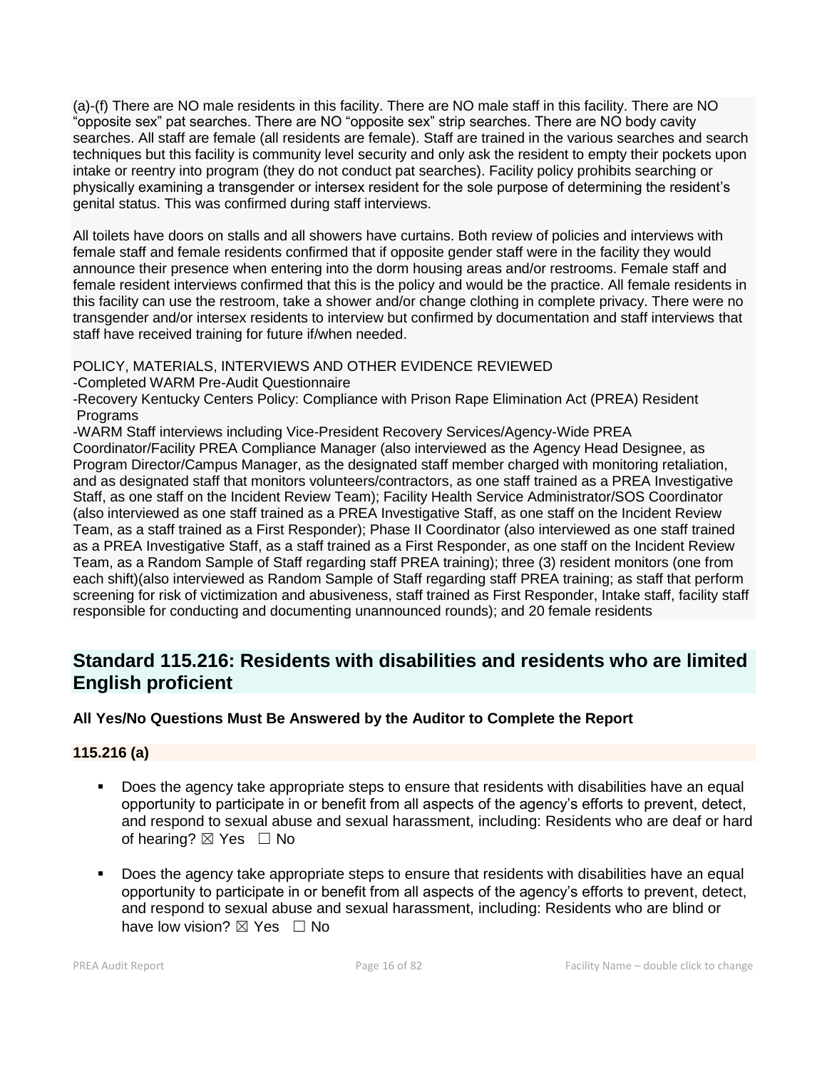(a)-(f) There are NO male residents in this facility. There are NO male staff in this facility. There are NO "opposite sex" pat searches. There are NO "opposite sex" strip searches. There are NO body cavity searches. All staff are female (all residents are female). Staff are trained in the various searches and search techniques but this facility is community level security and only ask the resident to empty their pockets upon intake or reentry into program (they do not conduct pat searches). Facility policy prohibits searching or physically examining a transgender or intersex resident for the sole purpose of determining the resident's genital status. This was confirmed during staff interviews.

All toilets have doors on stalls and all showers have curtains. Both review of policies and interviews with female staff and female residents confirmed that if opposite gender staff were in the facility they would announce their presence when entering into the dorm housing areas and/or restrooms. Female staff and female resident interviews confirmed that this is the policy and would be the practice. All female residents in this facility can use the restroom, take a shower and/or change clothing in complete privacy. There were no transgender and/or intersex residents to interview but confirmed by documentation and staff interviews that staff have received training for future if/when needed.

POLICY, MATERIALS, INTERVIEWS AND OTHER EVIDENCE REVIEWED
-Completed WARM Pre-Audit Questionnaire
-Recovery Kentucky Centers Policy: Compliance with Prison Rape Elimination Act (PREA) Resident Programs
-WARM Staff interviews including Vice-President Recovery Services/Agency-Wide PREA Coordinator/Facility PREA Compliance Manager (also interviewed as the Agency Head Designee, as Program Director/Campus Manager, as the designated staff member charged with monitoring retaliation, and as designated staff that monitors volunteers/contractors, as one staff trained as a PREA Investigative Staff, as one staff on the Incident Review Team); Facility Health Service Administrator/SOS Coordinator (also interviewed as one staff trained as a PREA Investigative Staff, as one staff on the Incident Review Team, as a staff trained as a First Responder); Phase II Coordinator (also interviewed as one staff trained as a PREA Investigative Staff, as a staff trained as a First Responder, as one staff on the Incident Review Team, as a Random Sample of Staff regarding staff PREA training); three (3) resident monitors (one from each shift)(also interviewed as Random Sample of Staff regarding staff PREA training; as staff that perform screening for risk of victimization and abusiveness, staff trained as First Responder, Intake staff, facility staff responsible for conducting and documenting unannounced rounds); and 20 female residents

## Standard 115.216: Residents with disabilities and residents who are limited English proficient

**All Yes/No Questions Must Be Answered by the Auditor to Complete the Report**

### 115.216 (a)

- Does the agency take appropriate steps to ensure that residents with disabilities have an equal opportunity to participate in or benefit from all aspects of the agency's efforts to prevent, detect, and respond to sexual abuse and sexual harassment, including: Residents who are deaf or hard of hearing? ☒ Yes ☐ No

- Does the agency take appropriate steps to ensure that residents with disabilities have an equal opportunity to participate in or benefit from all aspects of the agency's efforts to prevent, detect, and respond to sexual abuse and sexual harassment, including: Residents who are blind or have low vision? ☒ Yes ☐ No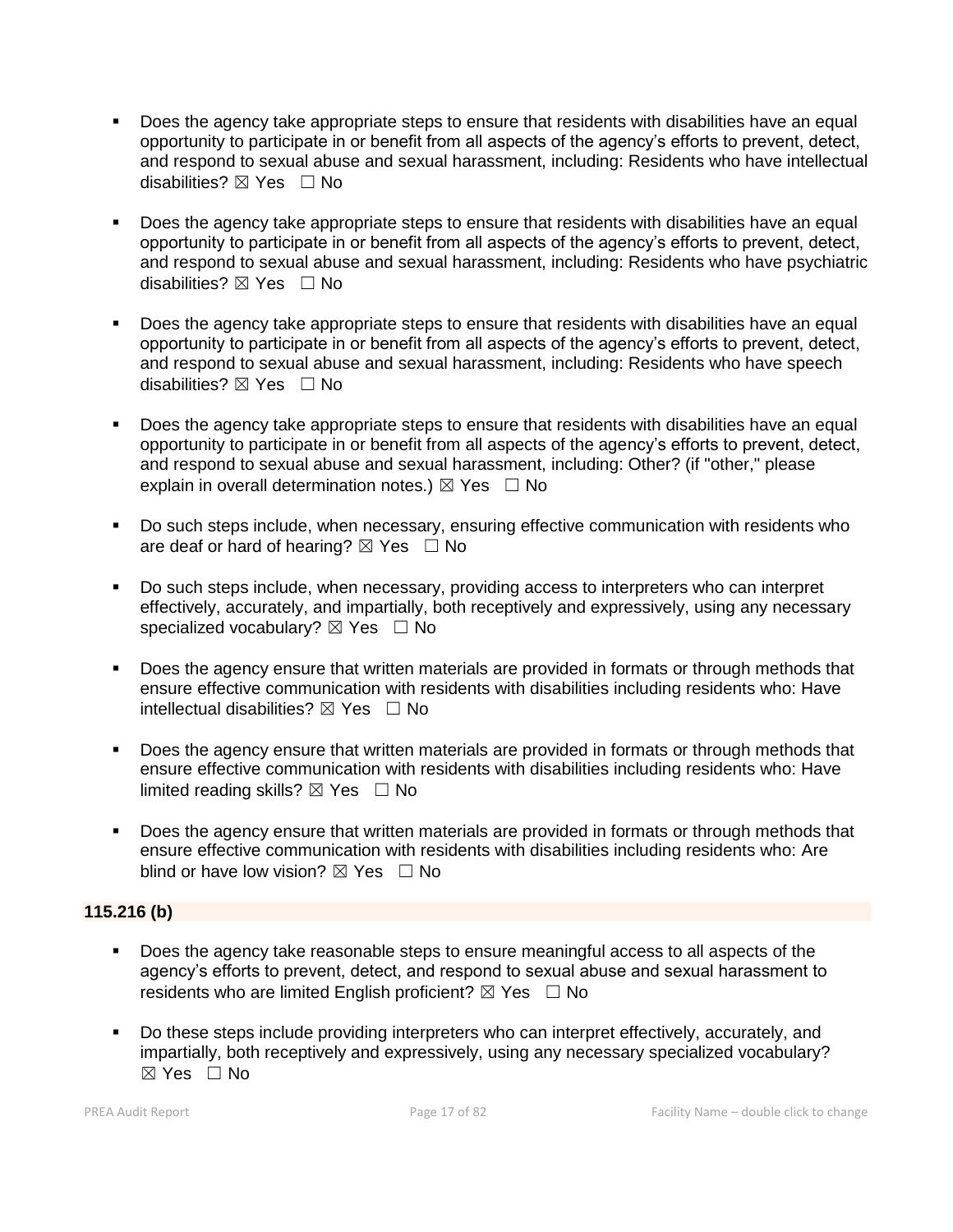- Does the agency take appropriate steps to ensure that residents with disabilities have an equal opportunity to participate in or benefit from all aspects of the agency's efforts to prevent, detect, and respond to sexual abuse and sexual harassment, including: Residents who have intellectual disabilities? ☒ Yes ☐ No

- Does the agency take appropriate steps to ensure that residents with disabilities have an equal opportunity to participate in or benefit from all aspects of the agency's efforts to prevent, detect, and respond to sexual abuse and sexual harassment, including: Residents who have psychiatric disabilities? ☒ Yes ☐ No

- Does the agency take appropriate steps to ensure that residents with disabilities have an equal opportunity to participate in or benefit from all aspects of the agency's efforts to prevent, detect, and respond to sexual abuse and sexual harassment, including: Residents who have speech disabilities? ☒ Yes ☐ No

- Does the agency take appropriate steps to ensure that residents with disabilities have an equal opportunity to participate in or benefit from all aspects of the agency's efforts to prevent, detect, and respond to sexual abuse and sexual harassment, including: Other? (if "other," please explain in overall determination notes.) ☒ Yes ☐ No

- Do such steps include, when necessary, ensuring effective communication with residents who are deaf or hard of hearing? ☒ Yes ☐ No

- Do such steps include, when necessary, providing access to interpreters who can interpret effectively, accurately, and impartially, both receptively and expressively, using any necessary specialized vocabulary? ☒ Yes ☐ No

- Does the agency ensure that written materials are provided in formats or through methods that ensure effective communication with residents with disabilities including residents who: Have intellectual disabilities? ☒ Yes ☐ No

- Does the agency ensure that written materials are provided in formats or through methods that ensure effective communication with residents with disabilities including residents who: Have limited reading skills? ☒ Yes ☐ No

- Does the agency ensure that written materials are provided in formats or through methods that ensure effective communication with residents with disabilities including residents who: Are blind or have low vision? ☒ Yes ☐ No

**115.216 (b)**

- Does the agency take reasonable steps to ensure meaningful access to all aspects of the agency's efforts to prevent, detect, and respond to sexual abuse and sexual harassment to residents who are limited English proficient? ☒ Yes ☐ No

- Do these steps include providing interpreters who can interpret effectively, accurately, and impartially, both receptively and expressively, using any necessary specialized vocabulary? ☒ Yes ☐ No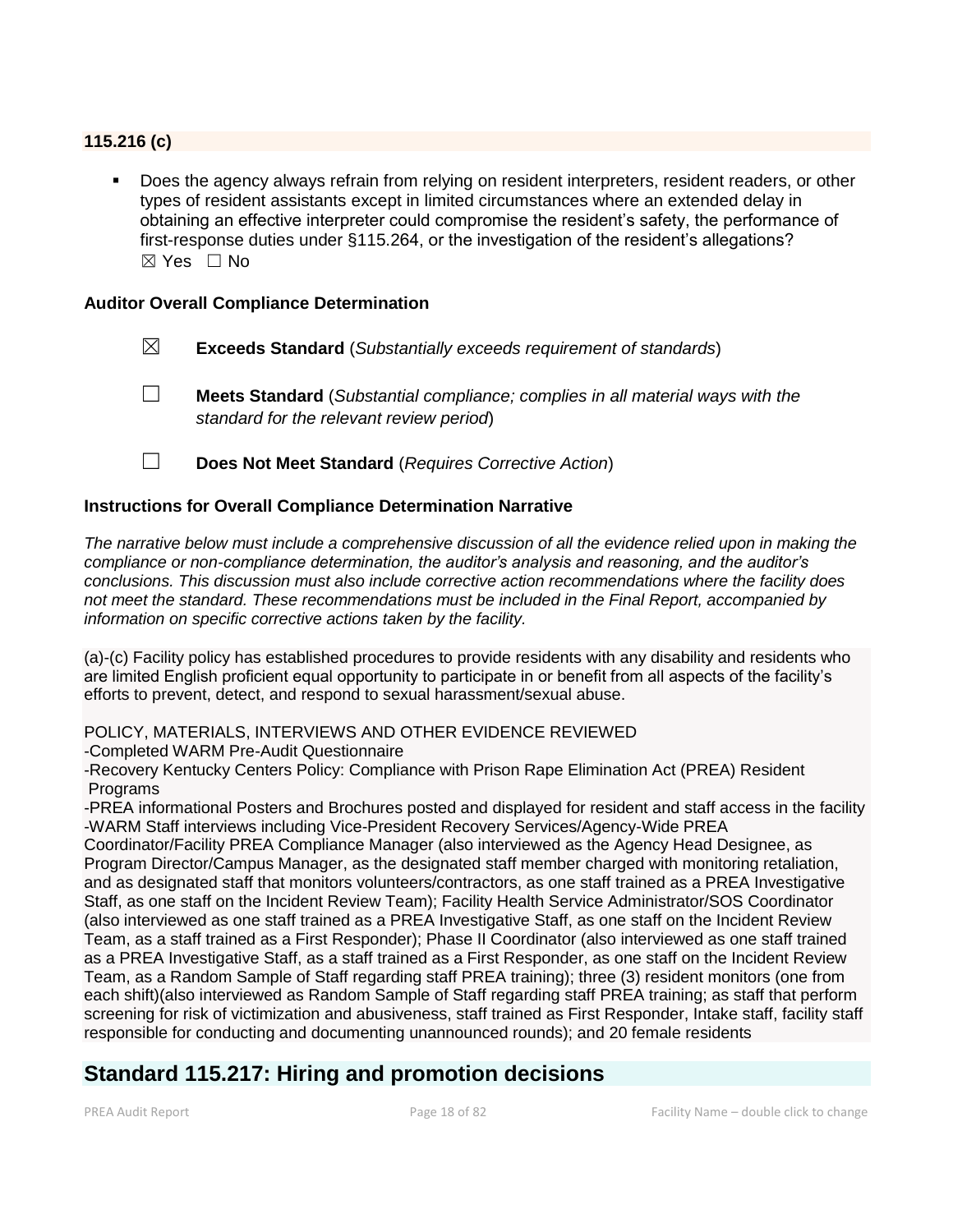**115.216 (c)**

- Does the agency always refrain from relying on resident interpreters, resident readers, or other types of resident assistants except in limited circumstances where an extended delay in obtaining an effective interpreter could compromise the resident's safety, the performance of first-response duties under §115.264, or the investigation of the resident's allegations?
  ☒ Yes ☐ No

**Auditor Overall Compliance Determination**

☒ **Exceeds Standard** (*Substantially exceeds requirement of standards*)

☐ **Meets Standard** (*Substantial compliance; complies in all material ways with the standard for the relevant review period*)

☐ **Does Not Meet Standard** (*Requires Corrective Action*)

**Instructions for Overall Compliance Determination Narrative**

*The narrative below must include a comprehensive discussion of all the evidence relied upon in making the compliance or non-compliance determination, the auditor's analysis and reasoning, and the auditor's conclusions. This discussion must also include corrective action recommendations where the facility does not meet the standard. These recommendations must be included in the Final Report, accompanied by information on specific corrective actions taken by the facility.*

(a)-(c) Facility policy has established procedures to provide residents with any disability and residents who are limited English proficient equal opportunity to participate in or benefit from all aspects of the facility's efforts to prevent, detect, and respond to sexual harassment/sexual abuse.

POLICY, MATERIALS, INTERVIEWS AND OTHER EVIDENCE REVIEWED
-Completed WARM Pre-Audit Questionnaire
-Recovery Kentucky Centers Policy: Compliance with Prison Rape Elimination Act (PREA) Resident Programs
-PREA informational Posters and Brochures posted and displayed for resident and staff access in the facility
-WARM Staff interviews including Vice-President Recovery Services/Agency-Wide PREA Coordinator/Facility PREA Compliance Manager (also interviewed as the Agency Head Designee, as Program Director/Campus Manager, as the designated staff member charged with monitoring retaliation, and as designated staff that monitors volunteers/contractors, as one staff trained as a PREA Investigative Staff, as one staff on the Incident Review Team); Facility Health Service Administrator/SOS Coordinator (also interviewed as one staff trained as a PREA Investigative Staff, as one staff on the Incident Review Team, as a staff trained as a First Responder); Phase II Coordinator (also interviewed as one staff trained as a PREA Investigative Staff, as a staff trained as a First Responder, as one staff on the Incident Review Team, as a Random Sample of Staff regarding staff PREA training); three (3) resident monitors (one from each shift)(also interviewed as Random Sample of Staff regarding staff PREA training; as staff that perform screening for risk of victimization and abusiveness, staff trained as First Responder, Intake staff, facility staff responsible for conducting and documenting unannounced rounds); and 20 female residents

## Standard 115.217: Hiring and promotion decisions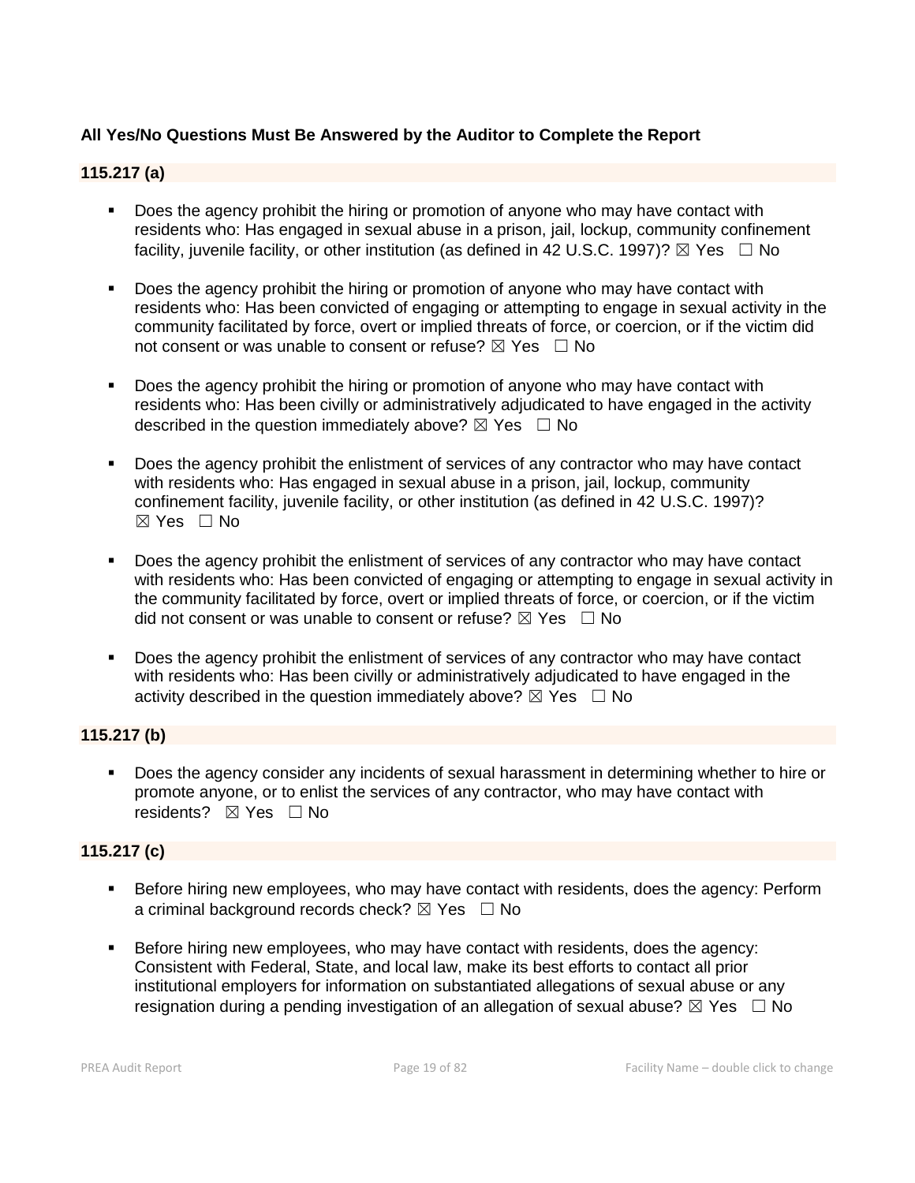**All Yes/No Questions Must Be Answered by the Auditor to Complete the Report**

**115.217 (a)**

- Does the agency prohibit the hiring or promotion of anyone who may have contact with residents who: Has engaged in sexual abuse in a prison, jail, lockup, community confinement facility, juvenile facility, or other institution (as defined in 42 U.S.C. 1997)? ☒ Yes ☐ No

- Does the agency prohibit the hiring or promotion of anyone who may have contact with residents who: Has been convicted of engaging or attempting to engage in sexual activity in the community facilitated by force, overt or implied threats of force, or coercion, or if the victim did not consent or was unable to consent or refuse? ☒ Yes ☐ No

- Does the agency prohibit the hiring or promotion of anyone who may have contact with residents who: Has been civilly or administratively adjudicated to have engaged in the activity described in the question immediately above? ☒ Yes ☐ No

- Does the agency prohibit the enlistment of services of any contractor who may have contact with residents who: Has engaged in sexual abuse in a prison, jail, lockup, community confinement facility, juvenile facility, or other institution (as defined in 42 U.S.C. 1997)? ☒ Yes ☐ No

- Does the agency prohibit the enlistment of services of any contractor who may have contact with residents who: Has been convicted of engaging or attempting to engage in sexual activity in the community facilitated by force, overt or implied threats of force, or coercion, or if the victim did not consent or was unable to consent or refuse? ☒ Yes ☐ No

- Does the agency prohibit the enlistment of services of any contractor who may have contact with residents who: Has been civilly or administratively adjudicated to have engaged in the activity described in the question immediately above? ☒ Yes ☐ No

**115.217 (b)**

- Does the agency consider any incidents of sexual harassment in determining whether to hire or promote anyone, or to enlist the services of any contractor, who may have contact with residents? ☒ Yes ☐ No

**115.217 (c)**

- Before hiring new employees, who may have contact with residents, does the agency: Perform a criminal background records check? ☒ Yes ☐ No

- Before hiring new employees, who may have contact with residents, does the agency: Consistent with Federal, State, and local law, make its best efforts to contact all prior institutional employers for information on substantiated allegations of sexual abuse or any resignation during a pending investigation of an allegation of sexual abuse? ☒ Yes ☐ No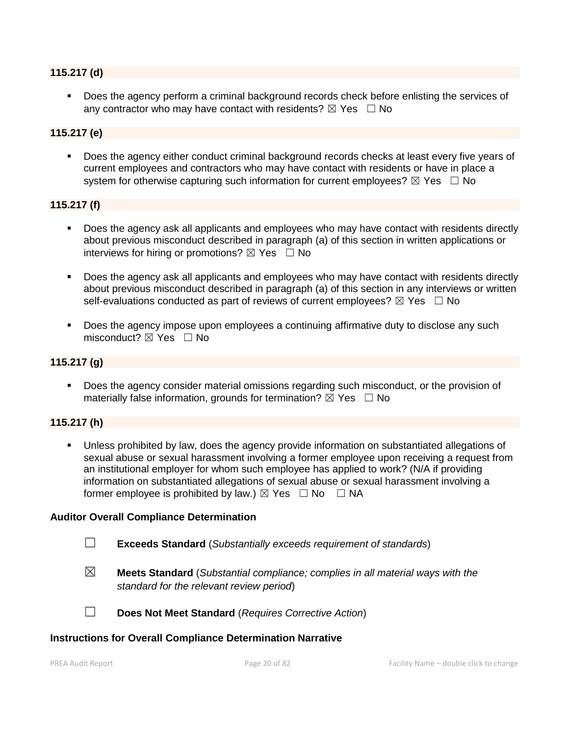**115.217 (d)**

- Does the agency perform a criminal background records check before enlisting the services of any contractor who may have contact with residents? ☒ Yes ☐ No

**115.217 (e)**

- Does the agency either conduct criminal background records checks at least every five years of current employees and contractors who may have contact with residents or have in place a system for otherwise capturing such information for current employees? ☒ Yes ☐ No

**115.217 (f)**

- Does the agency ask all applicants and employees who may have contact with residents directly about previous misconduct described in paragraph (a) of this section in written applications or interviews for hiring or promotions? ☒ Yes ☐ No

- Does the agency ask all applicants and employees who may have contact with residents directly about previous misconduct described in paragraph (a) of this section in any interviews or written self-evaluations conducted as part of reviews of current employees? ☒ Yes ☐ No

- Does the agency impose upon employees a continuing affirmative duty to disclose any such misconduct? ☒ Yes ☐ No

**115.217 (g)**

- Does the agency consider material omissions regarding such misconduct, or the provision of materially false information, grounds for termination? ☒ Yes ☐ No

**115.217 (h)**

- Unless prohibited by law, does the agency provide information on substantiated allegations of sexual abuse or sexual harassment involving a former employee upon receiving a request from an institutional employer for whom such employee has applied to work? (N/A if providing information on substantiated allegations of sexual abuse or sexual harassment involving a former employee is prohibited by law.) ☒ Yes ☐ No ☐ NA

**Auditor Overall Compliance Determination**

☐ **Exceeds Standard** (*Substantially exceeds requirement of standards*)

☒ **Meets Standard** (*Substantial compliance; complies in all material ways with the standard for the relevant review period*)

☐ **Does Not Meet Standard** (*Requires Corrective Action*)

**Instructions for Overall Compliance Determination Narrative**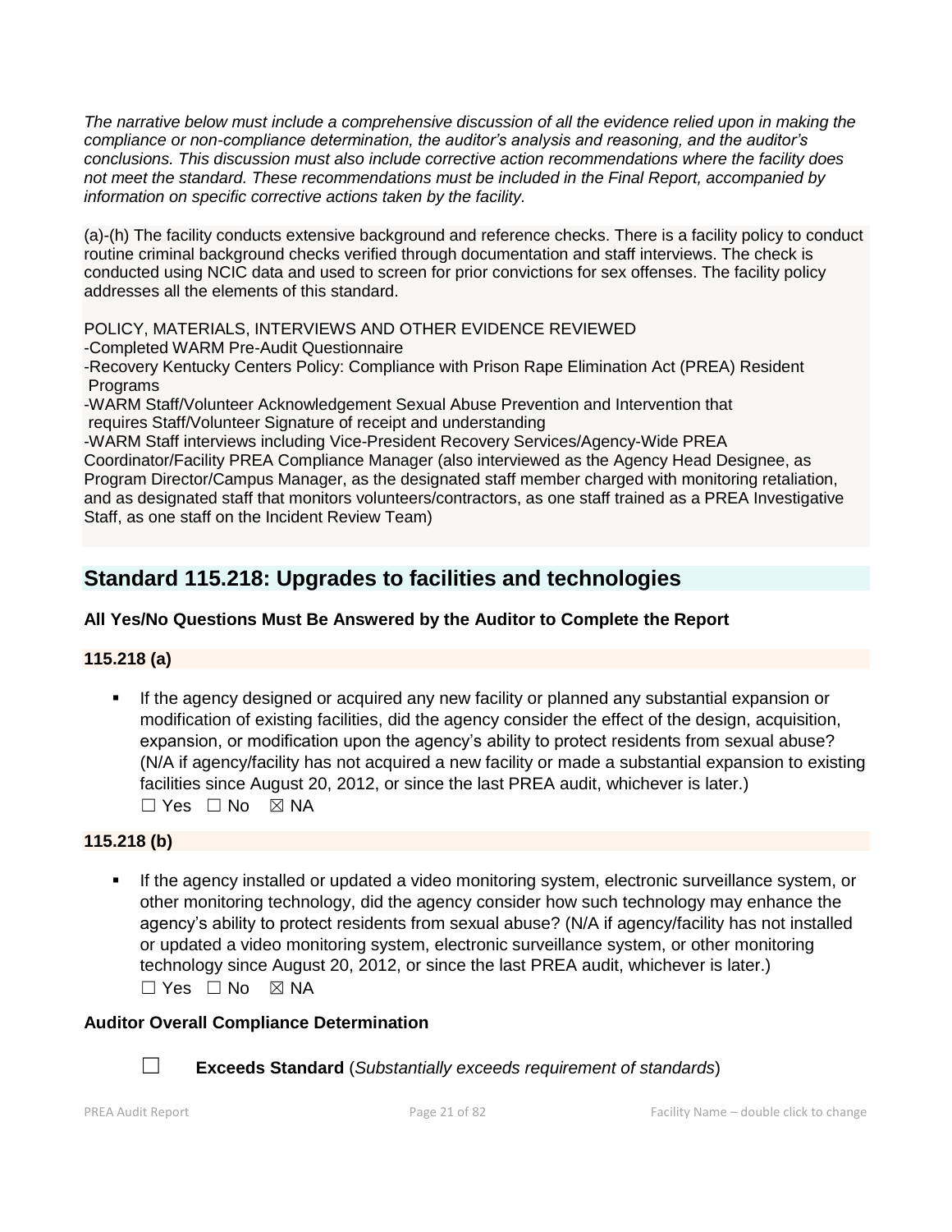*The narrative below must include a comprehensive discussion of all the evidence relied upon in making the compliance or non-compliance determination, the auditor's analysis and reasoning, and the auditor's conclusions. This discussion must also include corrective action recommendations where the facility does not meet the standard. These recommendations must be included in the Final Report, accompanied by information on specific corrective actions taken by the facility.*

(a)-(h) The facility conducts extensive background and reference checks. There is a facility policy to conduct routine criminal background checks verified through documentation and staff interviews. The check is conducted using NCIC data and used to screen for prior convictions for sex offenses. The facility policy addresses all the elements of this standard.

POLICY, MATERIALS, INTERVIEWS AND OTHER EVIDENCE REVIEWED
-Completed WARM Pre-Audit Questionnaire
-Recovery Kentucky Centers Policy: Compliance with Prison Rape Elimination Act (PREA) Resident Programs
-WARM Staff/Volunteer Acknowledgement Sexual Abuse Prevention and Intervention that requires Staff/Volunteer Signature of receipt and understanding
-WARM Staff interviews including Vice-President Recovery Services/Agency-Wide PREA Coordinator/Facility PREA Compliance Manager (also interviewed as the Agency Head Designee, as Program Director/Campus Manager, as the designated staff member charged with monitoring retaliation, and as designated staff that monitors volunteers/contractors, as one staff trained as a PREA Investigative Staff, as one staff on the Incident Review Team)

## Standard 115.218: Upgrades to facilities and technologies

**All Yes/No Questions Must Be Answered by the Auditor to Complete the Report**

**115.218 (a)**

- If the agency designed or acquired any new facility or planned any substantial expansion or modification of existing facilities, did the agency consider the effect of the design, acquisition, expansion, or modification upon the agency's ability to protect residents from sexual abuse? (N/A if agency/facility has not acquired a new facility or made a substantial expansion to existing facilities since August 20, 2012, or since the last PREA audit, whichever is later.)
  ☐ Yes ☐ No ☒ NA

**115.218 (b)**

- If the agency installed or updated a video monitoring system, electronic surveillance system, or other monitoring technology, did the agency consider how such technology may enhance the agency's ability to protect residents from sexual abuse? (N/A if agency/facility has not installed or updated a video monitoring system, electronic surveillance system, or other monitoring technology since August 20, 2012, or since the last PREA audit, whichever is later.)
  ☐ Yes ☐ No ☒ NA

**Auditor Overall Compliance Determination**

☐ **Exceeds Standard** (*Substantially exceeds requirement of standards*)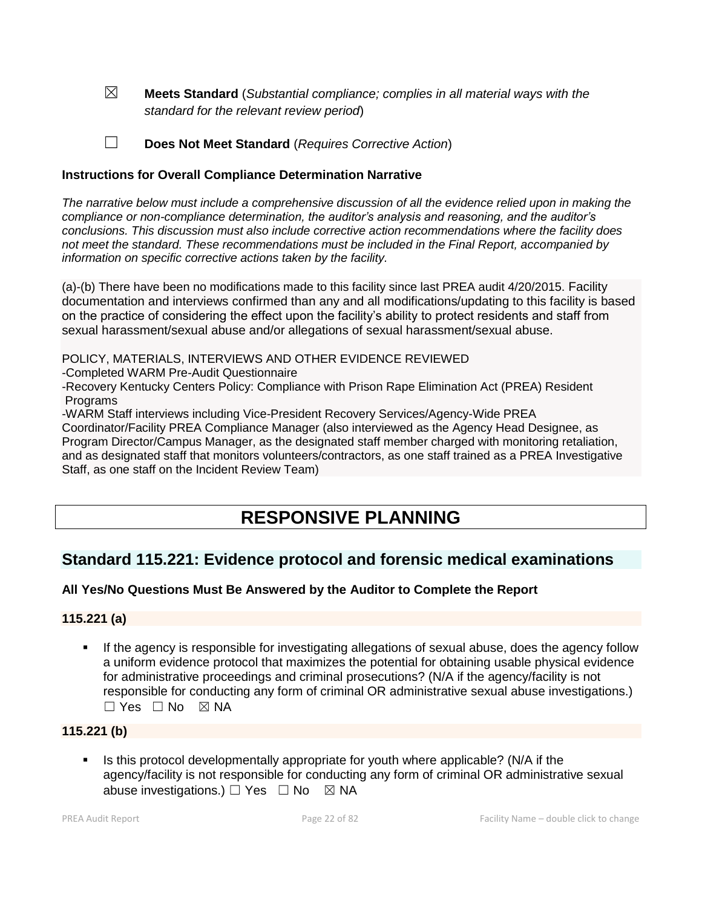☒ **Meets Standard** (*Substantial compliance; complies in all material ways with the standard for the relevant review period*)

☐ **Does Not Meet Standard** (*Requires Corrective Action*)

**Instructions for Overall Compliance Determination Narrative**

*The narrative below must include a comprehensive discussion of all the evidence relied upon in making the compliance or non-compliance determination, the auditor's analysis and reasoning, and the auditor's conclusions. This discussion must also include corrective action recommendations where the facility does not meet the standard. These recommendations must be included in the Final Report, accompanied by information on specific corrective actions taken by the facility.*

(a)-(b) There have been no modifications made to this facility since last PREA audit 4/20/2015. Facility documentation and interviews confirmed than any and all modifications/updating to this facility is based on the practice of considering the effect upon the facility's ability to protect residents and staff from sexual harassment/sexual abuse and/or allegations of sexual harassment/sexual abuse.

POLICY, MATERIALS, INTERVIEWS AND OTHER EVIDENCE REVIEWED
-Completed WARM Pre-Audit Questionnaire
-Recovery Kentucky Centers Policy: Compliance with Prison Rape Elimination Act (PREA) Resident Programs
-WARM Staff interviews including Vice-President Recovery Services/Agency-Wide PREA Coordinator/Facility PREA Compliance Manager (also interviewed as the Agency Head Designee, as Program Director/Campus Manager, as the designated staff member charged with monitoring retaliation, and as designated staff that monitors volunteers/contractors, as one staff trained as a PREA Investigative Staff, as one staff on the Incident Review Team)

# RESPONSIVE PLANNING

## Standard 115.221: Evidence protocol and forensic medical examinations

**All Yes/No Questions Must Be Answered by the Auditor to Complete the Report**

**115.221 (a)**

- If the agency is responsible for investigating allegations of sexual abuse, does the agency follow a uniform evidence protocol that maximizes the potential for obtaining usable physical evidence for administrative proceedings and criminal prosecutions? (N/A if the agency/facility is not responsible for conducting any form of criminal OR administrative sexual abuse investigations.) ☐ Yes ☐ No ☒ NA

**115.221 (b)**

- Is this protocol developmentally appropriate for youth where applicable? (N/A if the agency/facility is not responsible for conducting any form of criminal OR administrative sexual abuse investigations.) ☐ Yes ☐ No ☒ NA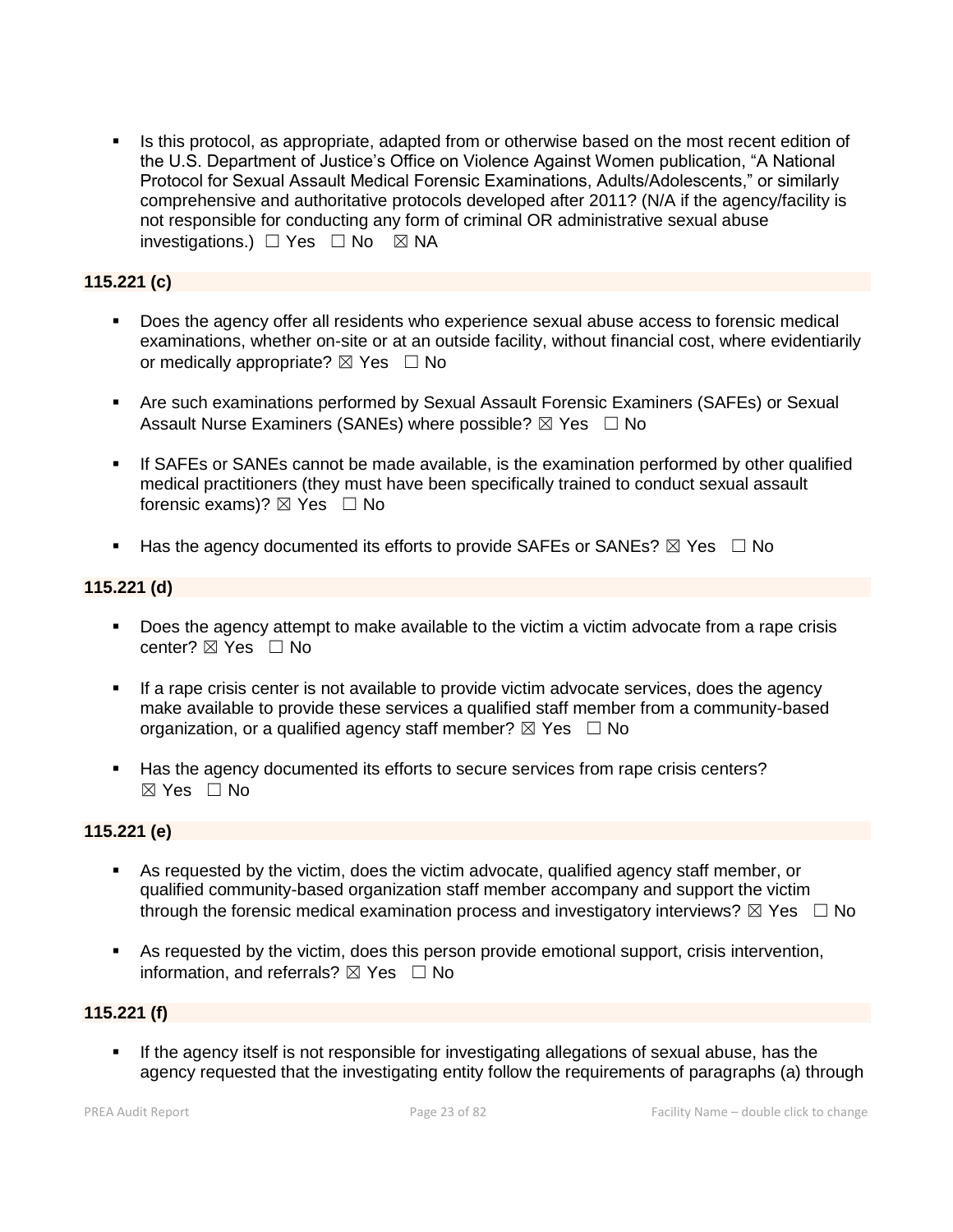- Is this protocol, as appropriate, adapted from or otherwise based on the most recent edition of the U.S. Department of Justice's Office on Violence Against Women publication, "A National Protocol for Sexual Assault Medical Forensic Examinations, Adults/Adolescents," or similarly comprehensive and authoritative protocols developed after 2011? (N/A if the agency/facility is not responsible for conducting any form of criminal OR administrative sexual abuse investigations.) ☐ Yes ☐ No ☒ NA

### 115.221 (c)

- Does the agency offer all residents who experience sexual abuse access to forensic medical examinations, whether on-site or at an outside facility, without financial cost, where evidentiarily or medically appropriate? ☒ Yes ☐ No

- Are such examinations performed by Sexual Assault Forensic Examiners (SAFEs) or Sexual Assault Nurse Examiners (SANEs) where possible? ☒ Yes ☐ No

- If SAFEs or SANEs cannot be made available, is the examination performed by other qualified medical practitioners (they must have been specifically trained to conduct sexual assault forensic exams)? ☒ Yes ☐ No

- Has the agency documented its efforts to provide SAFEs or SANEs? ☒ Yes ☐ No

### 115.221 (d)

- Does the agency attempt to make available to the victim a victim advocate from a rape crisis center? ☒ Yes ☐ No

- If a rape crisis center is not available to provide victim advocate services, does the agency make available to provide these services a qualified staff member from a community-based organization, or a qualified agency staff member? ☒ Yes ☐ No

- Has the agency documented its efforts to secure services from rape crisis centers? ☒ Yes ☐ No

### 115.221 (e)

- As requested by the victim, does the victim advocate, qualified agency staff member, or qualified community-based organization staff member accompany and support the victim through the forensic medical examination process and investigatory interviews? ☒ Yes ☐ No

- As requested by the victim, does this person provide emotional support, crisis intervention, information, and referrals? ☒ Yes ☐ No

### 115.221 (f)

- If the agency itself is not responsible for investigating allegations of sexual abuse, has the agency requested that the investigating entity follow the requirements of paragraphs (a) through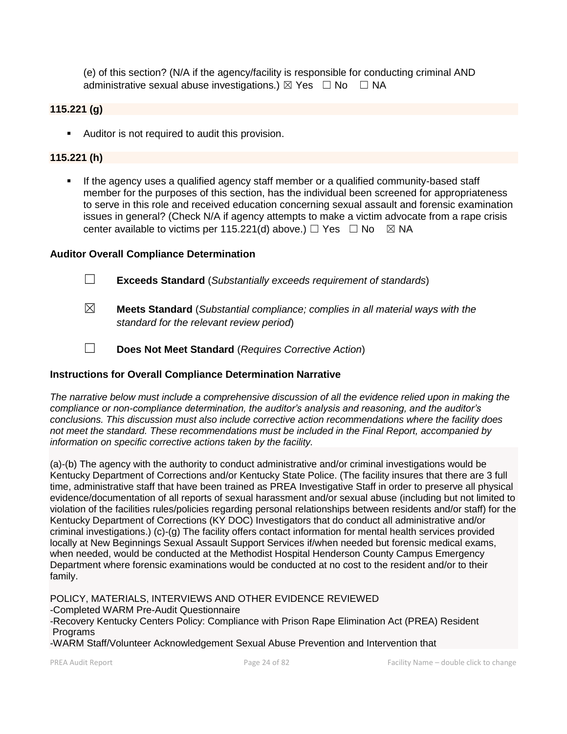(e) of this section? (N/A if the agency/facility is responsible for conducting criminal AND administrative sexual abuse investigations.) ☒ Yes ☐ No ☐ NA

**115.221 (g)**

- Auditor is not required to audit this provision.

**115.221 (h)**

- If the agency uses a qualified agency staff member or a qualified community-based staff member for the purposes of this section, has the individual been screened for appropriateness to serve in this role and received education concerning sexual assault and forensic examination issues in general? (Check N/A if agency attempts to make a victim advocate from a rape crisis center available to victims per 115.221(d) above.) ☐ Yes ☐ No ☒ NA

**Auditor Overall Compliance Determination**

☐ **Exceeds Standard** (*Substantially exceeds requirement of standards*)

☒ **Meets Standard** (*Substantial compliance; complies in all material ways with the standard for the relevant review period*)

☐ **Does Not Meet Standard** (*Requires Corrective Action*)

**Instructions for Overall Compliance Determination Narrative**

*The narrative below must include a comprehensive discussion of all the evidence relied upon in making the compliance or non-compliance determination, the auditor's analysis and reasoning, and the auditor's conclusions. This discussion must also include corrective action recommendations where the facility does not meet the standard. These recommendations must be included in the Final Report, accompanied by information on specific corrective actions taken by the facility.*

(a)-(b) The agency with the authority to conduct administrative and/or criminal investigations would be Kentucky Department of Corrections and/or Kentucky State Police. (The facility insures that there are 3 full time, administrative staff that have been trained as PREA Investigative Staff in order to preserve all physical evidence/documentation of all reports of sexual harassment and/or sexual abuse (including but not limited to violation of the facilities rules/policies regarding personal relationships between residents and/or staff) for the Kentucky Department of Corrections (KY DOC) Investigators that do conduct all administrative and/or criminal investigations.) (c)-(g) The facility offers contact information for mental health services provided locally at New Beginnings Sexual Assault Support Services if/when needed but forensic medical exams, when needed, would be conducted at the Methodist Hospital Henderson County Campus Emergency Department where forensic examinations would be conducted at no cost to the resident and/or to their family.

POLICY, MATERIALS, INTERVIEWS AND OTHER EVIDENCE REVIEWED
-Completed WARM Pre-Audit Questionnaire
-Recovery Kentucky Centers Policy: Compliance with Prison Rape Elimination Act (PREA) Resident Programs
-WARM Staff/Volunteer Acknowledgement Sexual Abuse Prevention and Intervention that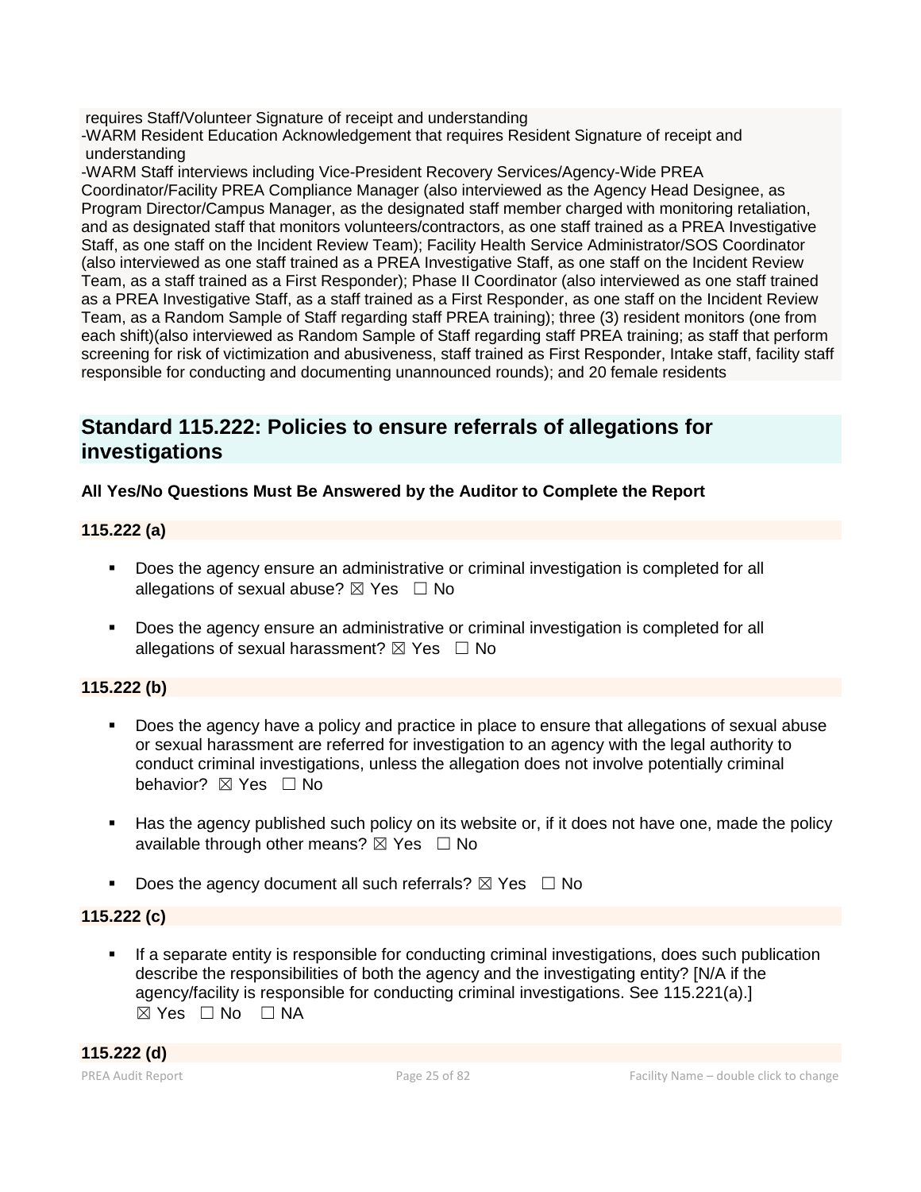requires Staff/Volunteer Signature of receipt and understanding
-WARM Resident Education Acknowledgement that requires Resident Signature of receipt and understanding
-WARM Staff interviews including Vice-President Recovery Services/Agency-Wide PREA Coordinator/Facility PREA Compliance Manager (also interviewed as the Agency Head Designee, as Program Director/Campus Manager, as the designated staff member charged with monitoring retaliation, and as designated staff that monitors volunteers/contractors, as one staff trained as a PREA Investigative Staff, as one staff on the Incident Review Team); Facility Health Service Administrator/SOS Coordinator (also interviewed as one staff trained as a PREA Investigative Staff, as one staff on the Incident Review Team, as a staff trained as a First Responder); Phase II Coordinator (also interviewed as one staff trained as a PREA Investigative Staff, as a staff trained as a First Responder, as one staff on the Incident Review Team, as a Random Sample of Staff regarding staff PREA training); three (3) resident monitors (one from each shift)(also interviewed as Random Sample of Staff regarding staff PREA training; as staff that perform screening for risk of victimization and abusiveness, staff trained as First Responder, Intake staff, facility staff responsible for conducting and documenting unannounced rounds); and 20 female residents

## Standard 115.222: Policies to ensure referrals of allegations for investigations

**All Yes/No Questions Must Be Answered by the Auditor to Complete the Report**

**115.222 (a)**

- Does the agency ensure an administrative or criminal investigation is completed for all allegations of sexual abuse? ☒ Yes ☐ No
- Does the agency ensure an administrative or criminal investigation is completed for all allegations of sexual harassment? ☒ Yes ☐ No

**115.222 (b)**

- Does the agency have a policy and practice in place to ensure that allegations of sexual abuse or sexual harassment are referred for investigation to an agency with the legal authority to conduct criminal investigations, unless the allegation does not involve potentially criminal behavior? ☒ Yes ☐ No
- Has the agency published such policy on its website or, if it does not have one, made the policy available through other means? ☒ Yes ☐ No
- Does the agency document all such referrals? ☒ Yes ☐ No

**115.222 (c)**

- If a separate entity is responsible for conducting criminal investigations, does such publication describe the responsibilities of both the agency and the investigating entity? [N/A if the agency/facility is responsible for conducting criminal investigations. See 115.221(a).] ☒ Yes ☐ No ☐ NA

**115.222 (d)**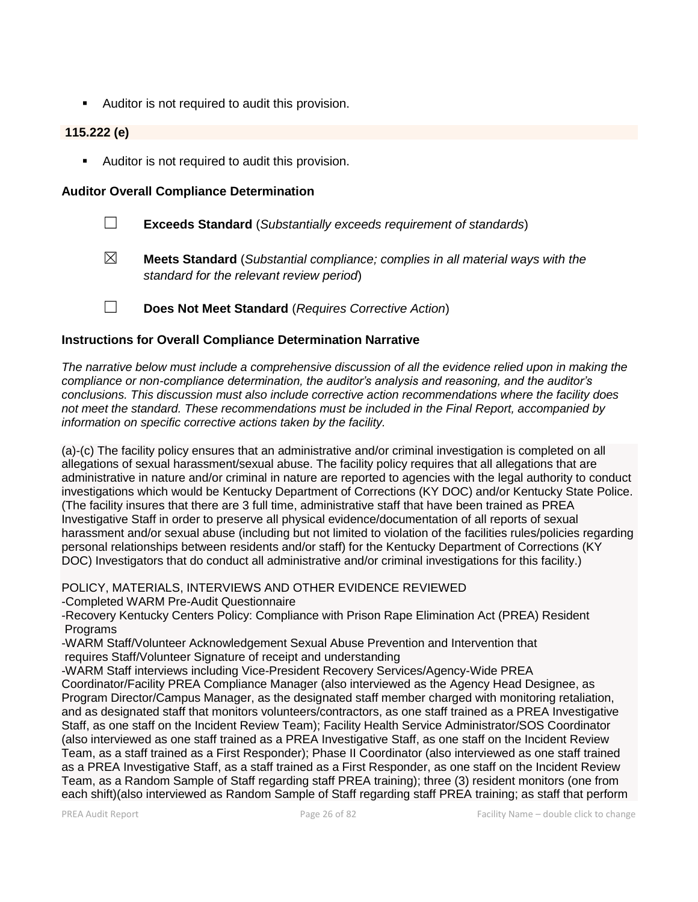- Auditor is not required to audit this provision.

**115.222 (e)**

- Auditor is not required to audit this provision.

### Auditor Overall Compliance Determination

☐ **Exceeds Standard** (*Substantially exceeds requirement of standards*)

☒ **Meets Standard** (*Substantial compliance; complies in all material ways with the standard for the relevant review period*)

☐ **Does Not Meet Standard** (*Requires Corrective Action*)

### Instructions for Overall Compliance Determination Narrative

*The narrative below must include a comprehensive discussion of all the evidence relied upon in making the compliance or non-compliance determination, the auditor's analysis and reasoning, and the auditor's conclusions. This discussion must also include corrective action recommendations where the facility does not meet the standard. These recommendations must be included in the Final Report, accompanied by information on specific corrective actions taken by the facility.*

(a)-(c) The facility policy ensures that an administrative and/or criminal investigation is completed on all allegations of sexual harassment/sexual abuse. The facility policy requires that all allegations that are administrative in nature and/or criminal in nature are reported to agencies with the legal authority to conduct investigations which would be Kentucky Department of Corrections (KY DOC) and/or Kentucky State Police. (The facility insures that there are 3 full time, administrative staff that have been trained as PREA Investigative Staff in order to preserve all physical evidence/documentation of all reports of sexual harassment and/or sexual abuse (including but not limited to violation of the facilities rules/policies regarding personal relationships between residents and/or staff) for the Kentucky Department of Corrections (KY DOC) Investigators that do conduct all administrative and/or criminal investigations for this facility.)

POLICY, MATERIALS, INTERVIEWS AND OTHER EVIDENCE REVIEWED
-Completed WARM Pre-Audit Questionnaire
-Recovery Kentucky Centers Policy: Compliance with Prison Rape Elimination Act (PREA) Resident Programs
-WARM Staff/Volunteer Acknowledgement Sexual Abuse Prevention and Intervention that requires Staff/Volunteer Signature of receipt and understanding
-WARM Staff interviews including Vice-President Recovery Services/Agency-Wide PREA Coordinator/Facility PREA Compliance Manager (also interviewed as the Agency Head Designee, as Program Director/Campus Manager, as the designated staff member charged with monitoring retaliation, and as designated staff that monitors volunteers/contractors, as one staff trained as a PREA Investigative Staff, as one staff on the Incident Review Team); Facility Health Service Administrator/SOS Coordinator (also interviewed as one staff trained as a PREA Investigative Staff, as one staff on the Incident Review Team, as a staff trained as a First Responder); Phase II Coordinator (also interviewed as one staff trained as a PREA Investigative Staff, as a staff trained as a First Responder, as one staff on the Incident Review Team, as a Random Sample of Staff regarding staff PREA training); three (3) resident monitors (one from each shift)(also interviewed as Random Sample of Staff regarding staff PREA training; as staff that perform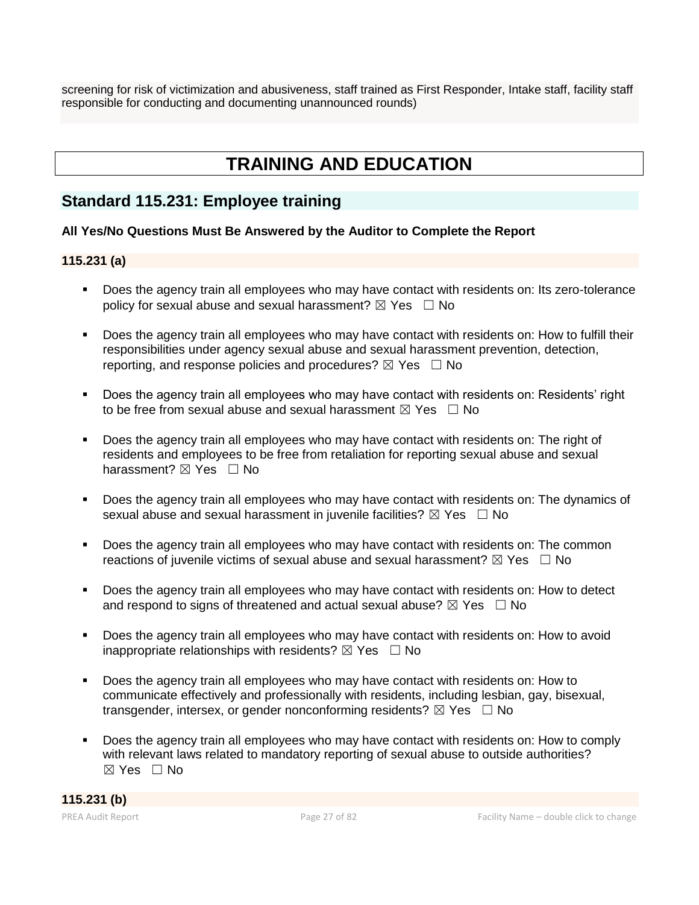screening for risk of victimization and abusiveness, staff trained as First Responder, Intake staff, facility staff responsible for conducting and documenting unannounced rounds)

# TRAINING AND EDUCATION

## Standard 115.231: Employee training

**All Yes/No Questions Must Be Answered by the Auditor to Complete the Report**

### 115.231 (a)

- Does the agency train all employees who may have contact with residents on: Its zero-tolerance policy for sexual abuse and sexual harassment? ☒ Yes ☐ No
- Does the agency train all employees who may have contact with residents on: How to fulfill their responsibilities under agency sexual abuse and sexual harassment prevention, detection, reporting, and response policies and procedures? ☒ Yes ☐ No
- Does the agency train all employees who may have contact with residents on: Residents' right to be free from sexual abuse and sexual harassment ☒ Yes ☐ No
- Does the agency train all employees who may have contact with residents on: The right of residents and employees to be free from retaliation for reporting sexual abuse and sexual harassment? ☒ Yes ☐ No
- Does the agency train all employees who may have contact with residents on: The dynamics of sexual abuse and sexual harassment in juvenile facilities? ☒ Yes ☐ No
- Does the agency train all employees who may have contact with residents on: The common reactions of juvenile victims of sexual abuse and sexual harassment? ☒ Yes ☐ No
- Does the agency train all employees who may have contact with residents on: How to detect and respond to signs of threatened and actual sexual abuse? ☒ Yes ☐ No
- Does the agency train all employees who may have contact with residents on: How to avoid inappropriate relationships with residents? ☒ Yes ☐ No
- Does the agency train all employees who may have contact with residents on: How to communicate effectively and professionally with residents, including lesbian, gay, bisexual, transgender, intersex, or gender nonconforming residents? ☒ Yes ☐ No
- Does the agency train all employees who may have contact with residents on: How to comply with relevant laws related to mandatory reporting of sexual abuse to outside authorities? ☒ Yes ☐ No

### 115.231 (b)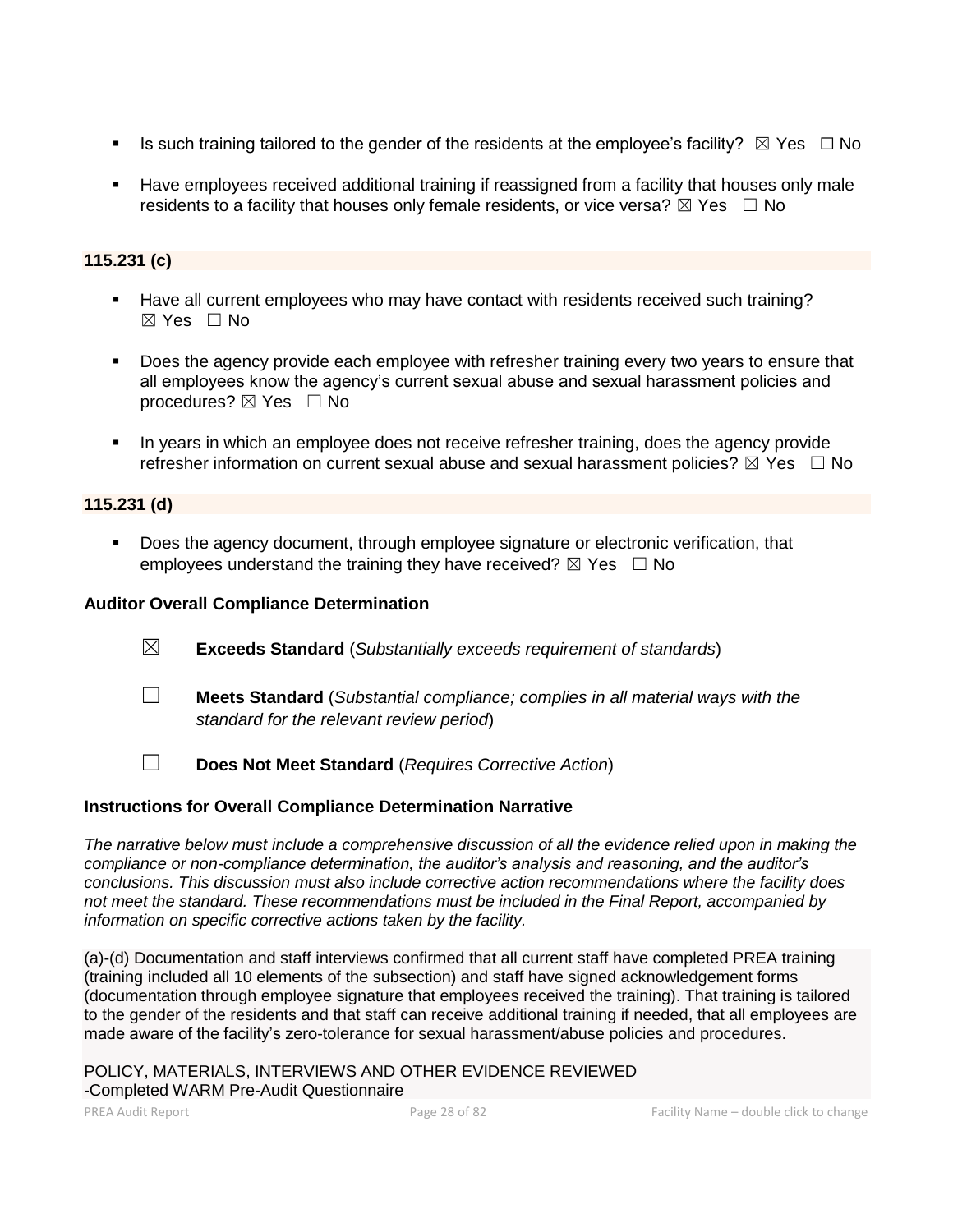- Is such training tailored to the gender of the residents at the employee's facility? ☒ Yes ☐ No

- Have employees received additional training if reassigned from a facility that houses only male residents to a facility that houses only female residents, or vice versa? ☒ Yes ☐ No

**115.231 (c)**

- Have all current employees who may have contact with residents received such training? ☒ Yes ☐ No

- Does the agency provide each employee with refresher training every two years to ensure that all employees know the agency's current sexual abuse and sexual harassment policies and procedures? ☒ Yes ☐ No

- In years in which an employee does not receive refresher training, does the agency provide refresher information on current sexual abuse and sexual harassment policies? ☒ Yes ☐ No

**115.231 (d)**

- Does the agency document, through employee signature or electronic verification, that employees understand the training they have received? ☒ Yes ☐ No

**Auditor Overall Compliance Determination**

☒ **Exceeds Standard** (*Substantially exceeds requirement of standards*)

☐ **Meets Standard** (*Substantial compliance; complies in all material ways with the standard for the relevant review period*)

☐ **Does Not Meet Standard** (*Requires Corrective Action*)

**Instructions for Overall Compliance Determination Narrative**

*The narrative below must include a comprehensive discussion of all the evidence relied upon in making the compliance or non-compliance determination, the auditor's analysis and reasoning, and the auditor's conclusions. This discussion must also include corrective action recommendations where the facility does not meet the standard. These recommendations must be included in the Final Report, accompanied by information on specific corrective actions taken by the facility.*

(a)-(d) Documentation and staff interviews confirmed that all current staff have completed PREA training (training included all 10 elements of the subsection) and staff have signed acknowledgement forms (documentation through employee signature that employees received the training). That training is tailored to the gender of the residents and that staff can receive additional training if needed, that all employees are made aware of the facility's zero-tolerance for sexual harassment/abuse policies and procedures.

POLICY, MATERIALS, INTERVIEWS AND OTHER EVIDENCE REVIEWED
-Completed WARM Pre-Audit Questionnaire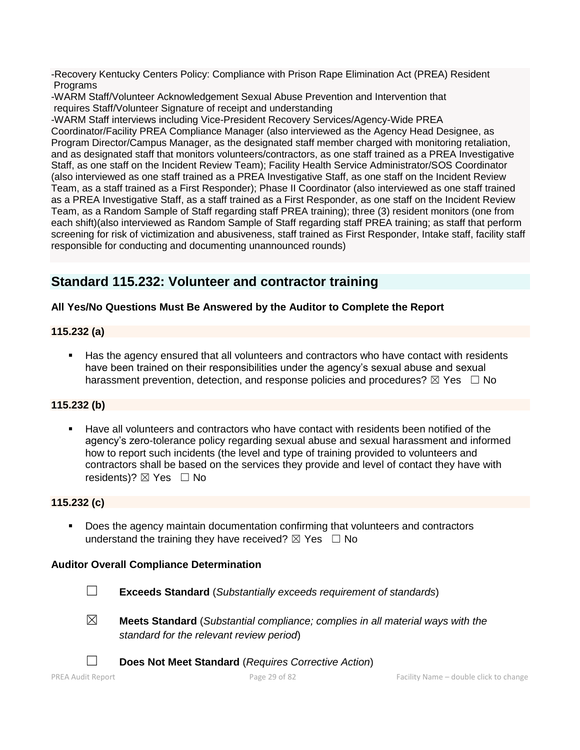-Recovery Kentucky Centers Policy: Compliance with Prison Rape Elimination Act (PREA) Resident Programs
-WARM Staff/Volunteer Acknowledgement Sexual Abuse Prevention and Intervention that requires Staff/Volunteer Signature of receipt and understanding
-WARM Staff interviews including Vice-President Recovery Services/Agency-Wide PREA Coordinator/Facility PREA Compliance Manager (also interviewed as the Agency Head Designee, as Program Director/Campus Manager, as the designated staff member charged with monitoring retaliation, and as designated staff that monitors volunteers/contractors, as one staff trained as a PREA Investigative Staff, as one staff on the Incident Review Team); Facility Health Service Administrator/SOS Coordinator (also interviewed as one staff trained as a PREA Investigative Staff, as one staff on the Incident Review Team, as a staff trained as a First Responder); Phase II Coordinator (also interviewed as one staff trained as a PREA Investigative Staff, as a staff trained as a First Responder, as one staff on the Incident Review Team, as a Random Sample of Staff regarding staff PREA training); three (3) resident monitors (one from each shift)(also interviewed as Random Sample of Staff regarding staff PREA training; as staff that perform screening for risk of victimization and abusiveness, staff trained as First Responder, Intake staff, facility staff responsible for conducting and documenting unannounced rounds)

## Standard 115.232: Volunteer and contractor training

**All Yes/No Questions Must Be Answered by the Auditor to Complete the Report**

**115.232 (a)**

- Has the agency ensured that all volunteers and contractors who have contact with residents have been trained on their responsibilities under the agency's sexual abuse and sexual harassment prevention, detection, and response policies and procedures? ☒ Yes ☐ No

**115.232 (b)**

- Have all volunteers and contractors who have contact with residents been notified of the agency's zero-tolerance policy regarding sexual abuse and sexual harassment and informed how to report such incidents (the level and type of training provided to volunteers and contractors shall be based on the services they provide and level of contact they have with residents)? ☒ Yes ☐ No

**115.232 (c)**

- Does the agency maintain documentation confirming that volunteers and contractors understand the training they have received? ☒ Yes ☐ No

**Auditor Overall Compliance Determination**

☐ **Exceeds Standard** (*Substantially exceeds requirement of standards*)

☒ **Meets Standard** (*Substantial compliance; complies in all material ways with the standard for the relevant review period*)

☐ **Does Not Meet Standard** (*Requires Corrective Action*)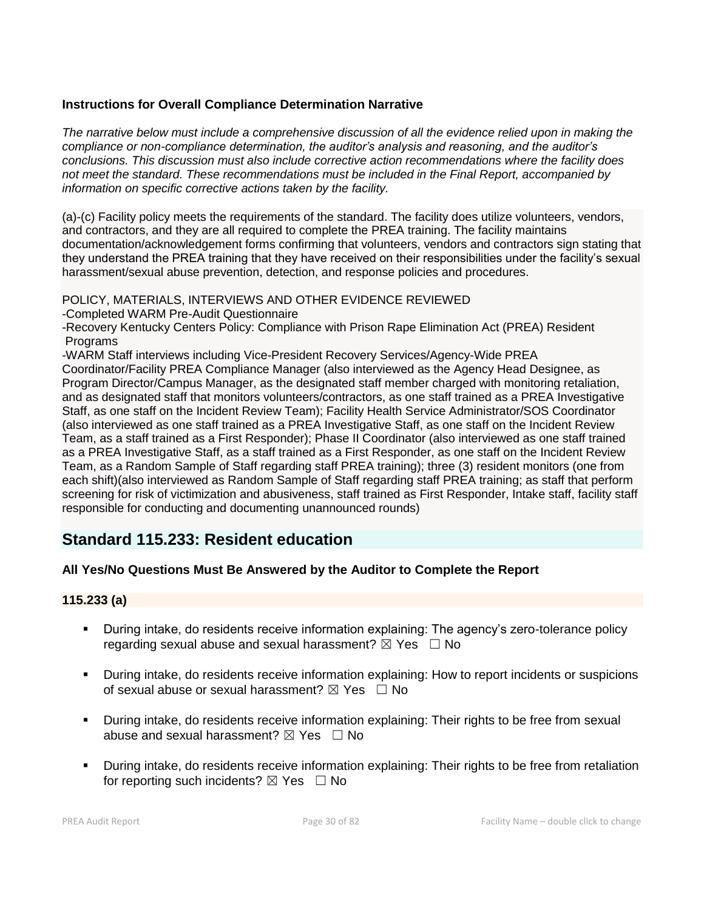**Instructions for Overall Compliance Determination Narrative**

*The narrative below must include a comprehensive discussion of all the evidence relied upon in making the compliance or non-compliance determination, the auditor's analysis and reasoning, and the auditor's conclusions. This discussion must also include corrective action recommendations where the facility does not meet the standard. These recommendations must be included in the Final Report, accompanied by information on specific corrective actions taken by the facility.*

(a)-(c) Facility policy meets the requirements of the standard. The facility does utilize volunteers, vendors, and contractors, and they are all required to complete the PREA training. The facility maintains documentation/acknowledgement forms confirming that volunteers, vendors and contractors sign stating that they understand the PREA training that they have received on their responsibilities under the facility's sexual harassment/sexual abuse prevention, detection, and response policies and procedures.

POLICY, MATERIALS, INTERVIEWS AND OTHER EVIDENCE REVIEWED
-Completed WARM Pre-Audit Questionnaire
-Recovery Kentucky Centers Policy: Compliance with Prison Rape Elimination Act (PREA) Resident Programs
-WARM Staff interviews including Vice-President Recovery Services/Agency-Wide PREA Coordinator/Facility PREA Compliance Manager (also interviewed as the Agency Head Designee, as Program Director/Campus Manager, as the designated staff member charged with monitoring retaliation, and as designated staff that monitors volunteers/contractors, as one staff trained as a PREA Investigative Staff, as one staff on the Incident Review Team); Facility Health Service Administrator/SOS Coordinator (also interviewed as one staff trained as a PREA Investigative Staff, as one staff on the Incident Review Team, as a staff trained as a First Responder); Phase II Coordinator (also interviewed as one staff trained as a PREA Investigative Staff, as a staff trained as a First Responder, as one staff on the Incident Review Team, as a Random Sample of Staff regarding staff PREA training); three (3) resident monitors (one from each shift)(also interviewed as Random Sample of Staff regarding staff PREA training; as staff that perform screening for risk of victimization and abusiveness, staff trained as First Responder, Intake staff, facility staff responsible for conducting and documenting unannounced rounds)

## Standard 115.233: Resident education

**All Yes/No Questions Must Be Answered by the Auditor to Complete the Report**

### 115.233 (a)

- During intake, do residents receive information explaining: The agency's zero-tolerance policy regarding sexual abuse and sexual harassment? ☒ Yes ☐ No
- During intake, do residents receive information explaining: How to report incidents or suspicions of sexual abuse or sexual harassment? ☒ Yes ☐ No
- During intake, do residents receive information explaining: Their rights to be free from sexual abuse and sexual harassment? ☒ Yes ☐ No
- During intake, do residents receive information explaining: Their rights to be free from retaliation for reporting such incidents? ☒ Yes ☐ No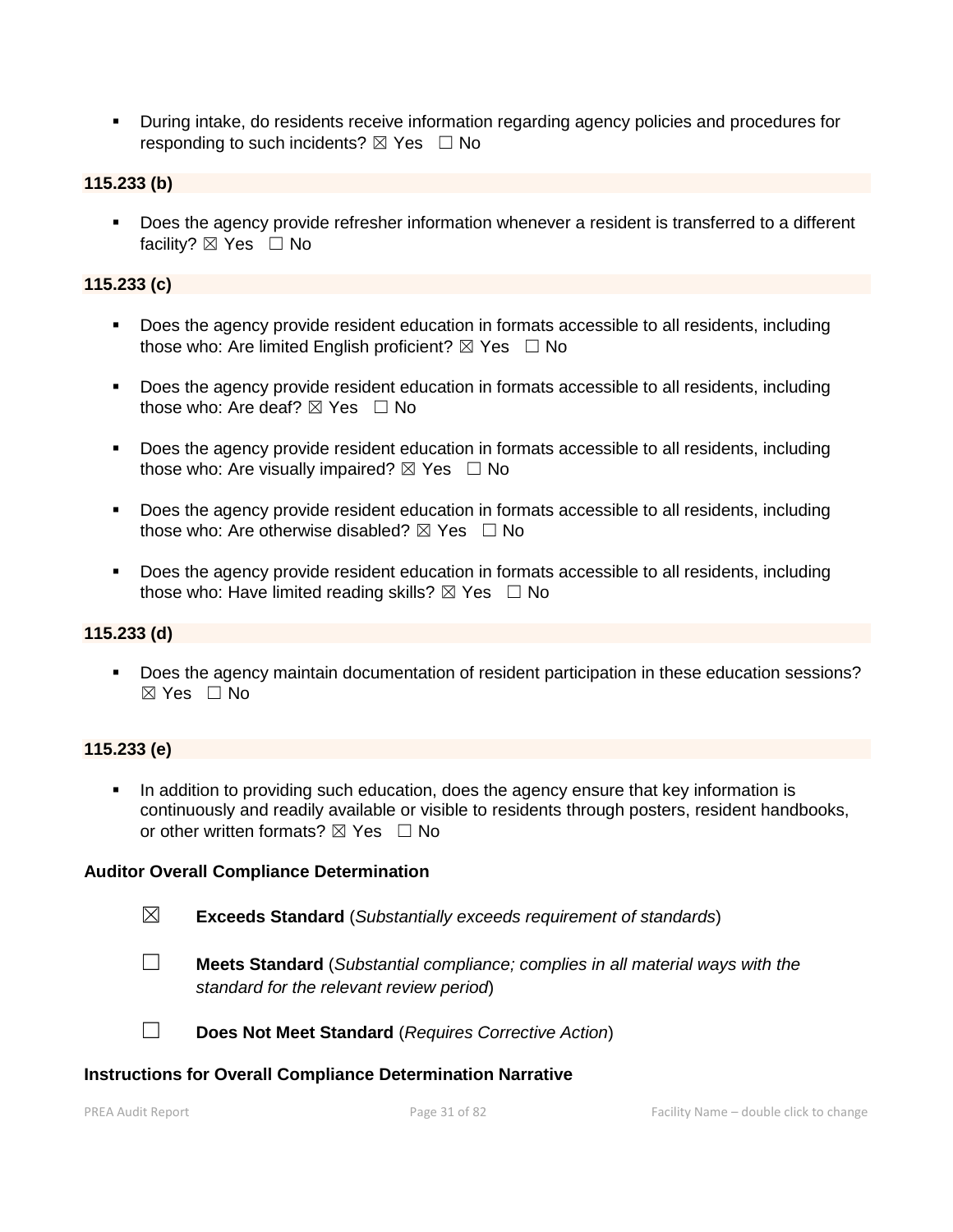- During intake, do residents receive information regarding agency policies and procedures for responding to such incidents? ☒ Yes ☐ No

**115.233 (b)**

- Does the agency provide refresher information whenever a resident is transferred to a different facility? ☒ Yes ☐ No

**115.233 (c)**

- Does the agency provide resident education in formats accessible to all residents, including those who: Are limited English proficient? ☒ Yes ☐ No
- Does the agency provide resident education in formats accessible to all residents, including those who: Are deaf? ☒ Yes ☐ No
- Does the agency provide resident education in formats accessible to all residents, including those who: Are visually impaired? ☒ Yes ☐ No
- Does the agency provide resident education in formats accessible to all residents, including those who: Are otherwise disabled? ☒ Yes ☐ No
- Does the agency provide resident education in formats accessible to all residents, including those who: Have limited reading skills? ☒ Yes ☐ No

**115.233 (d)**

- Does the agency maintain documentation of resident participation in these education sessions? ☒ Yes ☐ No

**115.233 (e)**

- In addition to providing such education, does the agency ensure that key information is continuously and readily available or visible to residents through posters, resident handbooks, or other written formats? ☒ Yes ☐ No

**Auditor Overall Compliance Determination**

☒ **Exceeds Standard** (*Substantially exceeds requirement of standards*)

☐ **Meets Standard** (*Substantial compliance; complies in all material ways with the standard for the relevant review period*)

☐ **Does Not Meet Standard** (*Requires Corrective Action*)

**Instructions for Overall Compliance Determination Narrative**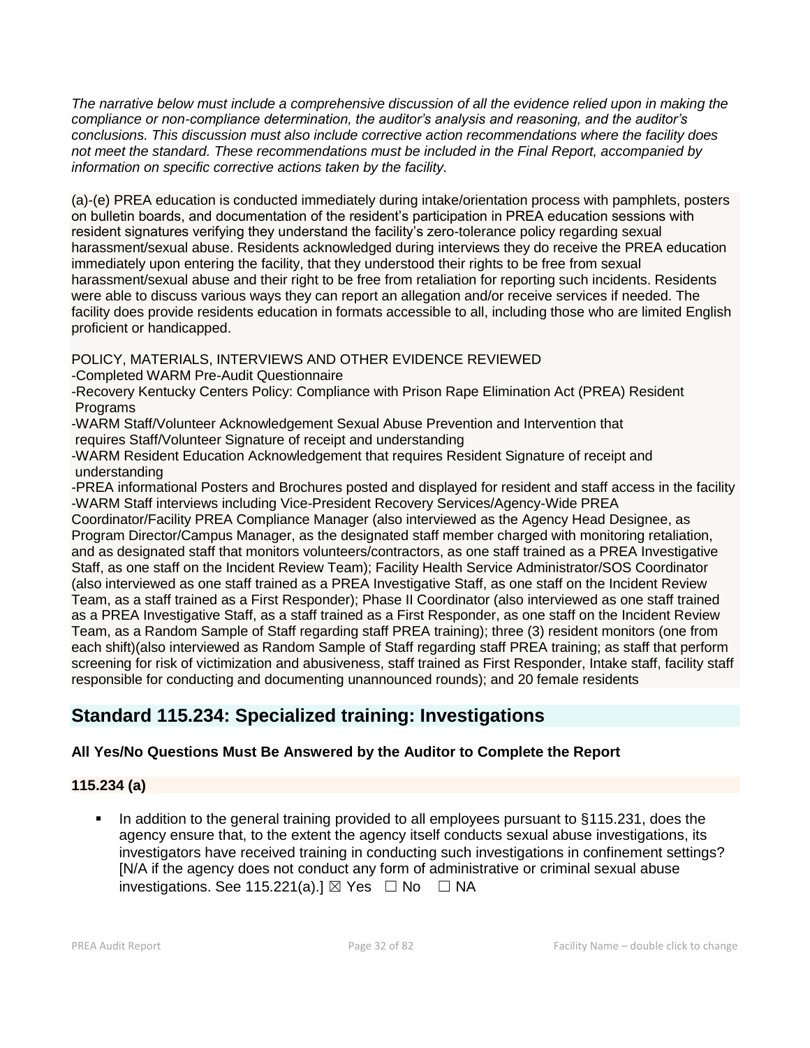*The narrative below must include a comprehensive discussion of all the evidence relied upon in making the compliance or non-compliance determination, the auditor's analysis and reasoning, and the auditor's conclusions. This discussion must also include corrective action recommendations where the facility does not meet the standard. These recommendations must be included in the Final Report, accompanied by information on specific corrective actions taken by the facility.*

(a)-(e) PREA education is conducted immediately during intake/orientation process with pamphlets, posters on bulletin boards, and documentation of the resident's participation in PREA education sessions with resident signatures verifying they understand the facility's zero-tolerance policy regarding sexual harassment/sexual abuse. Residents acknowledged during interviews they do receive the PREA education immediately upon entering the facility, that they understood their rights to be free from sexual harassment/sexual abuse and their right to be free from retaliation for reporting such incidents. Residents were able to discuss various ways they can report an allegation and/or receive services if needed. The facility does provide residents education in formats accessible to all, including those who are limited English proficient or handicapped.

POLICY, MATERIALS, INTERVIEWS AND OTHER EVIDENCE REVIEWED
-Completed WARM Pre-Audit Questionnaire
-Recovery Kentucky Centers Policy: Compliance with Prison Rape Elimination Act (PREA) Resident Programs
-WARM Staff/Volunteer Acknowledgement Sexual Abuse Prevention and Intervention that requires Staff/Volunteer Signature of receipt and understanding
-WARM Resident Education Acknowledgement that requires Resident Signature of receipt and understanding
-PREA informational Posters and Brochures posted and displayed for resident and staff access in the facility
-WARM Staff interviews including Vice-President Recovery Services/Agency-Wide PREA Coordinator/Facility PREA Compliance Manager (also interviewed as the Agency Head Designee, as Program Director/Campus Manager, as the designated staff member charged with monitoring retaliation, and as designated staff that monitors volunteers/contractors, as one staff trained as a PREA Investigative Staff, as one staff on the Incident Review Team); Facility Health Service Administrator/SOS Coordinator (also interviewed as one staff trained as a PREA Investigative Staff, as one staff on the Incident Review Team, as a staff trained as a First Responder); Phase II Coordinator (also interviewed as one staff trained as a PREA Investigative Staff, as a staff trained as a First Responder, as one staff on the Incident Review Team, as a Random Sample of Staff regarding staff PREA training); three (3) resident monitors (one from each shift)(also interviewed as Random Sample of Staff regarding staff PREA training; as staff that perform screening for risk of victimization and abusiveness, staff trained as First Responder, Intake staff, facility staff responsible for conducting and documenting unannounced rounds); and 20 female residents

## Standard 115.234: Specialized training: Investigations

### All Yes/No Questions Must Be Answered by the Auditor to Complete the Report

### 115.234 (a)

- In addition to the general training provided to all employees pursuant to §115.231, does the agency ensure that, to the extent the agency itself conducts sexual abuse investigations, its investigators have received training in conducting such investigations in confinement settings? [N/A if the agency does not conduct any form of administrative or criminal sexual abuse investigations. See 115.221(a).] ☒ Yes ☐ No ☐ NA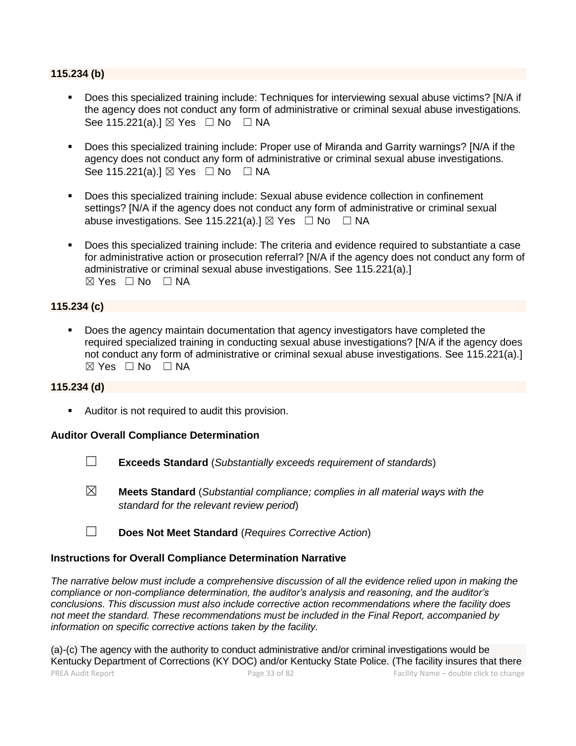**115.234 (b)**

- Does this specialized training include: Techniques for interviewing sexual abuse victims? [N/A if the agency does not conduct any form of administrative or criminal sexual abuse investigations. See 115.221(a).] ☒ Yes ☐ No ☐ NA

- Does this specialized training include: Proper use of Miranda and Garrity warnings? [N/A if the agency does not conduct any form of administrative or criminal sexual abuse investigations. See 115.221(a).] ☒ Yes ☐ No ☐ NA

- Does this specialized training include: Sexual abuse evidence collection in confinement settings? [N/A if the agency does not conduct any form of administrative or criminal sexual abuse investigations. See 115.221(a).] ☒ Yes ☐ No ☐ NA

- Does this specialized training include: The criteria and evidence required to substantiate a case for administrative action or prosecution referral? [N/A if the agency does not conduct any form of administrative or criminal sexual abuse investigations. See 115.221(a).] ☒ Yes ☐ No ☐ NA

**115.234 (c)**

- Does the agency maintain documentation that agency investigators have completed the required specialized training in conducting sexual abuse investigations? [N/A if the agency does not conduct any form of administrative or criminal sexual abuse investigations. See 115.221(a).] ☒ Yes ☐ No ☐ NA

**115.234 (d)**

- Auditor is not required to audit this provision.

**Auditor Overall Compliance Determination**

☐ **Exceeds Standard** (*Substantially exceeds requirement of standards*)

☒ **Meets Standard** (*Substantial compliance; complies in all material ways with the standard for the relevant review period*)

☐ **Does Not Meet Standard** (*Requires Corrective Action*)

**Instructions for Overall Compliance Determination Narrative**

*The narrative below must include a comprehensive discussion of all the evidence relied upon in making the compliance or non-compliance determination, the auditor's analysis and reasoning, and the auditor's conclusions. This discussion must also include corrective action recommendations where the facility does not meet the standard. These recommendations must be included in the Final Report, accompanied by information on specific corrective actions taken by the facility.*

(a)-(c) The agency with the authority to conduct administrative and/or criminal investigations would be Kentucky Department of Corrections (KY DOC) and/or Kentucky State Police. (The facility insures that there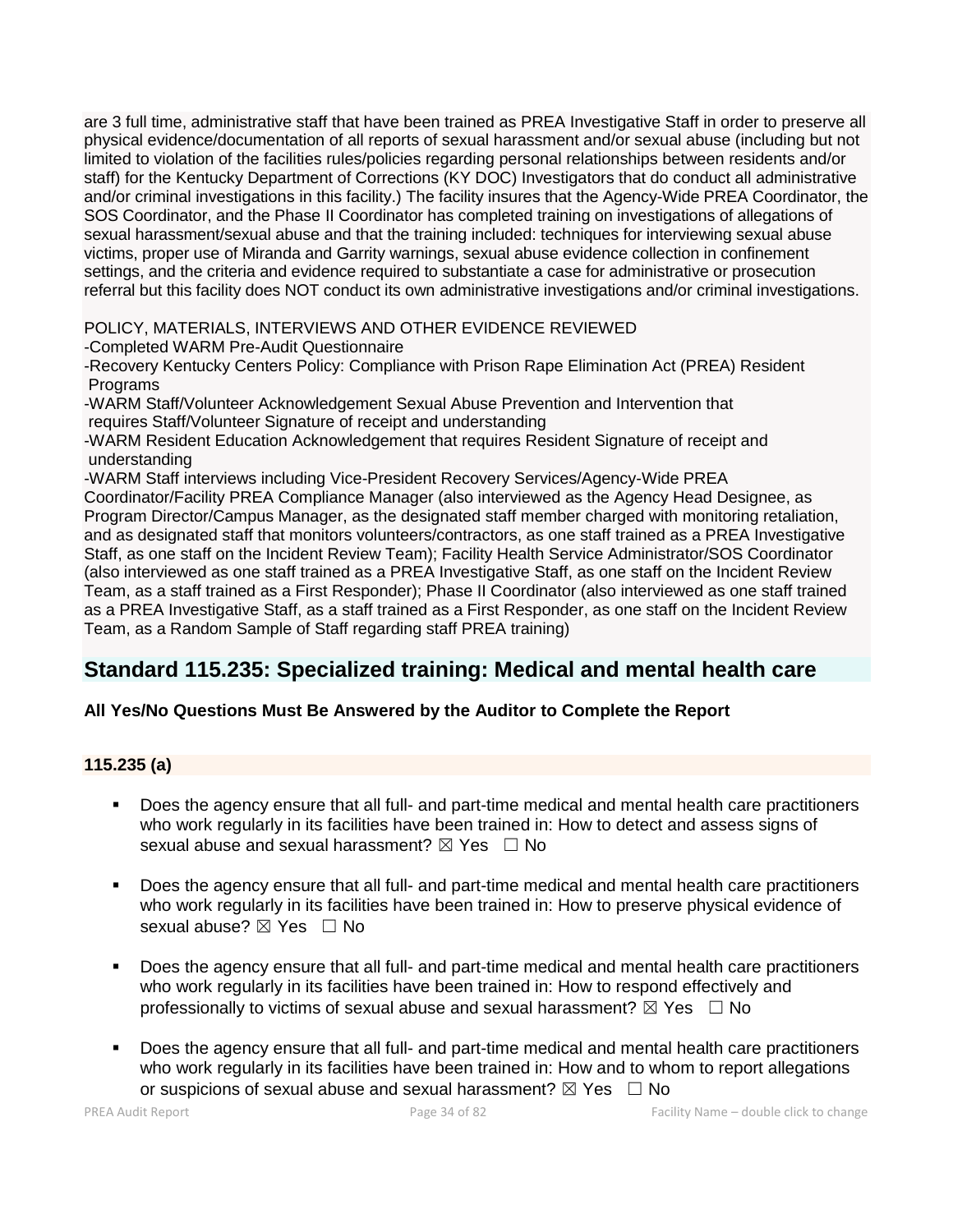are 3 full time, administrative staff that have been trained as PREA Investigative Staff in order to preserve all physical evidence/documentation of all reports of sexual harassment and/or sexual abuse (including but not limited to violation of the facilities rules/policies regarding personal relationships between residents and/or staff) for the Kentucky Department of Corrections (KY DOC) Investigators that do conduct all administrative and/or criminal investigations in this facility.) The facility insures that the Agency-Wide PREA Coordinator, the SOS Coordinator, and the Phase II Coordinator has completed training on investigations of allegations of sexual harassment/sexual abuse and that the training included: techniques for interviewing sexual abuse victims, proper use of Miranda and Garrity warnings, sexual abuse evidence collection in confinement settings, and the criteria and evidence required to substantiate a case for administrative or prosecution referral but this facility does NOT conduct its own administrative investigations and/or criminal investigations.

POLICY, MATERIALS, INTERVIEWS AND OTHER EVIDENCE REVIEWED
-Completed WARM Pre-Audit Questionnaire
-Recovery Kentucky Centers Policy: Compliance with Prison Rape Elimination Act (PREA) Resident Programs
-WARM Staff/Volunteer Acknowledgement Sexual Abuse Prevention and Intervention that requires Staff/Volunteer Signature of receipt and understanding
-WARM Resident Education Acknowledgement that requires Resident Signature of receipt and understanding
-WARM Staff interviews including Vice-President Recovery Services/Agency-Wide PREA Coordinator/Facility PREA Compliance Manager (also interviewed as the Agency Head Designee, as Program Director/Campus Manager, as the designated staff member charged with monitoring retaliation, and as designated staff that monitors volunteers/contractors, as one staff trained as a PREA Investigative Staff, as one staff on the Incident Review Team); Facility Health Service Administrator/SOS Coordinator (also interviewed as one staff trained as a PREA Investigative Staff, as one staff on the Incident Review Team, as a staff trained as a First Responder); Phase II Coordinator (also interviewed as one staff trained as a PREA Investigative Staff, as a staff trained as a First Responder, as one staff on the Incident Review Team, as a Random Sample of Staff regarding staff PREA training)

## Standard 115.235: Specialized training: Medical and mental health care

**All Yes/No Questions Must Be Answered by the Auditor to Complete the Report**

### 115.235 (a)

- Does the agency ensure that all full- and part-time medical and mental health care practitioners who work regularly in its facilities have been trained in: How to detect and assess signs of sexual abuse and sexual harassment? ☒ Yes ☐ No

- Does the agency ensure that all full- and part-time medical and mental health care practitioners who work regularly in its facilities have been trained in: How to preserve physical evidence of sexual abuse? ☒ Yes ☐ No

- Does the agency ensure that all full- and part-time medical and mental health care practitioners who work regularly in its facilities have been trained in: How to respond effectively and professionally to victims of sexual abuse and sexual harassment? ☒ Yes ☐ No

- Does the agency ensure that all full- and part-time medical and mental health care practitioners who work regularly in its facilities have been trained in: How and to whom to report allegations or suspicions of sexual abuse and sexual harassment? ☒ Yes ☐ No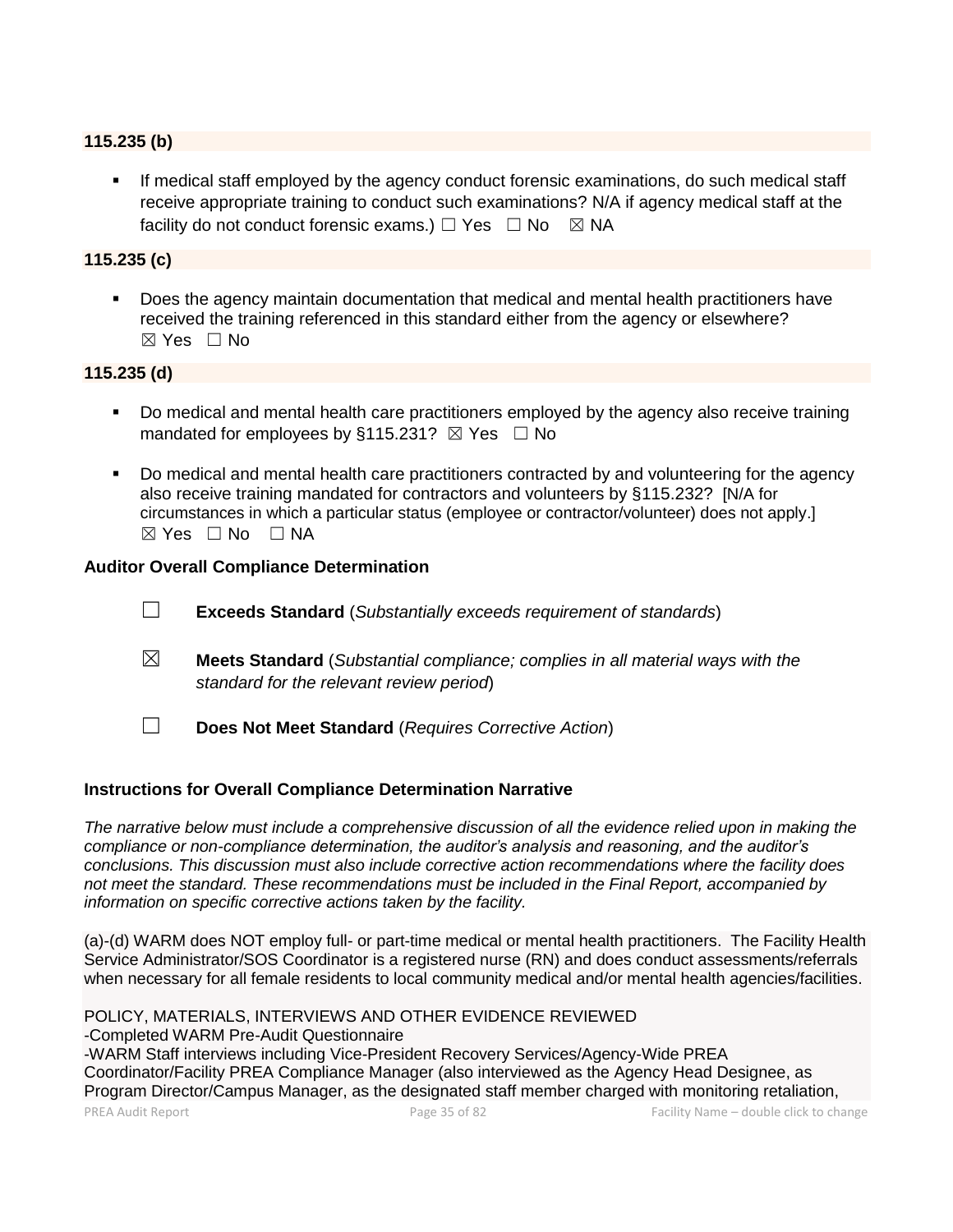**115.235 (b)**

- If medical staff employed by the agency conduct forensic examinations, do such medical staff receive appropriate training to conduct such examinations? N/A if agency medical staff at the facility do not conduct forensic exams.) ☐ Yes ☐ No ☒ NA

**115.235 (c)**

- Does the agency maintain documentation that medical and mental health practitioners have received the training referenced in this standard either from the agency or elsewhere? ☒ Yes ☐ No

**115.235 (d)**

- Do medical and mental health care practitioners employed by the agency also receive training mandated for employees by §115.231? ☒ Yes ☐ No
- Do medical and mental health care practitioners contracted by and volunteering for the agency also receive training mandated for contractors and volunteers by §115.232? [N/A for circumstances in which a particular status (employee or contractor/volunteer) does not apply.] ☒ Yes ☐ No ☐ NA

**Auditor Overall Compliance Determination**

☐ **Exceeds Standard** (*Substantially exceeds requirement of standards*)

☒ **Meets Standard** (*Substantial compliance; complies in all material ways with the standard for the relevant review period*)

☐ **Does Not Meet Standard** (*Requires Corrective Action*)

**Instructions for Overall Compliance Determination Narrative**

*The narrative below must include a comprehensive discussion of all the evidence relied upon in making the compliance or non-compliance determination, the auditor's analysis and reasoning, and the auditor's conclusions. This discussion must also include corrective action recommendations where the facility does not meet the standard. These recommendations must be included in the Final Report, accompanied by information on specific corrective actions taken by the facility.*

(a)-(d) WARM does NOT employ full- or part-time medical or mental health practitioners. The Facility Health Service Administrator/SOS Coordinator is a registered nurse (RN) and does conduct assessments/referrals when necessary for all female residents to local community medical and/or mental health agencies/facilities.

POLICY, MATERIALS, INTERVIEWS AND OTHER EVIDENCE REVIEWED
-Completed WARM Pre-Audit Questionnaire
-WARM Staff interviews including Vice-President Recovery Services/Agency-Wide PREA Coordinator/Facility PREA Compliance Manager (also interviewed as the Agency Head Designee, as Program Director/Campus Manager, as the designated staff member charged with monitoring retaliation,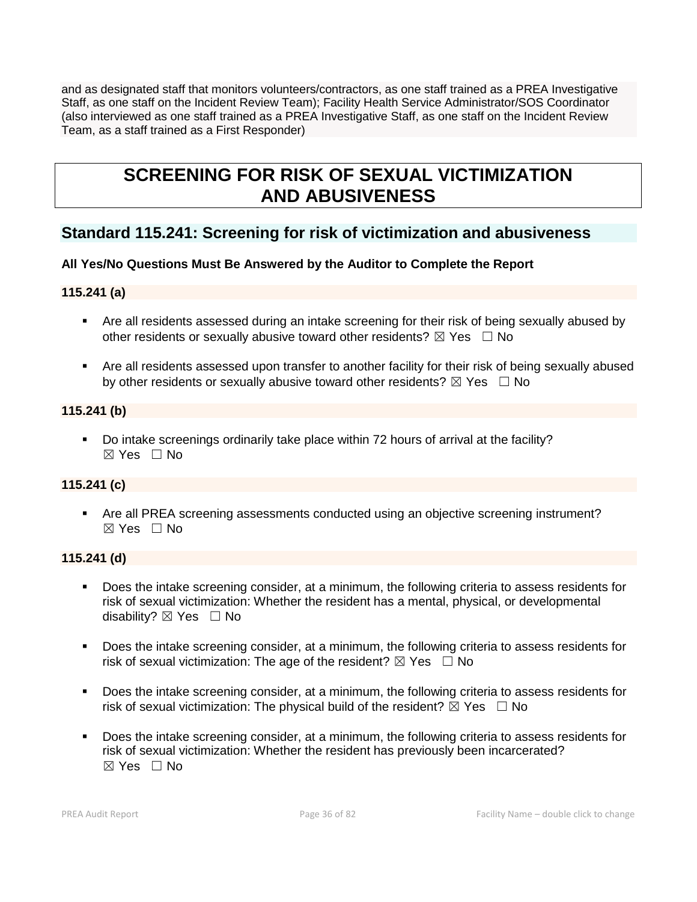and as designated staff that monitors volunteers/contractors, as one staff trained as a PREA Investigative Staff, as one staff on the Incident Review Team); Facility Health Service Administrator/SOS Coordinator (also interviewed as one staff trained as a PREA Investigative Staff, as one staff on the Incident Review Team, as a staff trained as a First Responder)

# SCREENING FOR RISK OF SEXUAL VICTIMIZATION AND ABUSIVENESS

## Standard 115.241: Screening for risk of victimization and abusiveness

**All Yes/No Questions Must Be Answered by the Auditor to Complete the Report**

**115.241 (a)**

- Are all residents assessed during an intake screening for their risk of being sexually abused by other residents or sexually abusive toward other residents? ☒ Yes ☐ No
- Are all residents assessed upon transfer to another facility for their risk of being sexually abused by other residents or sexually abusive toward other residents? ☒ Yes ☐ No

**115.241 (b)**

- Do intake screenings ordinarily take place within 72 hours of arrival at the facility? ☒ Yes ☐ No

**115.241 (c)**

- Are all PREA screening assessments conducted using an objective screening instrument? ☒ Yes ☐ No

**115.241 (d)**

- Does the intake screening consider, at a minimum, the following criteria to assess residents for risk of sexual victimization: Whether the resident has a mental, physical, or developmental disability? ☒ Yes ☐ No
- Does the intake screening consider, at a minimum, the following criteria to assess residents for risk of sexual victimization: The age of the resident? ☒ Yes ☐ No
- Does the intake screening consider, at a minimum, the following criteria to assess residents for risk of sexual victimization: The physical build of the resident? ☒ Yes ☐ No
- Does the intake screening consider, at a minimum, the following criteria to assess residents for risk of sexual victimization: Whether the resident has previously been incarcerated? ☒ Yes ☐ No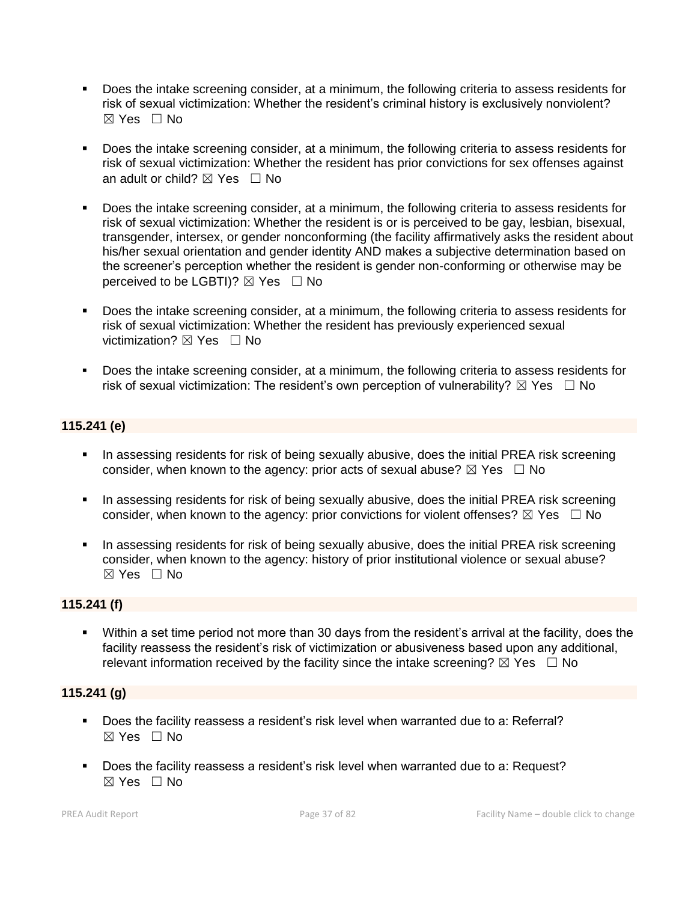- Does the intake screening consider, at a minimum, the following criteria to assess residents for risk of sexual victimization: Whether the resident's criminal history is exclusively nonviolent? ☒ Yes ☐ No

- Does the intake screening consider, at a minimum, the following criteria to assess residents for risk of sexual victimization: Whether the resident has prior convictions for sex offenses against an adult or child? ☒ Yes ☐ No

- Does the intake screening consider, at a minimum, the following criteria to assess residents for risk of sexual victimization: Whether the resident is or is perceived to be gay, lesbian, bisexual, transgender, intersex, or gender nonconforming (the facility affirmatively asks the resident about his/her sexual orientation and gender identity AND makes a subjective determination based on the screener's perception whether the resident is gender non-conforming or otherwise may be perceived to be LGBTI)? ☒ Yes ☐ No

- Does the intake screening consider, at a minimum, the following criteria to assess residents for risk of sexual victimization: Whether the resident has previously experienced sexual victimization? ☒ Yes ☐ No

- Does the intake screening consider, at a minimum, the following criteria to assess residents for risk of sexual victimization: The resident's own perception of vulnerability? ☒ Yes ☐ No

### 115.241 (e)

- In assessing residents for risk of being sexually abusive, does the initial PREA risk screening consider, when known to the agency: prior acts of sexual abuse? ☒ Yes ☐ No

- In assessing residents for risk of being sexually abusive, does the initial PREA risk screening consider, when known to the agency: prior convictions for violent offenses? ☒ Yes ☐ No

- In assessing residents for risk of being sexually abusive, does the initial PREA risk screening consider, when known to the agency: history of prior institutional violence or sexual abuse? ☒ Yes ☐ No

### 115.241 (f)

- Within a set time period not more than 30 days from the resident's arrival at the facility, does the facility reassess the resident's risk of victimization or abusiveness based upon any additional, relevant information received by the facility since the intake screening? ☒ Yes ☐ No

### 115.241 (g)

- Does the facility reassess a resident's risk level when warranted due to a: Referral? ☒ Yes ☐ No

- Does the facility reassess a resident's risk level when warranted due to a: Request? ☒ Yes ☐ No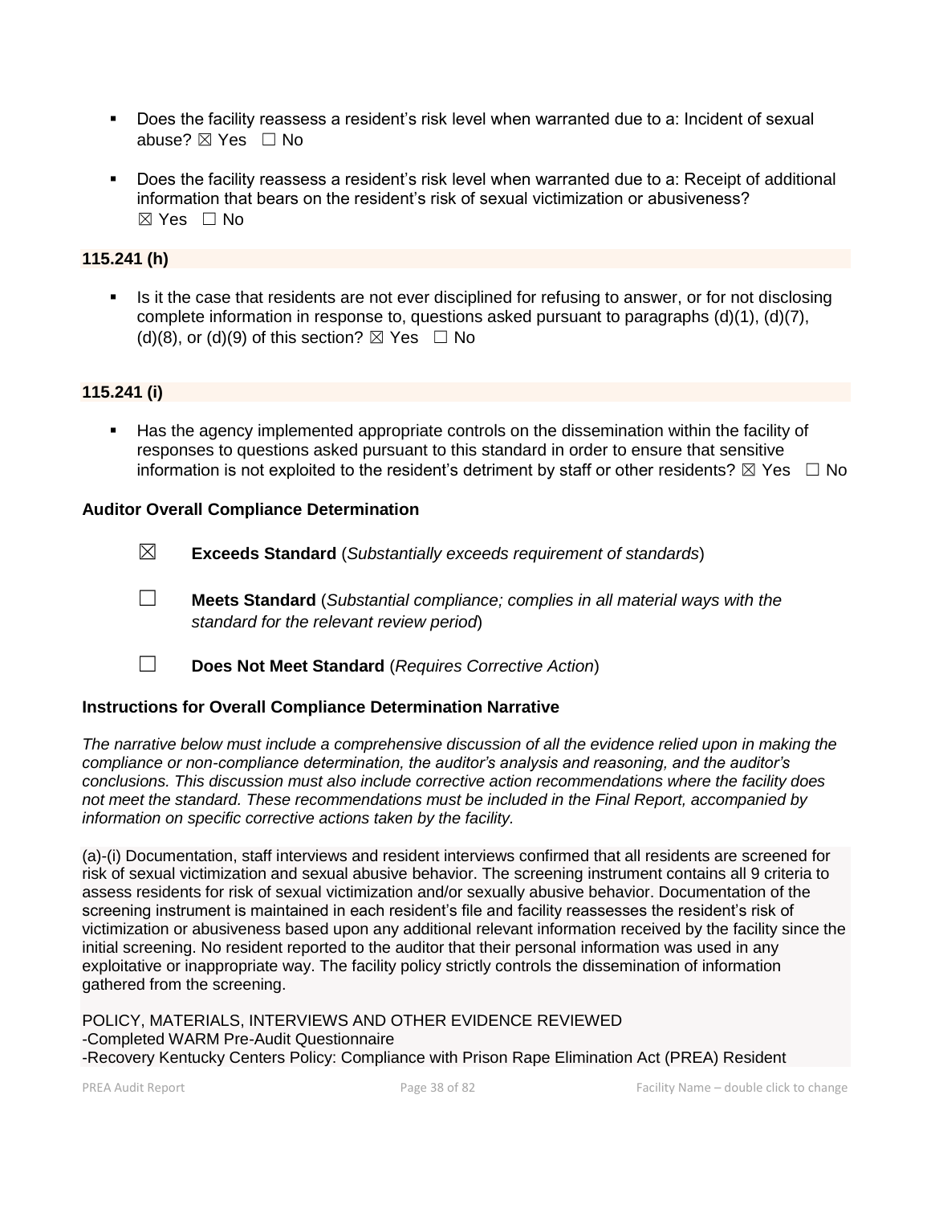- Does the facility reassess a resident's risk level when warranted due to a: Incident of sexual abuse? ☒ Yes ☐ No

- Does the facility reassess a resident's risk level when warranted due to a: Receipt of additional information that bears on the resident's risk of sexual victimization or abusiveness? ☒ Yes ☐ No

**115.241 (h)**

- Is it the case that residents are not ever disciplined for refusing to answer, or for not disclosing complete information in response to, questions asked pursuant to paragraphs (d)(1), (d)(7), (d)(8), or (d)(9) of this section? ☒ Yes ☐ No

**115.241 (i)**

- Has the agency implemented appropriate controls on the dissemination within the facility of responses to questions asked pursuant to this standard in order to ensure that sensitive information is not exploited to the resident's detriment by staff or other residents? ☒ Yes ☐ No

**Auditor Overall Compliance Determination**

☒ **Exceeds Standard** (*Substantially exceeds requirement of standards*)

☐ **Meets Standard** (*Substantial compliance; complies in all material ways with the standard for the relevant review period*)

☐ **Does Not Meet Standard** (*Requires Corrective Action*)

**Instructions for Overall Compliance Determination Narrative**

*The narrative below must include a comprehensive discussion of all the evidence relied upon in making the compliance or non-compliance determination, the auditor's analysis and reasoning, and the auditor's conclusions. This discussion must also include corrective action recommendations where the facility does not meet the standard. These recommendations must be included in the Final Report, accompanied by information on specific corrective actions taken by the facility.*

(a)-(i) Documentation, staff interviews and resident interviews confirmed that all residents are screened for risk of sexual victimization and sexual abusive behavior. The screening instrument contains all 9 criteria to assess residents for risk of sexual victimization and/or sexually abusive behavior. Documentation of the screening instrument is maintained in each resident's file and facility reassesses the resident's risk of victimization or abusiveness based upon any additional relevant information received by the facility since the initial screening. No resident reported to the auditor that their personal information was used in any exploitative or inappropriate way. The facility policy strictly controls the dissemination of information gathered from the screening.

POLICY, MATERIALS, INTERVIEWS AND OTHER EVIDENCE REVIEWED
-Completed WARM Pre-Audit Questionnaire
-Recovery Kentucky Centers Policy: Compliance with Prison Rape Elimination Act (PREA) Resident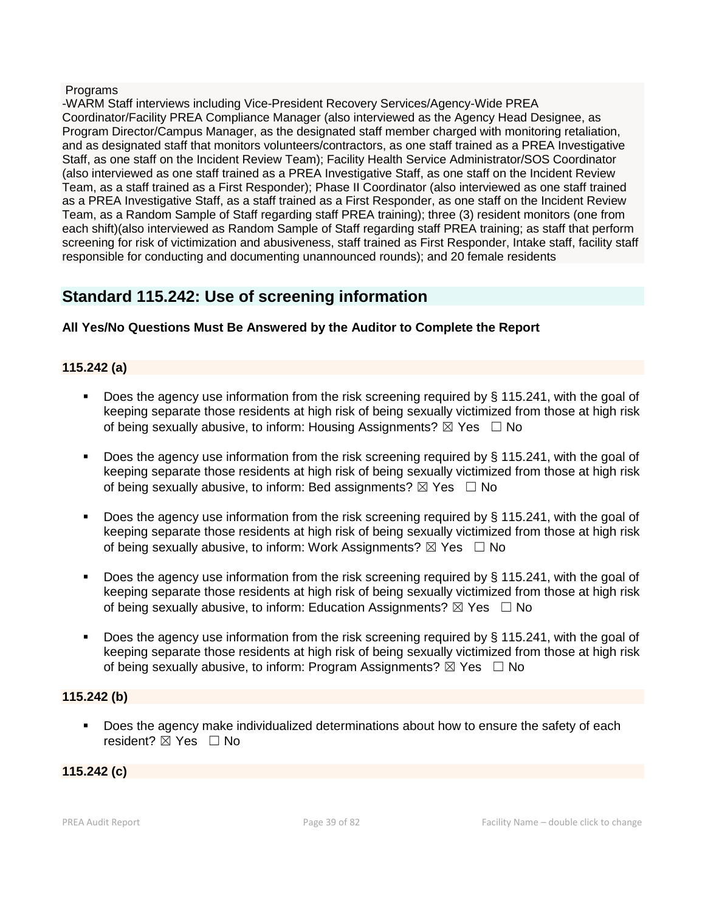Programs

-WARM Staff interviews including Vice-President Recovery Services/Agency-Wide PREA Coordinator/Facility PREA Compliance Manager (also interviewed as the Agency Head Designee, as Program Director/Campus Manager, as the designated staff member charged with monitoring retaliation, and as designated staff that monitors volunteers/contractors, as one staff trained as a PREA Investigative Staff, as one staff on the Incident Review Team); Facility Health Service Administrator/SOS Coordinator (also interviewed as one staff trained as a PREA Investigative Staff, as one staff on the Incident Review Team, as a staff trained as a First Responder); Phase II Coordinator (also interviewed as one staff trained as a PREA Investigative Staff, as a staff trained as a First Responder, as one staff on the Incident Review Team, as a Random Sample of Staff regarding staff PREA training); three (3) resident monitors (one from each shift)(also interviewed as Random Sample of Staff regarding staff PREA training; as staff that perform screening for risk of victimization and abusiveness, staff trained as First Responder, Intake staff, facility staff responsible for conducting and documenting unannounced rounds); and 20 female residents

## Standard 115.242: Use of screening information

**All Yes/No Questions Must Be Answered by the Auditor to Complete the Report**

**115.242 (a)**

- Does the agency use information from the risk screening required by § 115.241, with the goal of keeping separate those residents at high risk of being sexually victimized from those at high risk of being sexually abusive, to inform: Housing Assignments? ☒ Yes ☐ No
- Does the agency use information from the risk screening required by § 115.241, with the goal of keeping separate those residents at high risk of being sexually victimized from those at high risk of being sexually abusive, to inform: Bed assignments? ☒ Yes ☐ No
- Does the agency use information from the risk screening required by § 115.241, with the goal of keeping separate those residents at high risk of being sexually victimized from those at high risk of being sexually abusive, to inform: Work Assignments? ☒ Yes ☐ No
- Does the agency use information from the risk screening required by § 115.241, with the goal of keeping separate those residents at high risk of being sexually victimized from those at high risk of being sexually abusive, to inform: Education Assignments? ☒ Yes ☐ No
- Does the agency use information from the risk screening required by § 115.241, with the goal of keeping separate those residents at high risk of being sexually victimized from those at high risk of being sexually abusive, to inform: Program Assignments? ☒ Yes ☐ No

**115.242 (b)**

- Does the agency make individualized determinations about how to ensure the safety of each resident? ☒ Yes ☐ No

**115.242 (c)**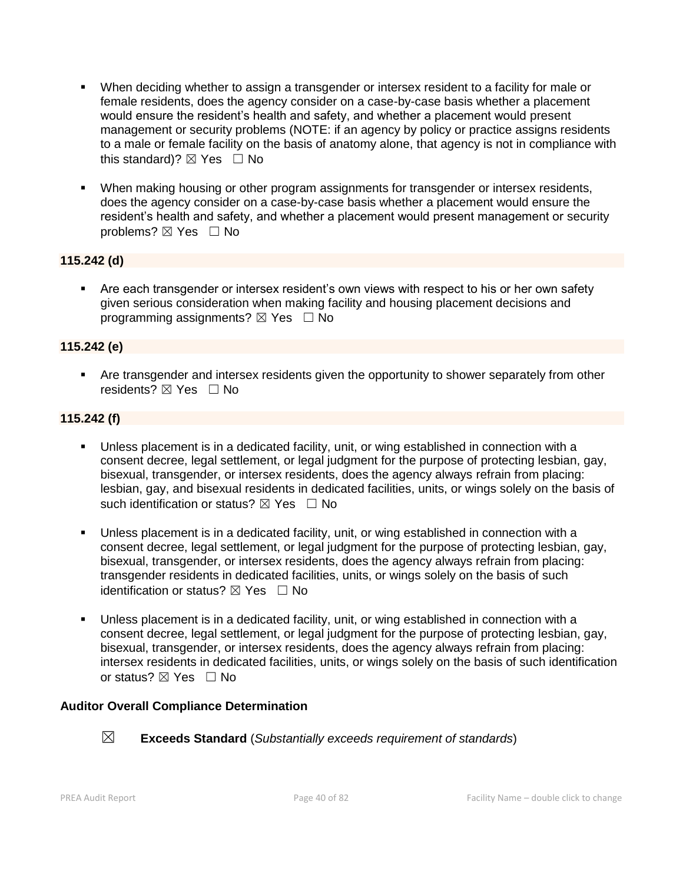- When deciding whether to assign a transgender or intersex resident to a facility for male or female residents, does the agency consider on a case-by-case basis whether a placement would ensure the resident's health and safety, and whether a placement would present management or security problems (NOTE: if an agency by policy or practice assigns residents to a male or female facility on the basis of anatomy alone, that agency is not in compliance with this standard)? ☒ Yes ☐ No

- When making housing or other program assignments for transgender or intersex residents, does the agency consider on a case-by-case basis whether a placement would ensure the resident's health and safety, and whether a placement would present management or security problems? ☒ Yes ☐ No

**115.242 (d)**

- Are each transgender or intersex resident's own views with respect to his or her own safety given serious consideration when making facility and housing placement decisions and programming assignments? ☒ Yes ☐ No

**115.242 (e)**

- Are transgender and intersex residents given the opportunity to shower separately from other residents? ☒ Yes ☐ No

**115.242 (f)**

- Unless placement is in a dedicated facility, unit, or wing established in connection with a consent decree, legal settlement, or legal judgment for the purpose of protecting lesbian, gay, bisexual, transgender, or intersex residents, does the agency always refrain from placing: lesbian, gay, and bisexual residents in dedicated facilities, units, or wings solely on the basis of such identification or status? ☒ Yes ☐ No

- Unless placement is in a dedicated facility, unit, or wing established in connection with a consent decree, legal settlement, or legal judgment for the purpose of protecting lesbian, gay, bisexual, transgender, or intersex residents, does the agency always refrain from placing: transgender residents in dedicated facilities, units, or wings solely on the basis of such identification or status? ☒ Yes ☐ No

- Unless placement is in a dedicated facility, unit, or wing established in connection with a consent decree, legal settlement, or legal judgment for the purpose of protecting lesbian, gay, bisexual, transgender, or intersex residents, does the agency always refrain from placing: intersex residents in dedicated facilities, units, or wings solely on the basis of such identification or status? ☒ Yes ☐ No

**Auditor Overall Compliance Determination**

☒ **Exceeds Standard** (*Substantially exceeds requirement of standards*)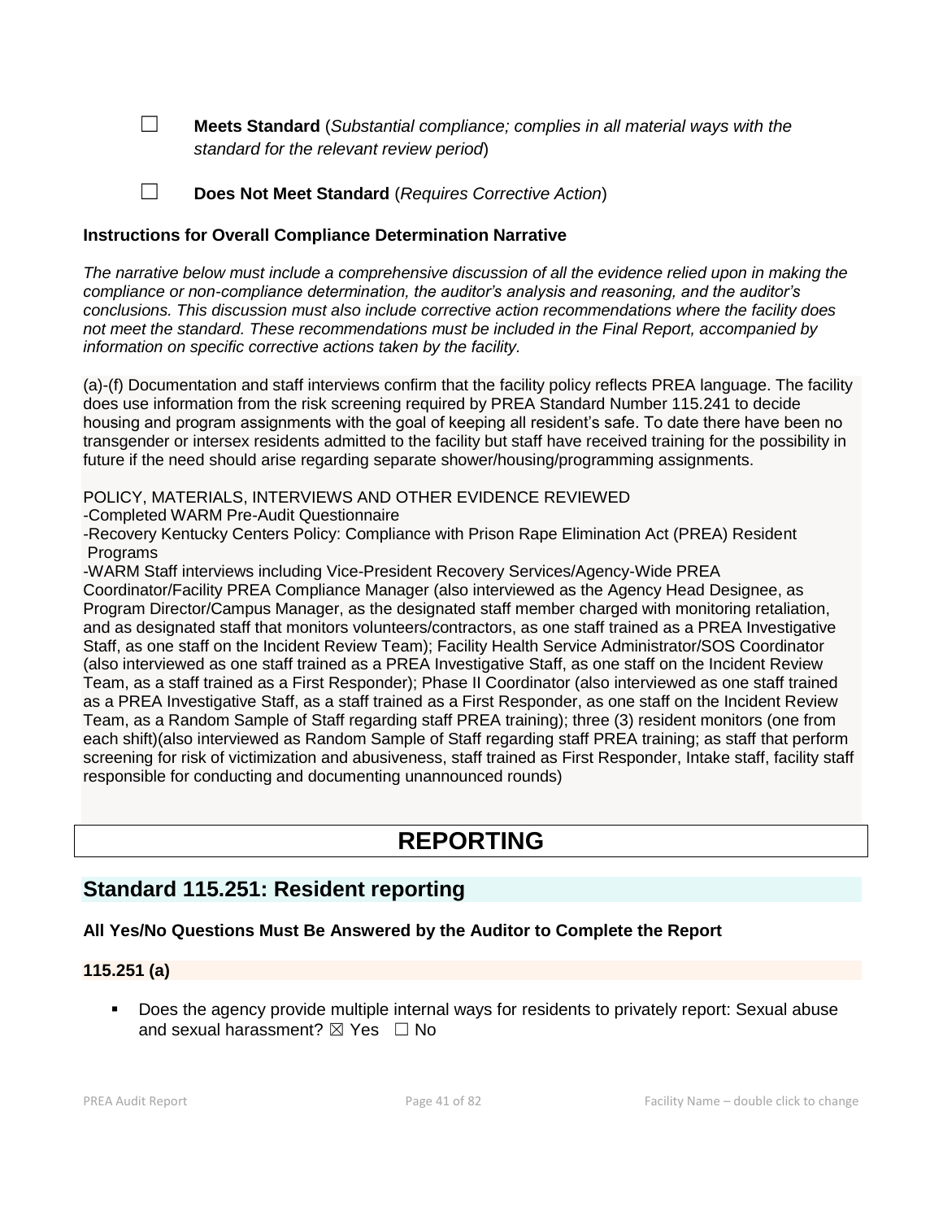☐ **Meets Standard** (*Substantial compliance; complies in all material ways with the standard for the relevant review period*)

☐ **Does Not Meet Standard** (*Requires Corrective Action*)

**Instructions for Overall Compliance Determination Narrative**

*The narrative below must include a comprehensive discussion of all the evidence relied upon in making the compliance or non-compliance determination, the auditor's analysis and reasoning, and the auditor's conclusions. This discussion must also include corrective action recommendations where the facility does not meet the standard. These recommendations must be included in the Final Report, accompanied by information on specific corrective actions taken by the facility.*

(a)-(f) Documentation and staff interviews confirm that the facility policy reflects PREA language. The facility does use information from the risk screening required by PREA Standard Number 115.241 to decide housing and program assignments with the goal of keeping all resident's safe. To date there have been no transgender or intersex residents admitted to the facility but staff have received training for the possibility in future if the need should arise regarding separate shower/housing/programming assignments.

POLICY, MATERIALS, INTERVIEWS AND OTHER EVIDENCE REVIEWED

-Completed WARM Pre-Audit Questionnaire

-Recovery Kentucky Centers Policy: Compliance with Prison Rape Elimination Act (PREA) Resident Programs

-WARM Staff interviews including Vice-President Recovery Services/Agency-Wide PREA Coordinator/Facility PREA Compliance Manager (also interviewed as the Agency Head Designee, as Program Director/Campus Manager, as the designated staff member charged with monitoring retaliation, and as designated staff that monitors volunteers/contractors, as one staff trained as a PREA Investigative Staff, as one staff on the Incident Review Team); Facility Health Service Administrator/SOS Coordinator (also interviewed as one staff trained as a PREA Investigative Staff, as one staff on the Incident Review Team, as a staff trained as a First Responder); Phase II Coordinator (also interviewed as one staff trained as a PREA Investigative Staff, as a staff trained as a First Responder, as one staff on the Incident Review Team, as a Random Sample of Staff regarding staff PREA training); three (3) resident monitors (one from each shift)(also interviewed as Random Sample of Staff regarding staff PREA training; as staff that perform screening for risk of victimization and abusiveness, staff trained as First Responder, Intake staff, facility staff responsible for conducting and documenting unannounced rounds)

# REPORTING

## Standard 115.251: Resident reporting

**All Yes/No Questions Must Be Answered by the Auditor to Complete the Report**

### 115.251 (a)

- Does the agency provide multiple internal ways for residents to privately report: Sexual abuse and sexual harassment? ☒ Yes ☐ No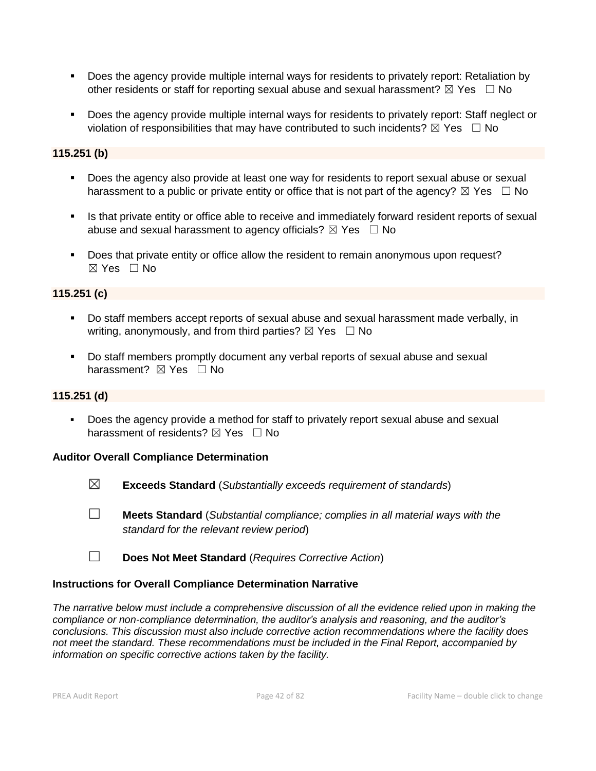- Does the agency provide multiple internal ways for residents to privately report: Retaliation by other residents or staff for reporting sexual abuse and sexual harassment? ☒ Yes ☐ No

- Does the agency provide multiple internal ways for residents to privately report: Staff neglect or violation of responsibilities that may have contributed to such incidents? ☒ Yes ☐ No

**115.251 (b)**

- Does the agency also provide at least one way for residents to report sexual abuse or sexual harassment to a public or private entity or office that is not part of the agency? ☒ Yes ☐ No

- Is that private entity or office able to receive and immediately forward resident reports of sexual abuse and sexual harassment to agency officials? ☒ Yes ☐ No

- Does that private entity or office allow the resident to remain anonymous upon request? ☒ Yes ☐ No

**115.251 (c)**

- Do staff members accept reports of sexual abuse and sexual harassment made verbally, in writing, anonymously, and from third parties? ☒ Yes ☐ No

- Do staff members promptly document any verbal reports of sexual abuse and sexual harassment? ☒ Yes ☐ No

**115.251 (d)**

- Does the agency provide a method for staff to privately report sexual abuse and sexual harassment of residents? ☒ Yes ☐ No

**Auditor Overall Compliance Determination**

☒ **Exceeds Standard** (*Substantially exceeds requirement of standards*)

☐ **Meets Standard** (*Substantial compliance; complies in all material ways with the standard for the relevant review period*)

☐ **Does Not Meet Standard** (*Requires Corrective Action*)

**Instructions for Overall Compliance Determination Narrative**

*The narrative below must include a comprehensive discussion of all the evidence relied upon in making the compliance or non-compliance determination, the auditor's analysis and reasoning, and the auditor's conclusions. This discussion must also include corrective action recommendations where the facility does not meet the standard. These recommendations must be included in the Final Report, accompanied by information on specific corrective actions taken by the facility.*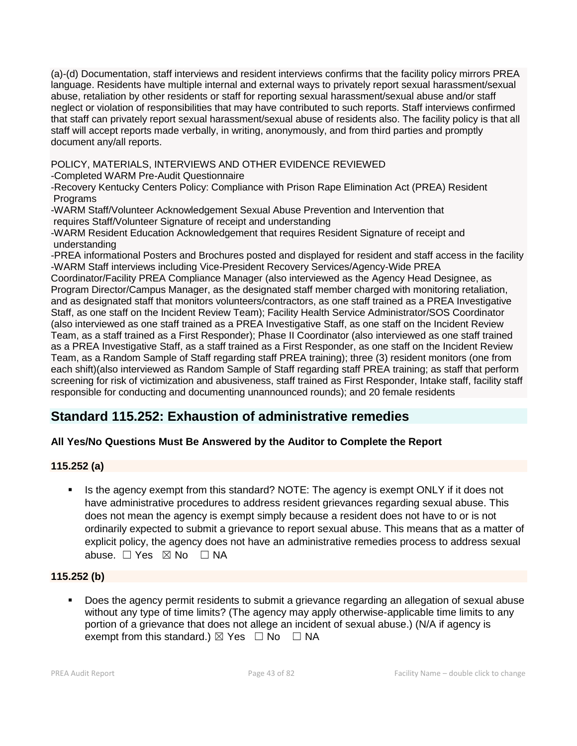(a)-(d) Documentation, staff interviews and resident interviews confirms that the facility policy mirrors PREA language. Residents have multiple internal and external ways to privately report sexual harassment/sexual abuse, retaliation by other residents or staff for reporting sexual harassment/sexual abuse and/or staff neglect or violation of responsibilities that may have contributed to such reports. Staff interviews confirmed that staff can privately report sexual harassment/sexual abuse of residents also. The facility policy is that all staff will accept reports made verbally, in writing, anonymously, and from third parties and promptly document any/all reports.

POLICY, MATERIALS, INTERVIEWS AND OTHER EVIDENCE REVIEWED
-Completed WARM Pre-Audit Questionnaire
-Recovery Kentucky Centers Policy: Compliance with Prison Rape Elimination Act (PREA) Resident Programs
-WARM Staff/Volunteer Acknowledgement Sexual Abuse Prevention and Intervention that requires Staff/Volunteer Signature of receipt and understanding
-WARM Resident Education Acknowledgement that requires Resident Signature of receipt and understanding
-PREA informational Posters and Brochures posted and displayed for resident and staff access in the facility
-WARM Staff interviews including Vice-President Recovery Services/Agency-Wide PREA Coordinator/Facility PREA Compliance Manager (also interviewed as the Agency Head Designee, as Program Director/Campus Manager, as the designated staff member charged with monitoring retaliation, and as designated staff that monitors volunteers/contractors, as one staff trained as a PREA Investigative Staff, as one staff on the Incident Review Team); Facility Health Service Administrator/SOS Coordinator (also interviewed as one staff trained as a PREA Investigative Staff, as one staff on the Incident Review Team, as a staff trained as a First Responder); Phase II Coordinator (also interviewed as one staff trained as a PREA Investigative Staff, as a staff trained as a First Responder, as one staff on the Incident Review Team, as a Random Sample of Staff regarding staff PREA training); three (3) resident monitors (one from each shift)(also interviewed as Random Sample of Staff regarding staff PREA training; as staff that perform screening for risk of victimization and abusiveness, staff trained as First Responder, Intake staff, facility staff responsible for conducting and documenting unannounced rounds); and 20 female residents

## Standard 115.252: Exhaustion of administrative remedies

**All Yes/No Questions Must Be Answered by the Auditor to Complete the Report**

**115.252 (a)**

- Is the agency exempt from this standard? NOTE: The agency is exempt ONLY if it does not have administrative procedures to address resident grievances regarding sexual abuse. This does not mean the agency is exempt simply because a resident does not have to or is not ordinarily expected to submit a grievance to report sexual abuse. This means that as a matter of explicit policy, the agency does not have an administrative remedies process to address sexual abuse. ☐ Yes ☒ No ☐ NA

**115.252 (b)**

- Does the agency permit residents to submit a grievance regarding an allegation of sexual abuse without any type of time limits? (The agency may apply otherwise-applicable time limits to any portion of a grievance that does not allege an incident of sexual abuse.) (N/A if agency is exempt from this standard.) ☒ Yes ☐ No ☐ NA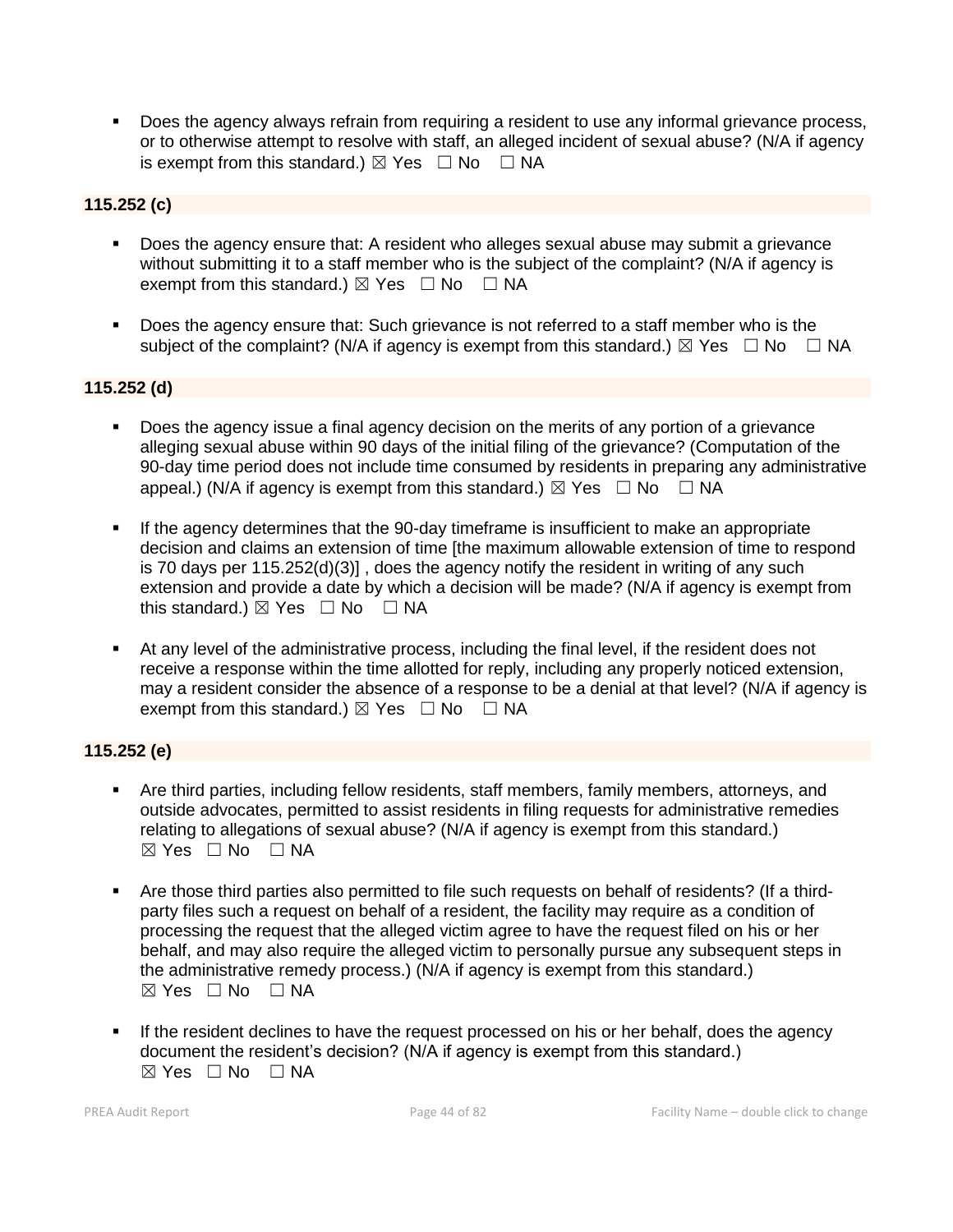- Does the agency always refrain from requiring a resident to use any informal grievance process, or to otherwise attempt to resolve with staff, an alleged incident of sexual abuse? (N/A if agency is exempt from this standard.) ☒ Yes ☐ No ☐ NA

**115.252 (c)**

- Does the agency ensure that: A resident who alleges sexual abuse may submit a grievance without submitting it to a staff member who is the subject of the complaint? (N/A if agency is exempt from this standard.) ☒ Yes ☐ No ☐ NA

- Does the agency ensure that: Such grievance is not referred to a staff member who is the subject of the complaint? (N/A if agency is exempt from this standard.) ☒ Yes ☐ No ☐ NA

**115.252 (d)**

- Does the agency issue a final agency decision on the merits of any portion of a grievance alleging sexual abuse within 90 days of the initial filing of the grievance? (Computation of the 90-day time period does not include time consumed by residents in preparing any administrative appeal.) (N/A if agency is exempt from this standard.) ☒ Yes ☐ No ☐ NA

- If the agency determines that the 90-day timeframe is insufficient to make an appropriate decision and claims an extension of time [the maximum allowable extension of time to respond is 70 days per 115.252(d)(3)] , does the agency notify the resident in writing of any such extension and provide a date by which a decision will be made? (N/A if agency is exempt from this standard.) ☒ Yes ☐ No ☐ NA

- At any level of the administrative process, including the final level, if the resident does not receive a response within the time allotted for reply, including any properly noticed extension, may a resident consider the absence of a response to be a denial at that level? (N/A if agency is exempt from this standard.) ☒ Yes ☐ No ☐ NA

**115.252 (e)**

- Are third parties, including fellow residents, staff members, family members, attorneys, and outside advocates, permitted to assist residents in filing requests for administrative remedies relating to allegations of sexual abuse? (N/A if agency is exempt from this standard.)
  ☒ Yes ☐ No ☐ NA

- Are those third parties also permitted to file such requests on behalf of residents? (If a third-party files such a request on behalf of a resident, the facility may require as a condition of processing the request that the alleged victim agree to have the request filed on his or her behalf, and may also require the alleged victim to personally pursue any subsequent steps in the administrative remedy process.) (N/A if agency is exempt from this standard.)
  ☒ Yes ☐ No ☐ NA

- If the resident declines to have the request processed on his or her behalf, does the agency document the resident's decision? (N/A if agency is exempt from this standard.)
  ☒ Yes ☐ No ☐ NA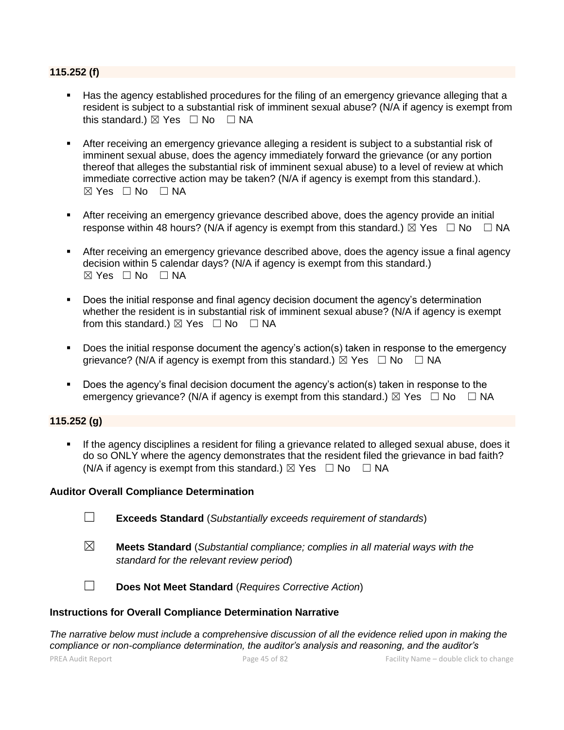### 115.252 (f)

- Has the agency established procedures for the filing of an emergency grievance alleging that a resident is subject to a substantial risk of imminent sexual abuse? (N/A if agency is exempt from this standard.) ☒ Yes ☐ No ☐ NA

- After receiving an emergency grievance alleging a resident is subject to a substantial risk of imminent sexual abuse, does the agency immediately forward the grievance (or any portion thereof that alleges the substantial risk of imminent sexual abuse) to a level of review at which immediate corrective action may be taken? (N/A if agency is exempt from this standard.). ☒ Yes ☐ No ☐ NA

- After receiving an emergency grievance described above, does the agency provide an initial response within 48 hours? (N/A if agency is exempt from this standard.) ☒ Yes ☐ No ☐ NA

- After receiving an emergency grievance described above, does the agency issue a final agency decision within 5 calendar days? (N/A if agency is exempt from this standard.) ☒ Yes ☐ No ☐ NA

- Does the initial response and final agency decision document the agency's determination whether the resident is in substantial risk of imminent sexual abuse? (N/A if agency is exempt from this standard.) ☒ Yes ☐ No ☐ NA

- Does the initial response document the agency's action(s) taken in response to the emergency grievance? (N/A if agency is exempt from this standard.) ☒ Yes ☐ No ☐ NA

- Does the agency's final decision document the agency's action(s) taken in response to the emergency grievance? (N/A if agency is exempt from this standard.) ☒ Yes ☐ No ☐ NA

### 115.252 (g)

- If the agency disciplines a resident for filing a grievance related to alleged sexual abuse, does it do so ONLY where the agency demonstrates that the resident filed the grievance in bad faith? (N/A if agency is exempt from this standard.) ☒ Yes ☐ No ☐ NA

**Auditor Overall Compliance Determination**

☐ **Exceeds Standard** (*Substantially exceeds requirement of standards*)

☒ **Meets Standard** (*Substantial compliance; complies in all material ways with the standard for the relevant review period*)

☐ **Does Not Meet Standard** (*Requires Corrective Action*)

**Instructions for Overall Compliance Determination Narrative**

*The narrative below must include a comprehensive discussion of all the evidence relied upon in making the compliance or non-compliance determination, the auditor's analysis and reasoning, and the auditor's*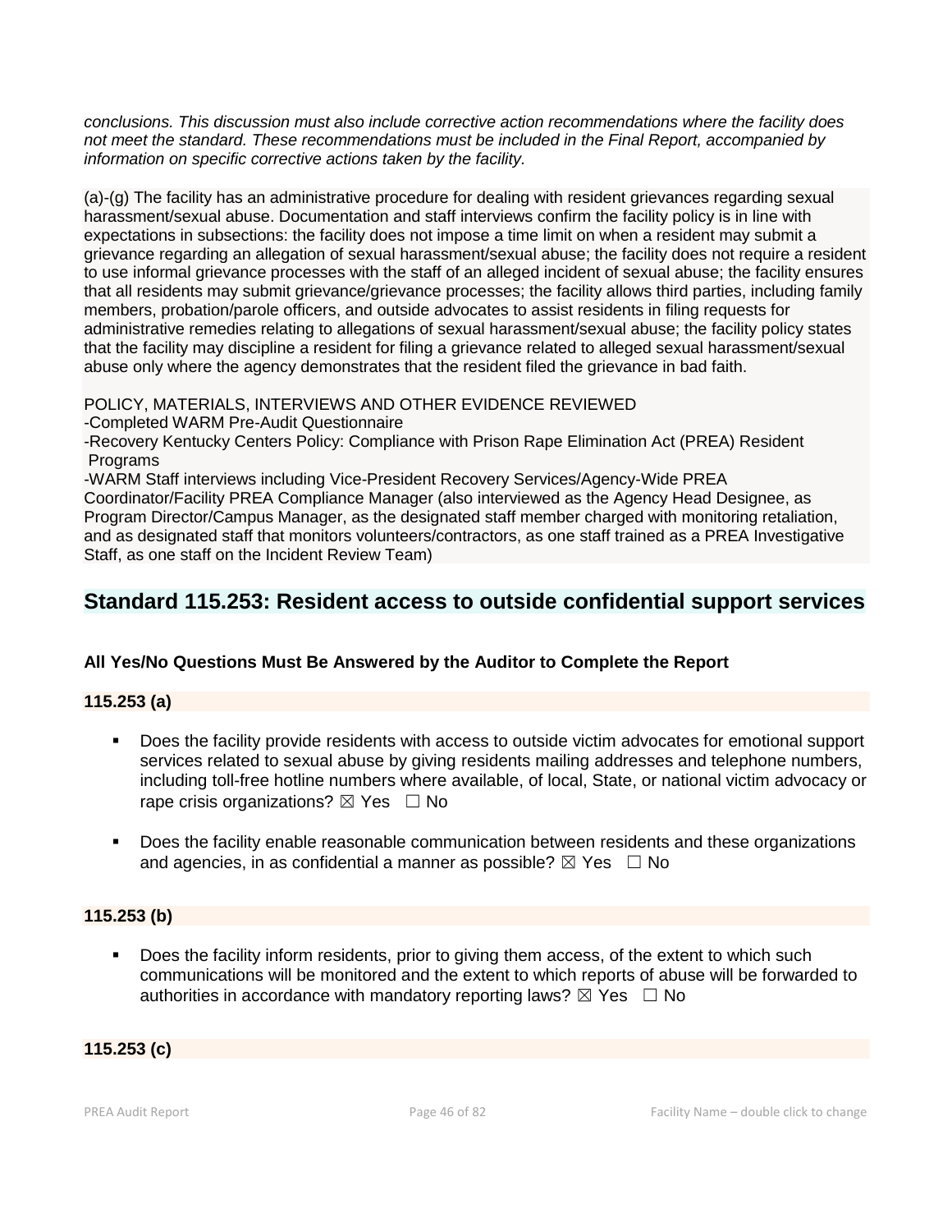*conclusions. This discussion must also include corrective action recommendations where the facility does not meet the standard. These recommendations must be included in the Final Report, accompanied by information on specific corrective actions taken by the facility.*

(a)-(g) The facility has an administrative procedure for dealing with resident grievances regarding sexual harassment/sexual abuse. Documentation and staff interviews confirm the facility policy is in line with expectations in subsections: the facility does not impose a time limit on when a resident may submit a grievance regarding an allegation of sexual harassment/sexual abuse; the facility does not require a resident to use informal grievance processes with the staff of an alleged incident of sexual abuse; the facility ensures that all residents may submit grievance/grievance processes; the facility allows third parties, including family members, probation/parole officers, and outside advocates to assist residents in filing requests for administrative remedies relating to allegations of sexual harassment/sexual abuse; the facility policy states that the facility may discipline a resident for filing a grievance related to alleged sexual harassment/sexual abuse only where the agency demonstrates that the resident filed the grievance in bad faith.

POLICY, MATERIALS, INTERVIEWS AND OTHER EVIDENCE REVIEWED
-Completed WARM Pre-Audit Questionnaire
-Recovery Kentucky Centers Policy: Compliance with Prison Rape Elimination Act (PREA) Resident Programs
-WARM Staff interviews including Vice-President Recovery Services/Agency-Wide PREA Coordinator/Facility PREA Compliance Manager (also interviewed as the Agency Head Designee, as Program Director/Campus Manager, as the designated staff member charged with monitoring retaliation, and as designated staff that monitors volunteers/contractors, as one staff trained as a PREA Investigative Staff, as one staff on the Incident Review Team)

## Standard 115.253: Resident access to outside confidential support services

**All Yes/No Questions Must Be Answered by the Auditor to Complete the Report**

**115.253 (a)**

- Does the facility provide residents with access to outside victim advocates for emotional support services related to sexual abuse by giving residents mailing addresses and telephone numbers, including toll-free hotline numbers where available, of local, State, or national victim advocacy or rape crisis organizations? ☒ Yes ☐ No

- Does the facility enable reasonable communication between residents and these organizations and agencies, in as confidential a manner as possible? ☒ Yes ☐ No

**115.253 (b)**

- Does the facility inform residents, prior to giving them access, of the extent to which such communications will be monitored and the extent to which reports of abuse will be forwarded to authorities in accordance with mandatory reporting laws? ☒ Yes ☐ No

**115.253 (c)**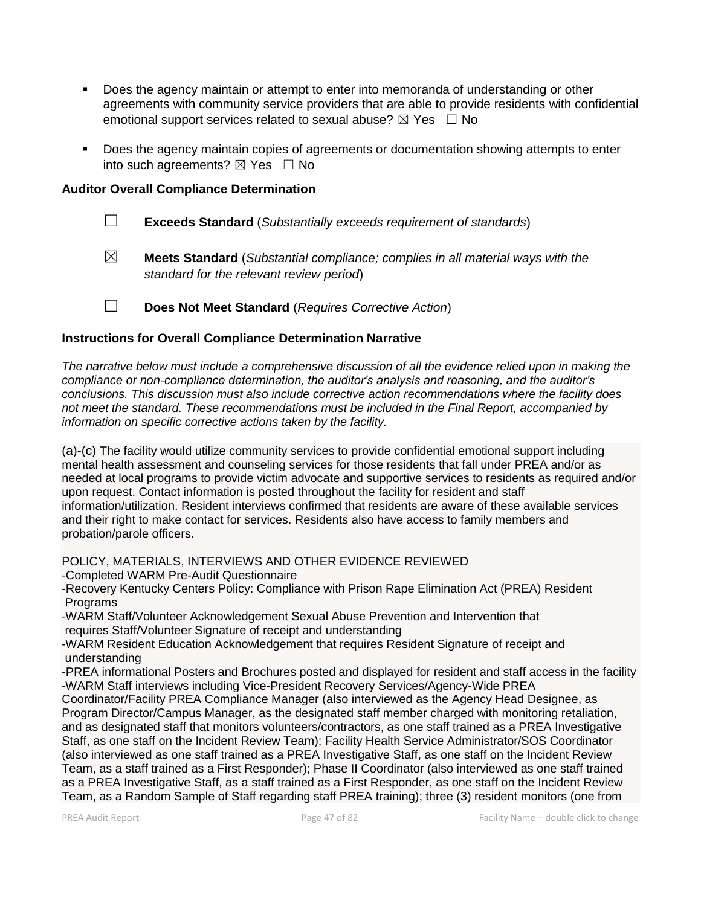- Does the agency maintain or attempt to enter into memoranda of understanding or other agreements with community service providers that are able to provide residents with confidential emotional support services related to sexual abuse? ☒ Yes ☐ No
- Does the agency maintain copies of agreements or documentation showing attempts to enter into such agreements? ☒ Yes ☐ No

**Auditor Overall Compliance Determination**

☐ **Exceeds Standard** (*Substantially exceeds requirement of standards*)

☒ **Meets Standard** (*Substantial compliance; complies in all material ways with the standard for the relevant review period*)

☐ **Does Not Meet Standard** (*Requires Corrective Action*)

**Instructions for Overall Compliance Determination Narrative**

*The narrative below must include a comprehensive discussion of all the evidence relied upon in making the compliance or non-compliance determination, the auditor's analysis and reasoning, and the auditor's conclusions. This discussion must also include corrective action recommendations where the facility does not meet the standard. These recommendations must be included in the Final Report, accompanied by information on specific corrective actions taken by the facility.*

(a)-(c) The facility would utilize community services to provide confidential emotional support including mental health assessment and counseling services for those residents that fall under PREA and/or as needed at local programs to provide victim advocate and supportive services to residents as required and/or upon request. Contact information is posted throughout the facility for resident and staff information/utilization. Resident interviews confirmed that residents are aware of these available services and their right to make contact for services. Residents also have access to family members and probation/parole officers.

POLICY, MATERIALS, INTERVIEWS AND OTHER EVIDENCE REVIEWED
-Completed WARM Pre-Audit Questionnaire
-Recovery Kentucky Centers Policy: Compliance with Prison Rape Elimination Act (PREA) Resident Programs
-WARM Staff/Volunteer Acknowledgement Sexual Abuse Prevention and Intervention that requires Staff/Volunteer Signature of receipt and understanding
-WARM Resident Education Acknowledgement that requires Resident Signature of receipt and understanding
-PREA informational Posters and Brochures posted and displayed for resident and staff access in the facility
-WARM Staff interviews including Vice-President Recovery Services/Agency-Wide PREA Coordinator/Facility PREA Compliance Manager (also interviewed as the Agency Head Designee, as Program Director/Campus Manager, as the designated staff member charged with monitoring retaliation, and as designated staff that monitors volunteers/contractors, as one staff trained as a PREA Investigative Staff, as one staff on the Incident Review Team); Facility Health Service Administrator/SOS Coordinator (also interviewed as one staff trained as a PREA Investigative Staff, as one staff on the Incident Review Team, as a staff trained as a First Responder); Phase II Coordinator (also interviewed as one staff trained as a PREA Investigative Staff, as a staff trained as a First Responder, as one staff on the Incident Review Team, as a Random Sample of Staff regarding staff PREA training); three (3) resident monitors (one from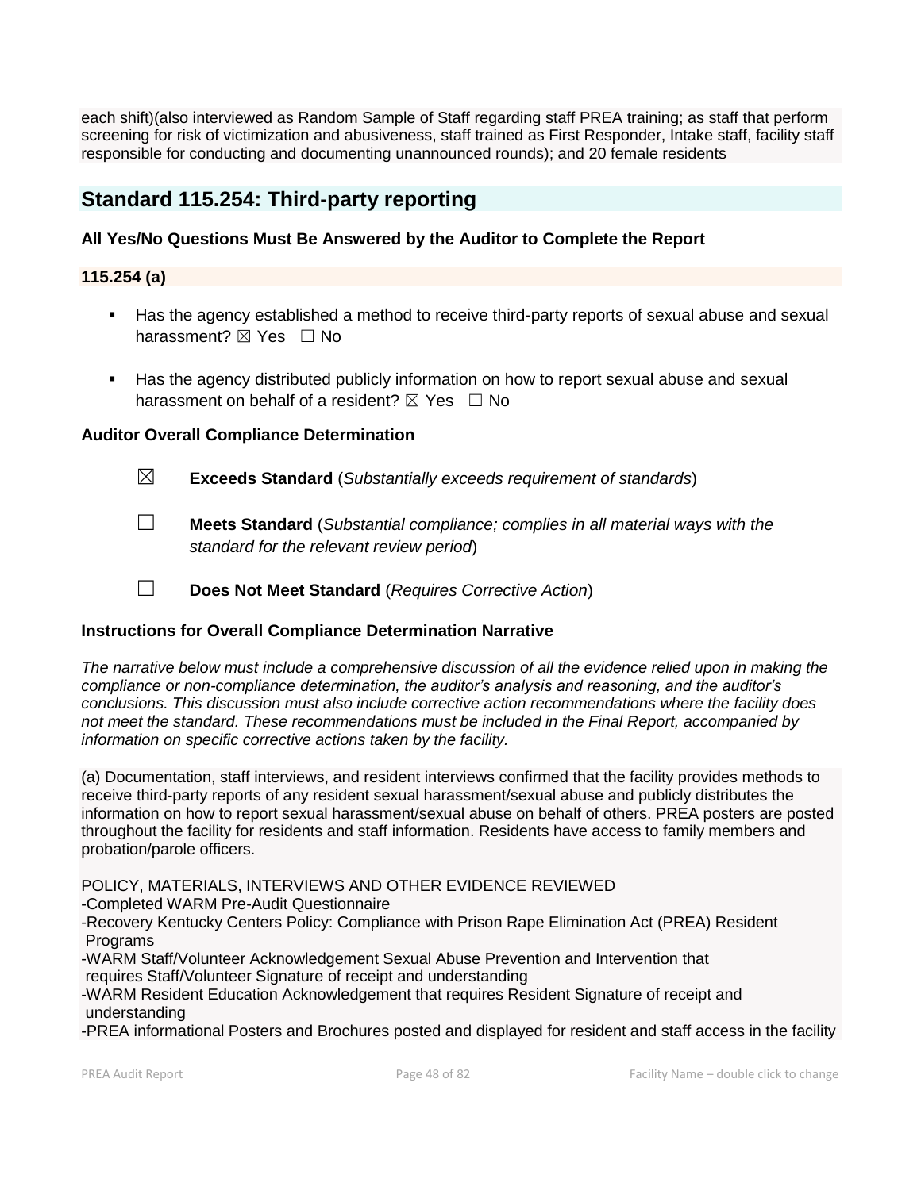each shift)(also interviewed as Random Sample of Staff regarding staff PREA training; as staff that perform screening for risk of victimization and abusiveness, staff trained as First Responder, Intake staff, facility staff responsible for conducting and documenting unannounced rounds); and 20 female residents

## Standard 115.254: Third-party reporting

**All Yes/No Questions Must Be Answered by the Auditor to Complete the Report**

**115.254 (a)**

- Has the agency established a method to receive third-party reports of sexual abuse and sexual harassment? ☒ Yes ☐ No
- Has the agency distributed publicly information on how to report sexual abuse and sexual harassment on behalf of a resident? ☒ Yes ☐ No

**Auditor Overall Compliance Determination**

☒ **Exceeds Standard** (*Substantially exceeds requirement of standards*)

☐ **Meets Standard** (*Substantial compliance; complies in all material ways with the standard for the relevant review period*)

☐ **Does Not Meet Standard** (*Requires Corrective Action*)

**Instructions for Overall Compliance Determination Narrative**

*The narrative below must include a comprehensive discussion of all the evidence relied upon in making the compliance or non-compliance determination, the auditor's analysis and reasoning, and the auditor's conclusions. This discussion must also include corrective action recommendations where the facility does not meet the standard. These recommendations must be included in the Final Report, accompanied by information on specific corrective actions taken by the facility.*

(a) Documentation, staff interviews, and resident interviews confirmed that the facility provides methods to receive third-party reports of any resident sexual harassment/sexual abuse and publicly distributes the information on how to report sexual harassment/sexual abuse on behalf of others. PREA posters are posted throughout the facility for residents and staff information. Residents have access to family members and probation/parole officers.

POLICY, MATERIALS, INTERVIEWS AND OTHER EVIDENCE REVIEWED
-Completed WARM Pre-Audit Questionnaire
-Recovery Kentucky Centers Policy: Compliance with Prison Rape Elimination Act (PREA) Resident Programs
-WARM Staff/Volunteer Acknowledgement Sexual Abuse Prevention and Intervention that requires Staff/Volunteer Signature of receipt and understanding
-WARM Resident Education Acknowledgement that requires Resident Signature of receipt and understanding
-PREA informational Posters and Brochures posted and displayed for resident and staff access in the facility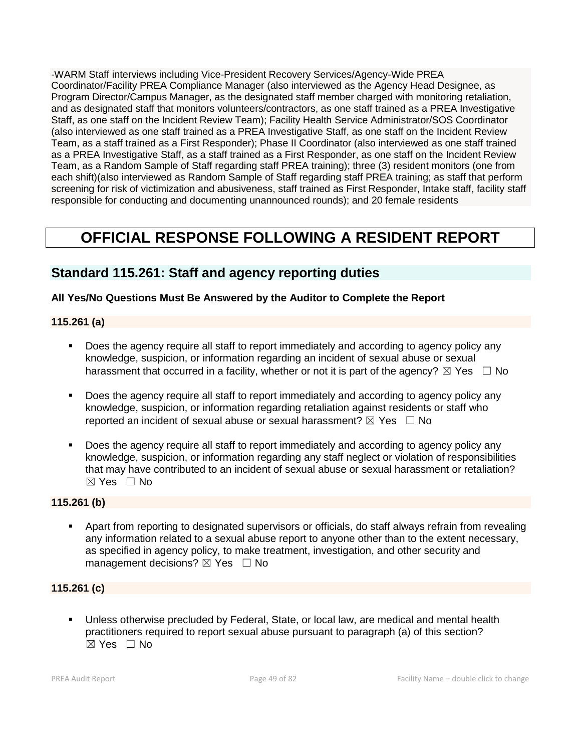-WARM Staff interviews including Vice-President Recovery Services/Agency-Wide PREA Coordinator/Facility PREA Compliance Manager (also interviewed as the Agency Head Designee, as Program Director/Campus Manager, as the designated staff member charged with monitoring retaliation, and as designated staff that monitors volunteers/contractors, as one staff trained as a PREA Investigative Staff, as one staff on the Incident Review Team); Facility Health Service Administrator/SOS Coordinator (also interviewed as one staff trained as a PREA Investigative Staff, as one staff on the Incident Review Team, as a staff trained as a First Responder); Phase II Coordinator (also interviewed as one staff trained as a PREA Investigative Staff, as a staff trained as a First Responder, as one staff on the Incident Review Team, as a Random Sample of Staff regarding staff PREA training); three (3) resident monitors (one from each shift)(also interviewed as Random Sample of Staff regarding staff PREA training; as staff that perform screening for risk of victimization and abusiveness, staff trained as First Responder, Intake staff, facility staff responsible for conducting and documenting unannounced rounds); and 20 female residents

# OFFICIAL RESPONSE FOLLOWING A RESIDENT REPORT

## Standard 115.261: Staff and agency reporting duties

**All Yes/No Questions Must Be Answered by the Auditor to Complete the Report**

**115.261 (a)**

- Does the agency require all staff to report immediately and according to agency policy any knowledge, suspicion, or information regarding an incident of sexual abuse or sexual harassment that occurred in a facility, whether or not it is part of the agency? ☒ Yes ☐ No
- Does the agency require all staff to report immediately and according to agency policy any knowledge, suspicion, or information regarding retaliation against residents or staff who reported an incident of sexual abuse or sexual harassment? ☒ Yes ☐ No
- Does the agency require all staff to report immediately and according to agency policy any knowledge, suspicion, or information regarding any staff neglect or violation of responsibilities that may have contributed to an incident of sexual abuse or sexual harassment or retaliation? ☒ Yes ☐ No

**115.261 (b)**

- Apart from reporting to designated supervisors or officials, do staff always refrain from revealing any information related to a sexual abuse report to anyone other than to the extent necessary, as specified in agency policy, to make treatment, investigation, and other security and management decisions? ☒ Yes ☐ No

**115.261 (c)**

- Unless otherwise precluded by Federal, State, or local law, are medical and mental health practitioners required to report sexual abuse pursuant to paragraph (a) of this section? ☒ Yes ☐ No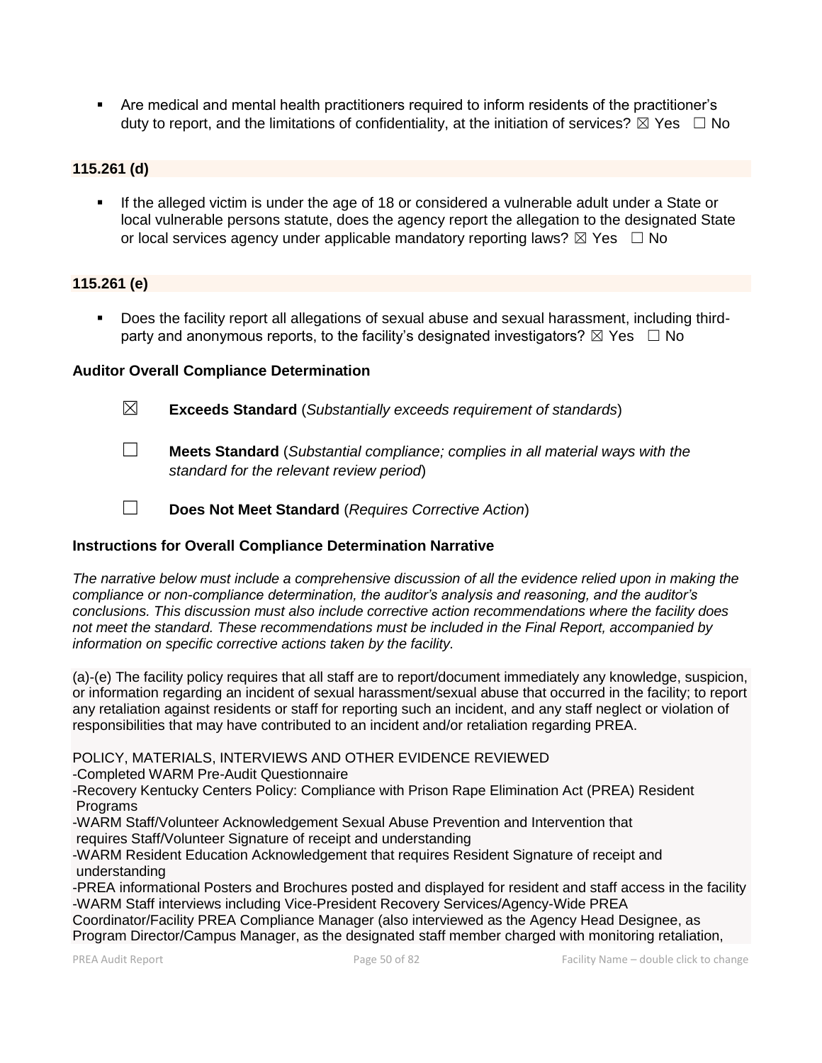- Are medical and mental health practitioners required to inform residents of the practitioner's duty to report, and the limitations of confidentiality, at the initiation of services? ☒ Yes ☐ No

**115.261 (d)**

- If the alleged victim is under the age of 18 or considered a vulnerable adult under a State or local vulnerable persons statute, does the agency report the allegation to the designated State or local services agency under applicable mandatory reporting laws? ☒ Yes ☐ No

**115.261 (e)**

- Does the facility report all allegations of sexual abuse and sexual harassment, including third-party and anonymous reports, to the facility's designated investigators? ☒ Yes ☐ No

**Auditor Overall Compliance Determination**

☒ **Exceeds Standard** (*Substantially exceeds requirement of standards*)

☐ **Meets Standard** (*Substantial compliance; complies in all material ways with the standard for the relevant review period*)

☐ **Does Not Meet Standard** (*Requires Corrective Action*)

**Instructions for Overall Compliance Determination Narrative**

*The narrative below must include a comprehensive discussion of all the evidence relied upon in making the compliance or non-compliance determination, the auditor's analysis and reasoning, and the auditor's conclusions. This discussion must also include corrective action recommendations where the facility does not meet the standard. These recommendations must be included in the Final Report, accompanied by information on specific corrective actions taken by the facility.*

(a)-(e) The facility policy requires that all staff are to report/document immediately any knowledge, suspicion, or information regarding an incident of sexual harassment/sexual abuse that occurred in the facility; to report any retaliation against residents or staff for reporting such an incident, and any staff neglect or violation of responsibilities that may have contributed to an incident and/or retaliation regarding PREA.

POLICY, MATERIALS, INTERVIEWS AND OTHER EVIDENCE REVIEWED

- -Completed WARM Pre-Audit Questionnaire
- -Recovery Kentucky Centers Policy: Compliance with Prison Rape Elimination Act (PREA) Resident Programs
- -WARM Staff/Volunteer Acknowledgement Sexual Abuse Prevention and Intervention that requires Staff/Volunteer Signature of receipt and understanding
- -WARM Resident Education Acknowledgement that requires Resident Signature of receipt and understanding
- -PREA informational Posters and Brochures posted and displayed for resident and staff access in the facility
- -WARM Staff interviews including Vice-President Recovery Services/Agency-Wide PREA Coordinator/Facility PREA Compliance Manager (also interviewed as the Agency Head Designee, as Program Director/Campus Manager, as the designated staff member charged with monitoring retaliation,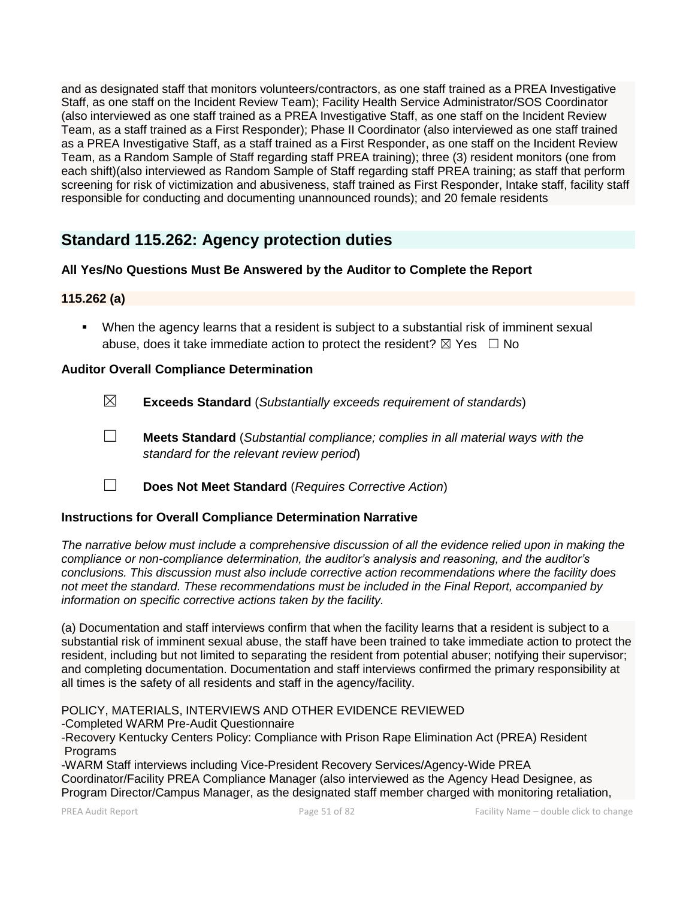and as designated staff that monitors volunteers/contractors, as one staff trained as a PREA Investigative Staff, as one staff on the Incident Review Team); Facility Health Service Administrator/SOS Coordinator (also interviewed as one staff trained as a PREA Investigative Staff, as one staff on the Incident Review Team, as a staff trained as a First Responder); Phase II Coordinator (also interviewed as one staff trained as a PREA Investigative Staff, as a staff trained as a First Responder, as one staff on the Incident Review Team, as a Random Sample of Staff regarding staff PREA training); three (3) resident monitors (one from each shift)(also interviewed as Random Sample of Staff regarding staff PREA training; as staff that perform screening for risk of victimization and abusiveness, staff trained as First Responder, Intake staff, facility staff responsible for conducting and documenting unannounced rounds); and 20 female residents

## Standard 115.262: Agency protection duties

**All Yes/No Questions Must Be Answered by the Auditor to Complete the Report**

### 115.262 (a)

- When the agency learns that a resident is subject to a substantial risk of imminent sexual abuse, does it take immediate action to protect the resident? ☒ Yes ☐ No

**Auditor Overall Compliance Determination**

☒ **Exceeds Standard** (*Substantially exceeds requirement of standards*)

☐ **Meets Standard** (*Substantial compliance; complies in all material ways with the standard for the relevant review period*)

☐ **Does Not Meet Standard** (*Requires Corrective Action*)

**Instructions for Overall Compliance Determination Narrative**

*The narrative below must include a comprehensive discussion of all the evidence relied upon in making the compliance or non-compliance determination, the auditor's analysis and reasoning, and the auditor's conclusions. This discussion must also include corrective action recommendations where the facility does not meet the standard. These recommendations must be included in the Final Report, accompanied by information on specific corrective actions taken by the facility.*

(a) Documentation and staff interviews confirm that when the facility learns that a resident is subject to a substantial risk of imminent sexual abuse, the staff have been trained to take immediate action to protect the resident, including but not limited to separating the resident from potential abuser; notifying their supervisor; and completing documentation. Documentation and staff interviews confirmed the primary responsibility at all times is the safety of all residents and staff in the agency/facility.

POLICY, MATERIALS, INTERVIEWS AND OTHER EVIDENCE REVIEWED
-Completed WARM Pre-Audit Questionnaire
-Recovery Kentucky Centers Policy: Compliance with Prison Rape Elimination Act (PREA) Resident Programs
-WARM Staff interviews including Vice-President Recovery Services/Agency-Wide PREA Coordinator/Facility PREA Compliance Manager (also interviewed as the Agency Head Designee, as Program Director/Campus Manager, as the designated staff member charged with monitoring retaliation,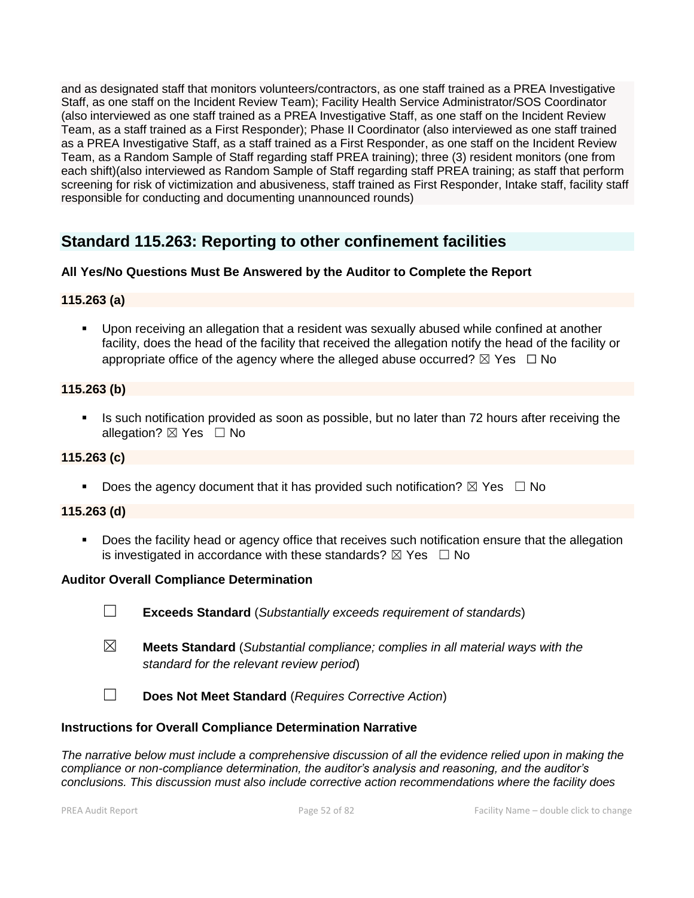and as designated staff that monitors volunteers/contractors, as one staff trained as a PREA Investigative Staff, as one staff on the Incident Review Team); Facility Health Service Administrator/SOS Coordinator (also interviewed as one staff trained as a PREA Investigative Staff, as one staff on the Incident Review Team, as a staff trained as a First Responder); Phase II Coordinator (also interviewed as one staff trained as a PREA Investigative Staff, as a staff trained as a First Responder, as one staff on the Incident Review Team, as a Random Sample of Staff regarding staff PREA training); three (3) resident monitors (one from each shift)(also interviewed as Random Sample of Staff regarding staff PREA training; as staff that perform screening for risk of victimization and abusiveness, staff trained as First Responder, Intake staff, facility staff responsible for conducting and documenting unannounced rounds)

## Standard 115.263: Reporting to other confinement facilities

**All Yes/No Questions Must Be Answered by the Auditor to Complete the Report**

**115.263 (a)**

- Upon receiving an allegation that a resident was sexually abused while confined at another facility, does the head of the facility that received the allegation notify the head of the facility or appropriate office of the agency where the alleged abuse occurred? ☒ Yes ☐ No

**115.263 (b)**

- Is such notification provided as soon as possible, but no later than 72 hours after receiving the allegation? ☒ Yes ☐ No

**115.263 (c)**

- Does the agency document that it has provided such notification? ☒ Yes ☐ No

**115.263 (d)**

- Does the facility head or agency office that receives such notification ensure that the allegation is investigated in accordance with these standards? ☒ Yes ☐ No

**Auditor Overall Compliance Determination**

☐ **Exceeds Standard** (*Substantially exceeds requirement of standards*)

☒ **Meets Standard** (*Substantial compliance; complies in all material ways with the standard for the relevant review period*)

☐ **Does Not Meet Standard** (*Requires Corrective Action*)

**Instructions for Overall Compliance Determination Narrative**

*The narrative below must include a comprehensive discussion of all the evidence relied upon in making the compliance or non-compliance determination, the auditor's analysis and reasoning, and the auditor's conclusions. This discussion must also include corrective action recommendations where the facility does*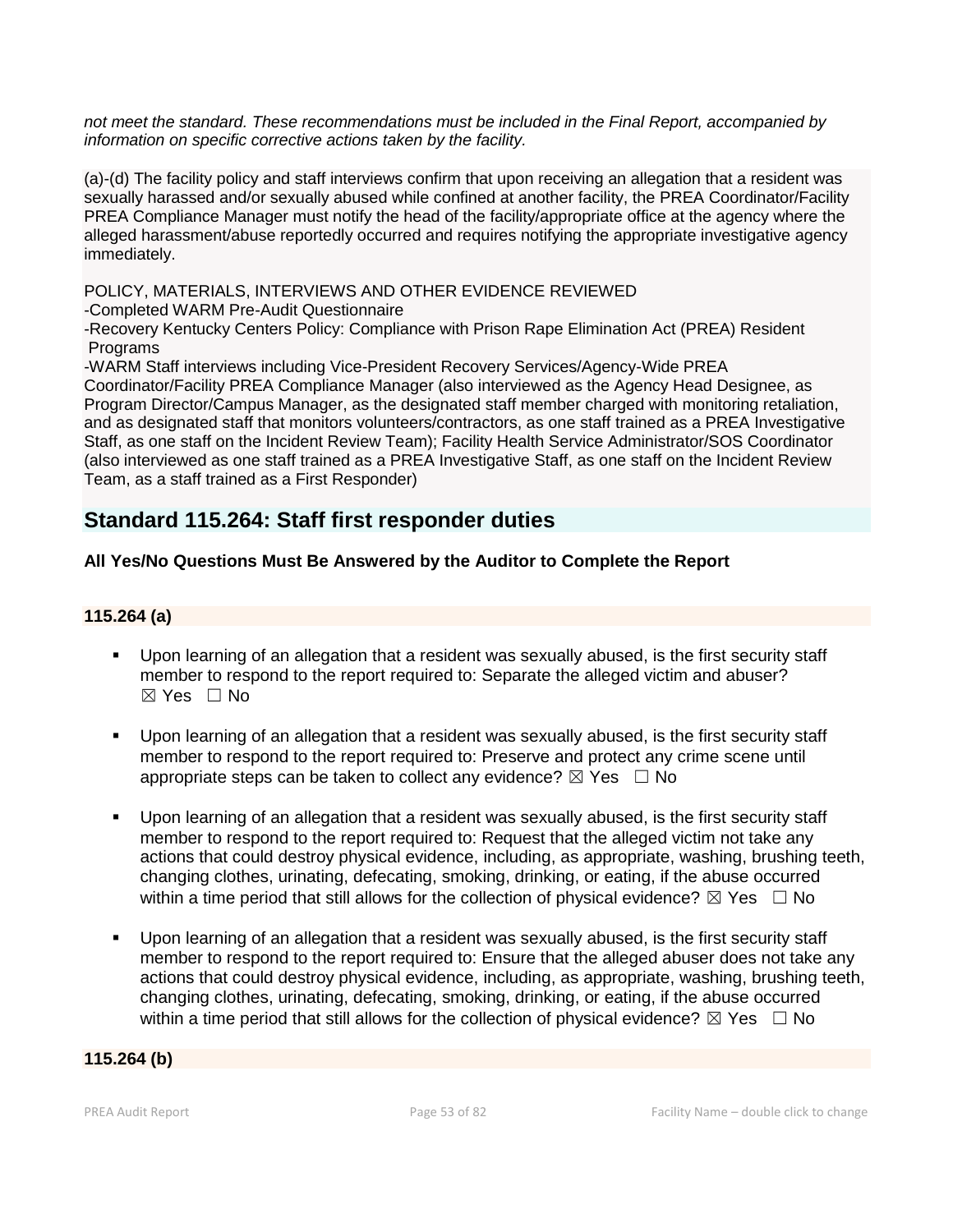*not meet the standard. These recommendations must be included in the Final Report, accompanied by information on specific corrective actions taken by the facility.*

(a)-(d) The facility policy and staff interviews confirm that upon receiving an allegation that a resident was sexually harassed and/or sexually abused while confined at another facility, the PREA Coordinator/Facility PREA Compliance Manager must notify the head of the facility/appropriate office at the agency where the alleged harassment/abuse reportedly occurred and requires notifying the appropriate investigative agency immediately.

POLICY, MATERIALS, INTERVIEWS AND OTHER EVIDENCE REVIEWED
-Completed WARM Pre-Audit Questionnaire
-Recovery Kentucky Centers Policy: Compliance with Prison Rape Elimination Act (PREA) Resident Programs
-WARM Staff interviews including Vice-President Recovery Services/Agency-Wide PREA Coordinator/Facility PREA Compliance Manager (also interviewed as the Agency Head Designee, as Program Director/Campus Manager, as the designated staff member charged with monitoring retaliation, and as designated staff that monitors volunteers/contractors, as one staff trained as a PREA Investigative Staff, as one staff on the Incident Review Team); Facility Health Service Administrator/SOS Coordinator (also interviewed as one staff trained as a PREA Investigative Staff, as one staff on the Incident Review Team, as a staff trained as a First Responder)

## Standard 115.264: Staff first responder duties

**All Yes/No Questions Must Be Answered by the Auditor to Complete the Report**

**115.264 (a)**

- Upon learning of an allegation that a resident was sexually abused, is the first security staff member to respond to the report required to: Separate the alleged victim and abuser? ☒ Yes ☐ No
- Upon learning of an allegation that a resident was sexually abused, is the first security staff member to respond to the report required to: Preserve and protect any crime scene until appropriate steps can be taken to collect any evidence? ☒ Yes ☐ No
- Upon learning of an allegation that a resident was sexually abused, is the first security staff member to respond to the report required to: Request that the alleged victim not take any actions that could destroy physical evidence, including, as appropriate, washing, brushing teeth, changing clothes, urinating, defecating, smoking, drinking, or eating, if the abuse occurred within a time period that still allows for the collection of physical evidence? ☒ Yes ☐ No
- Upon learning of an allegation that a resident was sexually abused, is the first security staff member to respond to the report required to: Ensure that the alleged abuser does not take any actions that could destroy physical evidence, including, as appropriate, washing, brushing teeth, changing clothes, urinating, defecating, smoking, drinking, or eating, if the abuse occurred within a time period that still allows for the collection of physical evidence? ☒ Yes ☐ No

**115.264 (b)**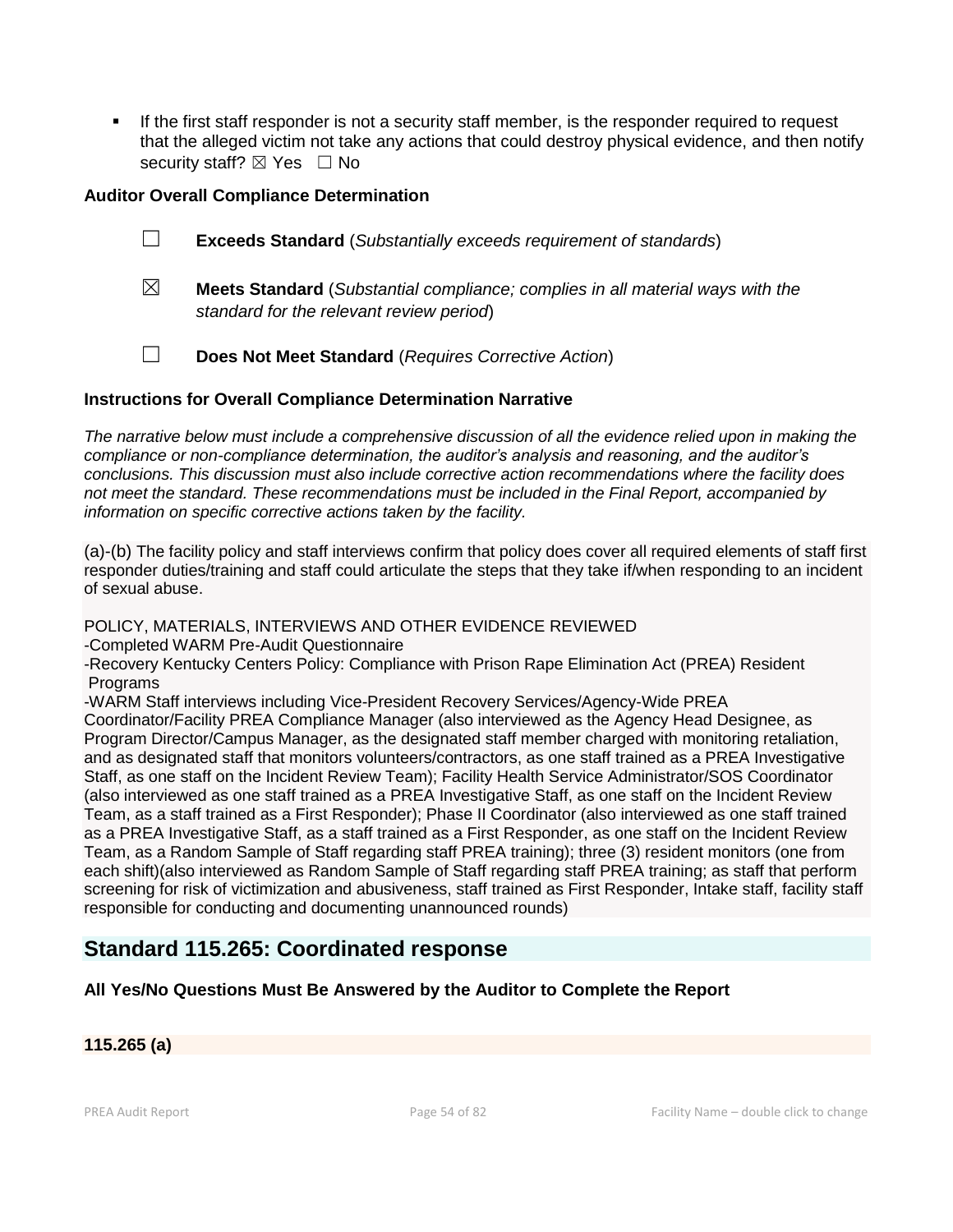- If the first staff responder is not a security staff member, is the responder required to request that the alleged victim not take any actions that could destroy physical evidence, and then notify security staff? ☒ Yes ☐ No

**Auditor Overall Compliance Determination**

☐ **Exceeds Standard** (*Substantially exceeds requirement of standards*)

☒ **Meets Standard** (*Substantial compliance; complies in all material ways with the standard for the relevant review period*)

☐ **Does Not Meet Standard** (*Requires Corrective Action*)

**Instructions for Overall Compliance Determination Narrative**

*The narrative below must include a comprehensive discussion of all the evidence relied upon in making the compliance or non-compliance determination, the auditor's analysis and reasoning, and the auditor's conclusions. This discussion must also include corrective action recommendations where the facility does not meet the standard. These recommendations must be included in the Final Report, accompanied by information on specific corrective actions taken by the facility.*

(a)-(b) The facility policy and staff interviews confirm that policy does cover all required elements of staff first responder duties/training and staff could articulate the steps that they take if/when responding to an incident of sexual abuse.

POLICY, MATERIALS, INTERVIEWS AND OTHER EVIDENCE REVIEWED
-Completed WARM Pre-Audit Questionnaire
-Recovery Kentucky Centers Policy: Compliance with Prison Rape Elimination Act (PREA) Resident Programs
-WARM Staff interviews including Vice-President Recovery Services/Agency-Wide PREA Coordinator/Facility PREA Compliance Manager (also interviewed as the Agency Head Designee, as Program Director/Campus Manager, as the designated staff member charged with monitoring retaliation, and as designated staff that monitors volunteers/contractors, as one staff trained as a PREA Investigative Staff, as one staff on the Incident Review Team); Facility Health Service Administrator/SOS Coordinator (also interviewed as one staff trained as a PREA Investigative Staff, as one staff on the Incident Review Team, as a staff trained as a First Responder); Phase II Coordinator (also interviewed as one staff trained as a PREA Investigative Staff, as a staff trained as a First Responder, as one staff on the Incident Review Team, as a Random Sample of Staff regarding staff PREA training); three (3) resident monitors (one from each shift)(also interviewed as Random Sample of Staff regarding staff PREA training; as staff that perform screening for risk of victimization and abusiveness, staff trained as First Responder, Intake staff, facility staff responsible for conducting and documenting unannounced rounds)

## Standard 115.265: Coordinated response

**All Yes/No Questions Must Be Answered by the Auditor to Complete the Report**

**115.265 (a)**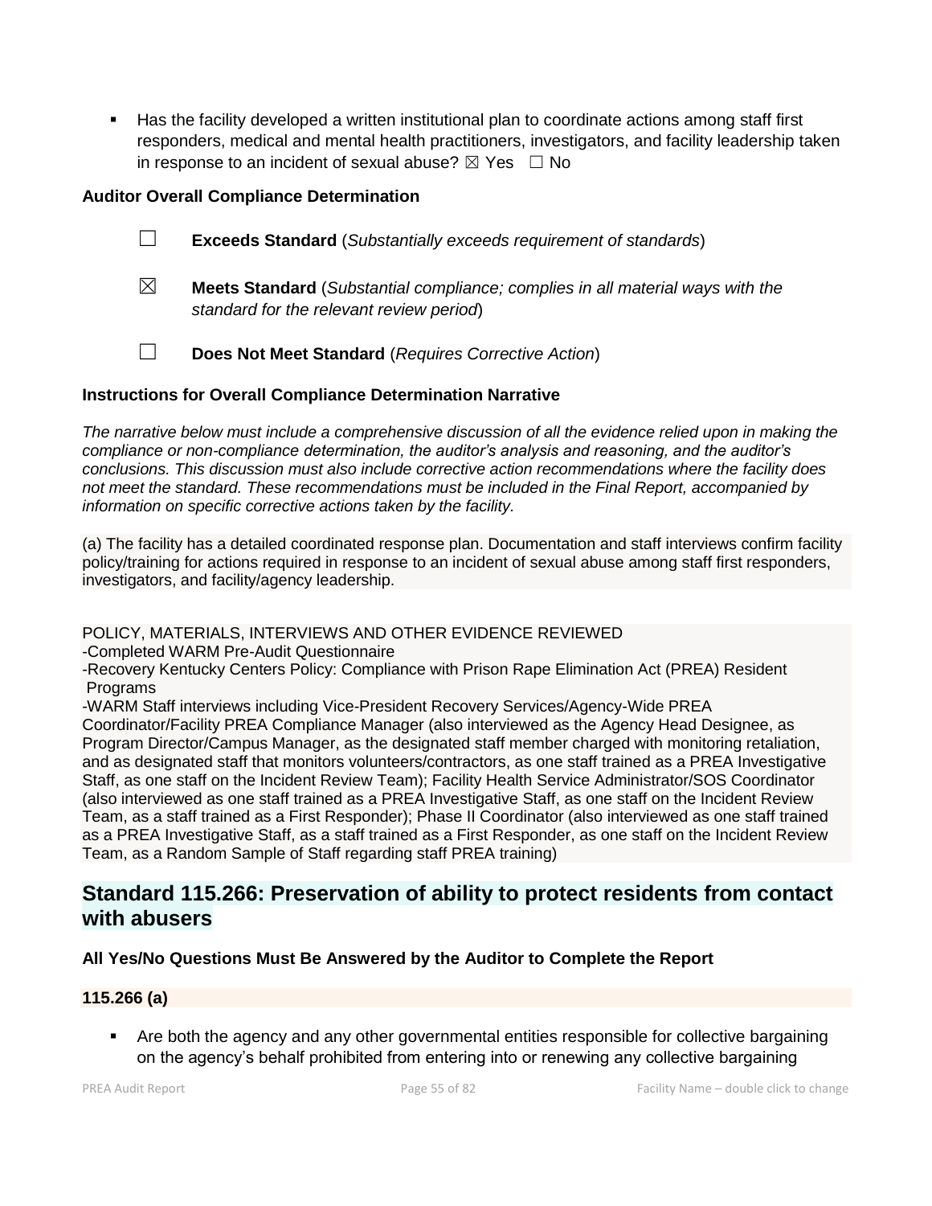- Has the facility developed a written institutional plan to coordinate actions among staff first responders, medical and mental health practitioners, investigators, and facility leadership taken in response to an incident of sexual abuse? ☒ Yes ☐ No

**Auditor Overall Compliance Determination**

☐ **Exceeds Standard** (*Substantially exceeds requirement of standards*)

☒ **Meets Standard** (*Substantial compliance; complies in all material ways with the standard for the relevant review period*)

☐ **Does Not Meet Standard** (*Requires Corrective Action*)

**Instructions for Overall Compliance Determination Narrative**

*The narrative below must include a comprehensive discussion of all the evidence relied upon in making the compliance or non-compliance determination, the auditor's analysis and reasoning, and the auditor's conclusions. This discussion must also include corrective action recommendations where the facility does not meet the standard. These recommendations must be included in the Final Report, accompanied by information on specific corrective actions taken by the facility.*

(a) The facility has a detailed coordinated response plan. Documentation and staff interviews confirm facility policy/training for actions required in response to an incident of sexual abuse among staff first responders, investigators, and facility/agency leadership.

POLICY, MATERIALS, INTERVIEWS AND OTHER EVIDENCE REVIEWED
-Completed WARM Pre-Audit Questionnaire
-Recovery Kentucky Centers Policy: Compliance with Prison Rape Elimination Act (PREA) Resident Programs
-WARM Staff interviews including Vice-President Recovery Services/Agency-Wide PREA Coordinator/Facility PREA Compliance Manager (also interviewed as the Agency Head Designee, as Program Director/Campus Manager, as the designated staff member charged with monitoring retaliation, and as designated staff that monitors volunteers/contractors, as one staff trained as a PREA Investigative Staff, as one staff on the Incident Review Team); Facility Health Service Administrator/SOS Coordinator (also interviewed as one staff trained as a PREA Investigative Staff, as one staff on the Incident Review Team, as a staff trained as a First Responder); Phase II Coordinator (also interviewed as one staff trained as a PREA Investigative Staff, as a staff trained as a First Responder, as one staff on the Incident Review Team, as a Random Sample of Staff regarding staff PREA training)

## Standard 115.266: Preservation of ability to protect residents from contact with abusers

**All Yes/No Questions Must Be Answered by the Auditor to Complete the Report**

**115.266 (a)**

- Are both the agency and any other governmental entities responsible for collective bargaining on the agency's behalf prohibited from entering into or renewing any collective bargaining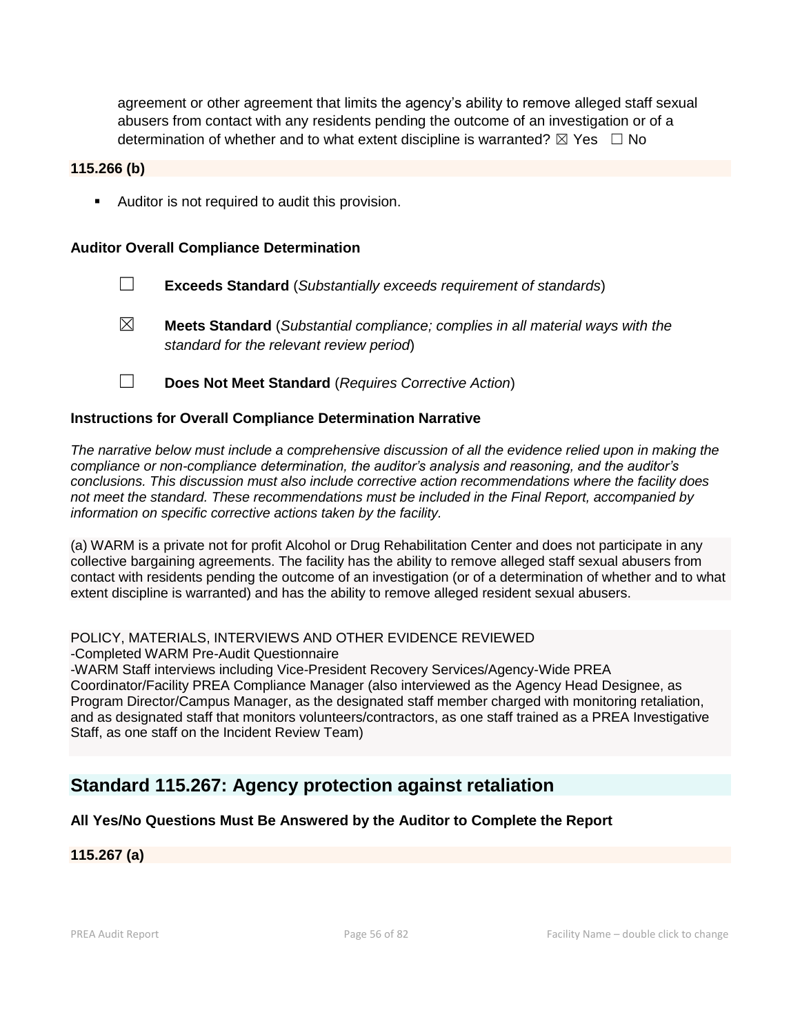agreement or other agreement that limits the agency's ability to remove alleged staff sexual abusers from contact with any residents pending the outcome of an investigation or of a determination of whether and to what extent discipline is warranted? ☒ Yes ☐ No

**115.266 (b)**

- Auditor is not required to audit this provision.

**Auditor Overall Compliance Determination**

☐ **Exceeds Standard** (*Substantially exceeds requirement of standards*)

☒ **Meets Standard** (*Substantial compliance; complies in all material ways with the standard for the relevant review period*)

☐ **Does Not Meet Standard** (*Requires Corrective Action*)

**Instructions for Overall Compliance Determination Narrative**

*The narrative below must include a comprehensive discussion of all the evidence relied upon in making the compliance or non-compliance determination, the auditor's analysis and reasoning, and the auditor's conclusions. This discussion must also include corrective action recommendations where the facility does not meet the standard. These recommendations must be included in the Final Report, accompanied by information on specific corrective actions taken by the facility.*

(a) WARM is a private not for profit Alcohol or Drug Rehabilitation Center and does not participate in any collective bargaining agreements. The facility has the ability to remove alleged staff sexual abusers from contact with residents pending the outcome of an investigation (or of a determination of whether and to what extent discipline is warranted) and has the ability to remove alleged resident sexual abusers.

POLICY, MATERIALS, INTERVIEWS AND OTHER EVIDENCE REVIEWED
-Completed WARM Pre-Audit Questionnaire
-WARM Staff interviews including Vice-President Recovery Services/Agency-Wide PREA Coordinator/Facility PREA Compliance Manager (also interviewed as the Agency Head Designee, as Program Director/Campus Manager, as the designated staff member charged with monitoring retaliation, and as designated staff that monitors volunteers/contractors, as one staff trained as a PREA Investigative Staff, as one staff on the Incident Review Team)

## Standard 115.267: Agency protection against retaliation

**All Yes/No Questions Must Be Answered by the Auditor to Complete the Report**

**115.267 (a)**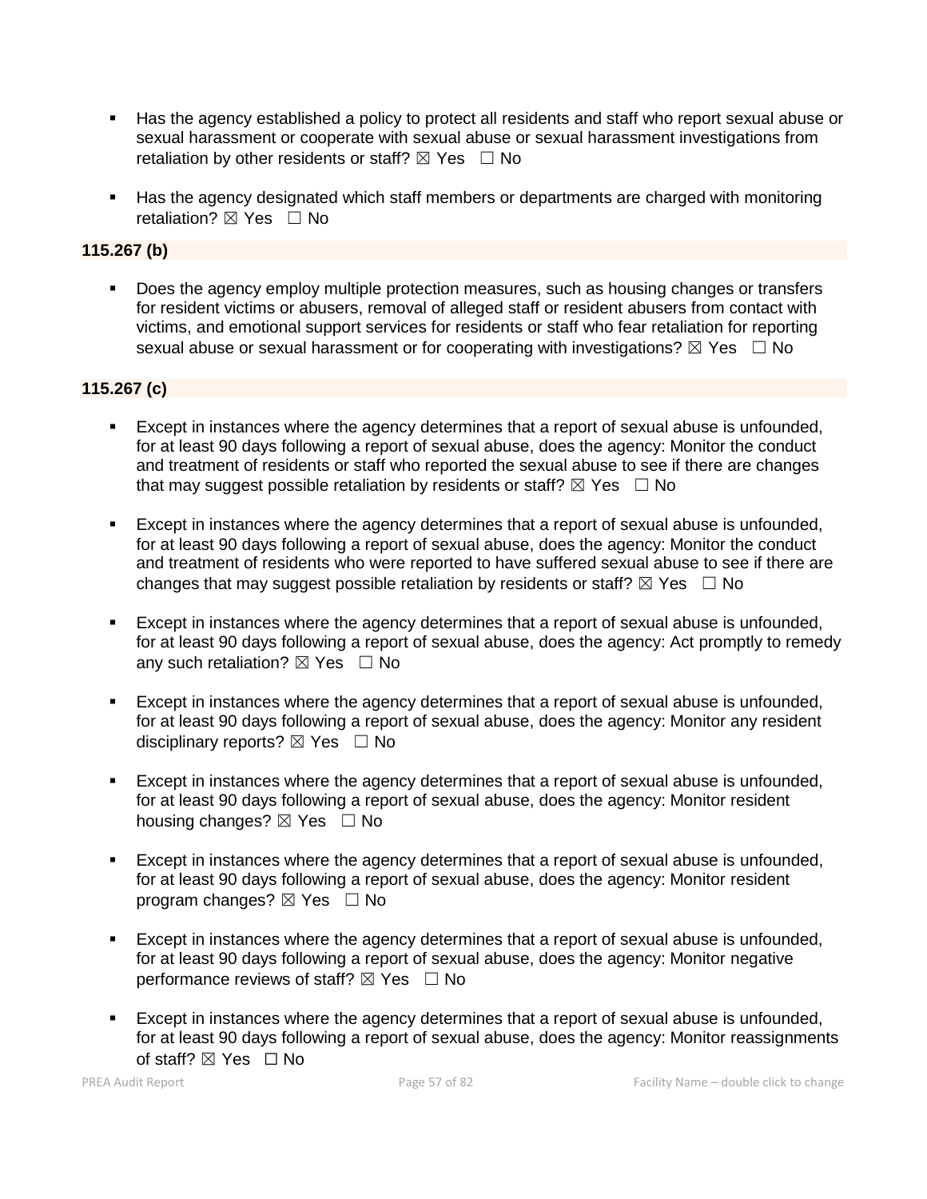- Has the agency established a policy to protect all residents and staff who report sexual abuse or sexual harassment or cooperate with sexual abuse or sexual harassment investigations from retaliation by other residents or staff? ☒ Yes ☐ No

- Has the agency designated which staff members or departments are charged with monitoring retaliation? ☒ Yes ☐ No

**115.267 (b)**

- Does the agency employ multiple protection measures, such as housing changes or transfers for resident victims or abusers, removal of alleged staff or resident abusers from contact with victims, and emotional support services for residents or staff who fear retaliation for reporting sexual abuse or sexual harassment or for cooperating with investigations? ☒ Yes ☐ No

**115.267 (c)**

- Except in instances where the agency determines that a report of sexual abuse is unfounded, for at least 90 days following a report of sexual abuse, does the agency: Monitor the conduct and treatment of residents or staff who reported the sexual abuse to see if there are changes that may suggest possible retaliation by residents or staff? ☒ Yes ☐ No

- Except in instances where the agency determines that a report of sexual abuse is unfounded, for at least 90 days following a report of sexual abuse, does the agency: Monitor the conduct and treatment of residents who were reported to have suffered sexual abuse to see if there are changes that may suggest possible retaliation by residents or staff? ☒ Yes ☐ No

- Except in instances where the agency determines that a report of sexual abuse is unfounded, for at least 90 days following a report of sexual abuse, does the agency: Act promptly to remedy any such retaliation? ☒ Yes ☐ No

- Except in instances where the agency determines that a report of sexual abuse is unfounded, for at least 90 days following a report of sexual abuse, does the agency: Monitor any resident disciplinary reports? ☒ Yes ☐ No

- Except in instances where the agency determines that a report of sexual abuse is unfounded, for at least 90 days following a report of sexual abuse, does the agency: Monitor resident housing changes? ☒ Yes ☐ No

- Except in instances where the agency determines that a report of sexual abuse is unfounded, for at least 90 days following a report of sexual abuse, does the agency: Monitor resident program changes? ☒ Yes ☐ No

- Except in instances where the agency determines that a report of sexual abuse is unfounded, for at least 90 days following a report of sexual abuse, does the agency: Monitor negative performance reviews of staff? ☒ Yes ☐ No

- Except in instances where the agency determines that a report of sexual abuse is unfounded, for at least 90 days following a report of sexual abuse, does the agency: Monitor reassignments of staff? ☒ Yes ☐ No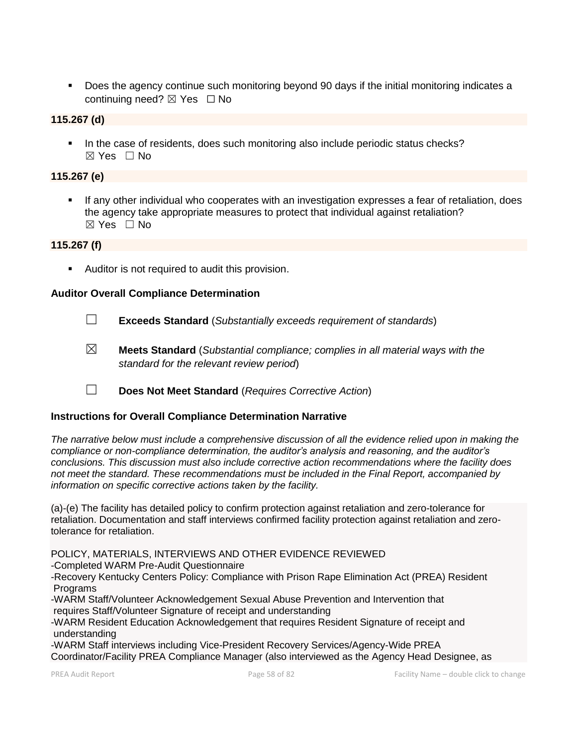- Does the agency continue such monitoring beyond 90 days if the initial monitoring indicates a continuing need? ☒ Yes ☐ No

**115.267 (d)**

- In the case of residents, does such monitoring also include periodic status checks? ☒ Yes ☐ No

**115.267 (e)**

- If any other individual who cooperates with an investigation expresses a fear of retaliation, does the agency take appropriate measures to protect that individual against retaliation? ☒ Yes ☐ No

**115.267 (f)**

- Auditor is not required to audit this provision.

**Auditor Overall Compliance Determination**

☐ **Exceeds Standard** (*Substantially exceeds requirement of standards*)

☒ **Meets Standard** (*Substantial compliance; complies in all material ways with the standard for the relevant review period*)

☐ **Does Not Meet Standard** (*Requires Corrective Action*)

**Instructions for Overall Compliance Determination Narrative**

*The narrative below must include a comprehensive discussion of all the evidence relied upon in making the compliance or non-compliance determination, the auditor's analysis and reasoning, and the auditor's conclusions. This discussion must also include corrective action recommendations where the facility does not meet the standard. These recommendations must be included in the Final Report, accompanied by information on specific corrective actions taken by the facility.*

(a)-(e) The facility has detailed policy to confirm protection against retaliation and zero-tolerance for retaliation. Documentation and staff interviews confirmed facility protection against retaliation and zero-tolerance for retaliation.

POLICY, MATERIALS, INTERVIEWS AND OTHER EVIDENCE REVIEWED
-Completed WARM Pre-Audit Questionnaire
-Recovery Kentucky Centers Policy: Compliance with Prison Rape Elimination Act (PREA) Resident Programs
-WARM Staff/Volunteer Acknowledgement Sexual Abuse Prevention and Intervention that requires Staff/Volunteer Signature of receipt and understanding
-WARM Resident Education Acknowledgement that requires Resident Signature of receipt and understanding
-WARM Staff interviews including Vice-President Recovery Services/Agency-Wide PREA Coordinator/Facility PREA Compliance Manager (also interviewed as the Agency Head Designee, as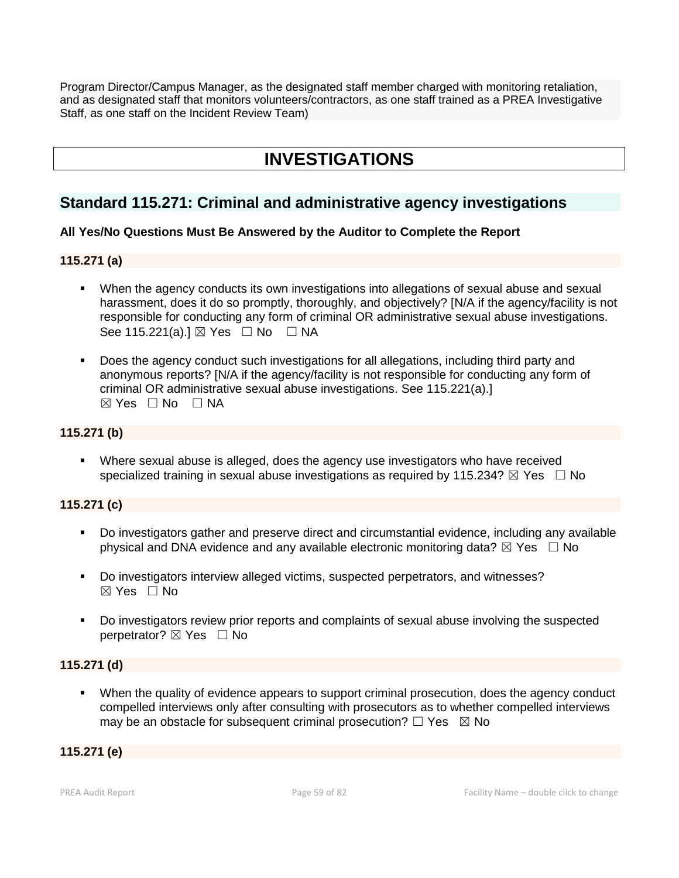Program Director/Campus Manager, as the designated staff member charged with monitoring retaliation, and as designated staff that monitors volunteers/contractors, as one staff trained as a PREA Investigative Staff, as one staff on the Incident Review Team)

# INVESTIGATIONS

## Standard 115.271: Criminal and administrative agency investigations

**All Yes/No Questions Must Be Answered by the Auditor to Complete the Report**

**115.271 (a)**

- When the agency conducts its own investigations into allegations of sexual abuse and sexual harassment, does it do so promptly, thoroughly, and objectively? [N/A if the agency/facility is not responsible for conducting any form of criminal OR administrative sexual abuse investigations. See 115.221(a).] ☒ Yes ☐ No ☐ NA

- Does the agency conduct such investigations for all allegations, including third party and anonymous reports? [N/A if the agency/facility is not responsible for conducting any form of criminal OR administrative sexual abuse investigations. See 115.221(a).] ☒ Yes ☐ No ☐ NA

**115.271 (b)**

- Where sexual abuse is alleged, does the agency use investigators who have received specialized training in sexual abuse investigations as required by 115.234? ☒ Yes ☐ No

**115.271 (c)**

- Do investigators gather and preserve direct and circumstantial evidence, including any available physical and DNA evidence and any available electronic monitoring data? ☒ Yes ☐ No

- Do investigators interview alleged victims, suspected perpetrators, and witnesses? ☒ Yes ☐ No

- Do investigators review prior reports and complaints of sexual abuse involving the suspected perpetrator? ☒ Yes ☐ No

**115.271 (d)**

- When the quality of evidence appears to support criminal prosecution, does the agency conduct compelled interviews only after consulting with prosecutors as to whether compelled interviews may be an obstacle for subsequent criminal prosecution? ☐ Yes ☒ No

**115.271 (e)**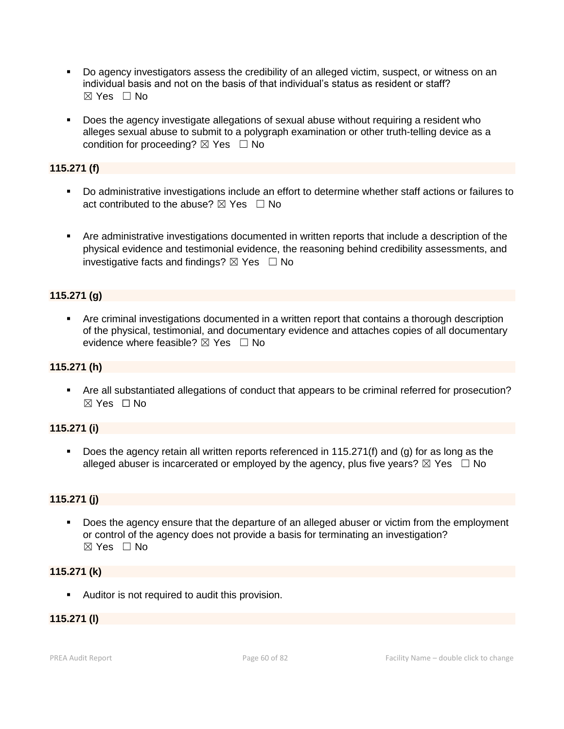- Do agency investigators assess the credibility of an alleged victim, suspect, or witness on an individual basis and not on the basis of that individual's status as resident or staff?
☒ Yes ☐ No

- Does the agency investigate allegations of sexual abuse without requiring a resident who alleges sexual abuse to submit to a polygraph examination or other truth-telling device as a condition for proceeding? ☒ Yes ☐ No

**115.271 (f)**

- Do administrative investigations include an effort to determine whether staff actions or failures to act contributed to the abuse? ☒ Yes ☐ No

- Are administrative investigations documented in written reports that include a description of the physical evidence and testimonial evidence, the reasoning behind credibility assessments, and investigative facts and findings? ☒ Yes ☐ No

**115.271 (g)**

- Are criminal investigations documented in a written report that contains a thorough description of the physical, testimonial, and documentary evidence and attaches copies of all documentary evidence where feasible? ☒ Yes ☐ No

**115.271 (h)**

- Are all substantiated allegations of conduct that appears to be criminal referred for prosecution?
☒ Yes ☐ No

**115.271 (i)**

- Does the agency retain all written reports referenced in 115.271(f) and (g) for as long as the alleged abuser is incarcerated or employed by the agency, plus five years? ☒ Yes ☐ No

**115.271 (j)**

- Does the agency ensure that the departure of an alleged abuser or victim from the employment or control of the agency does not provide a basis for terminating an investigation?
☒ Yes ☐ No

**115.271 (k)**

- Auditor is not required to audit this provision.

**115.271 (l)**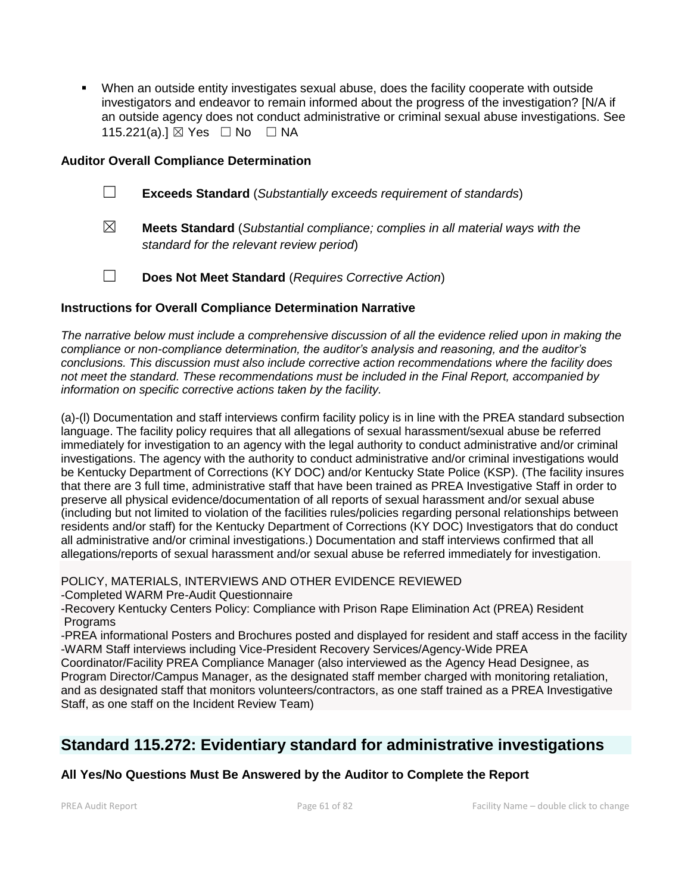- When an outside entity investigates sexual abuse, does the facility cooperate with outside investigators and endeavor to remain informed about the progress of the investigation? [N/A if an outside agency does not conduct administrative or criminal sexual abuse investigations. See 115.221(a).] ☒ Yes ☐ No ☐ NA

**Auditor Overall Compliance Determination**

☐ **Exceeds Standard** (*Substantially exceeds requirement of standards*)

☒ **Meets Standard** (*Substantial compliance; complies in all material ways with the standard for the relevant review period*)

☐ **Does Not Meet Standard** (*Requires Corrective Action*)

**Instructions for Overall Compliance Determination Narrative**

*The narrative below must include a comprehensive discussion of all the evidence relied upon in making the compliance or non-compliance determination, the auditor's analysis and reasoning, and the auditor's conclusions. This discussion must also include corrective action recommendations where the facility does not meet the standard. These recommendations must be included in the Final Report, accompanied by information on specific corrective actions taken by the facility.*

(a)-(l) Documentation and staff interviews confirm facility policy is in line with the PREA standard subsection language. The facility policy requires that all allegations of sexual harassment/sexual abuse be referred immediately for investigation to an agency with the legal authority to conduct administrative and/or criminal investigations. The agency with the authority to conduct administrative and/or criminal investigations would be Kentucky Department of Corrections (KY DOC) and/or Kentucky State Police (KSP). (The facility insures that there are 3 full time, administrative staff that have been trained as PREA Investigative Staff in order to preserve all physical evidence/documentation of all reports of sexual harassment and/or sexual abuse (including but not limited to violation of the facilities rules/policies regarding personal relationships between residents and/or staff) for the Kentucky Department of Corrections (KY DOC) Investigators that do conduct all administrative and/or criminal investigations.) Documentation and staff interviews confirmed that all allegations/reports of sexual harassment and/or sexual abuse be referred immediately for investigation.

POLICY, MATERIALS, INTERVIEWS AND OTHER EVIDENCE REVIEWED
-Completed WARM Pre-Audit Questionnaire
-Recovery Kentucky Centers Policy: Compliance with Prison Rape Elimination Act (PREA) Resident Programs
-PREA informational Posters and Brochures posted and displayed for resident and staff access in the facility
-WARM Staff interviews including Vice-President Recovery Services/Agency-Wide PREA Coordinator/Facility PREA Compliance Manager (also interviewed as the Agency Head Designee, as Program Director/Campus Manager, as the designated staff member charged with monitoring retaliation, and as designated staff that monitors volunteers/contractors, as one staff trained as a PREA Investigative Staff, as one staff on the Incident Review Team)

## Standard 115.272: Evidentiary standard for administrative investigations

**All Yes/No Questions Must Be Answered by the Auditor to Complete the Report**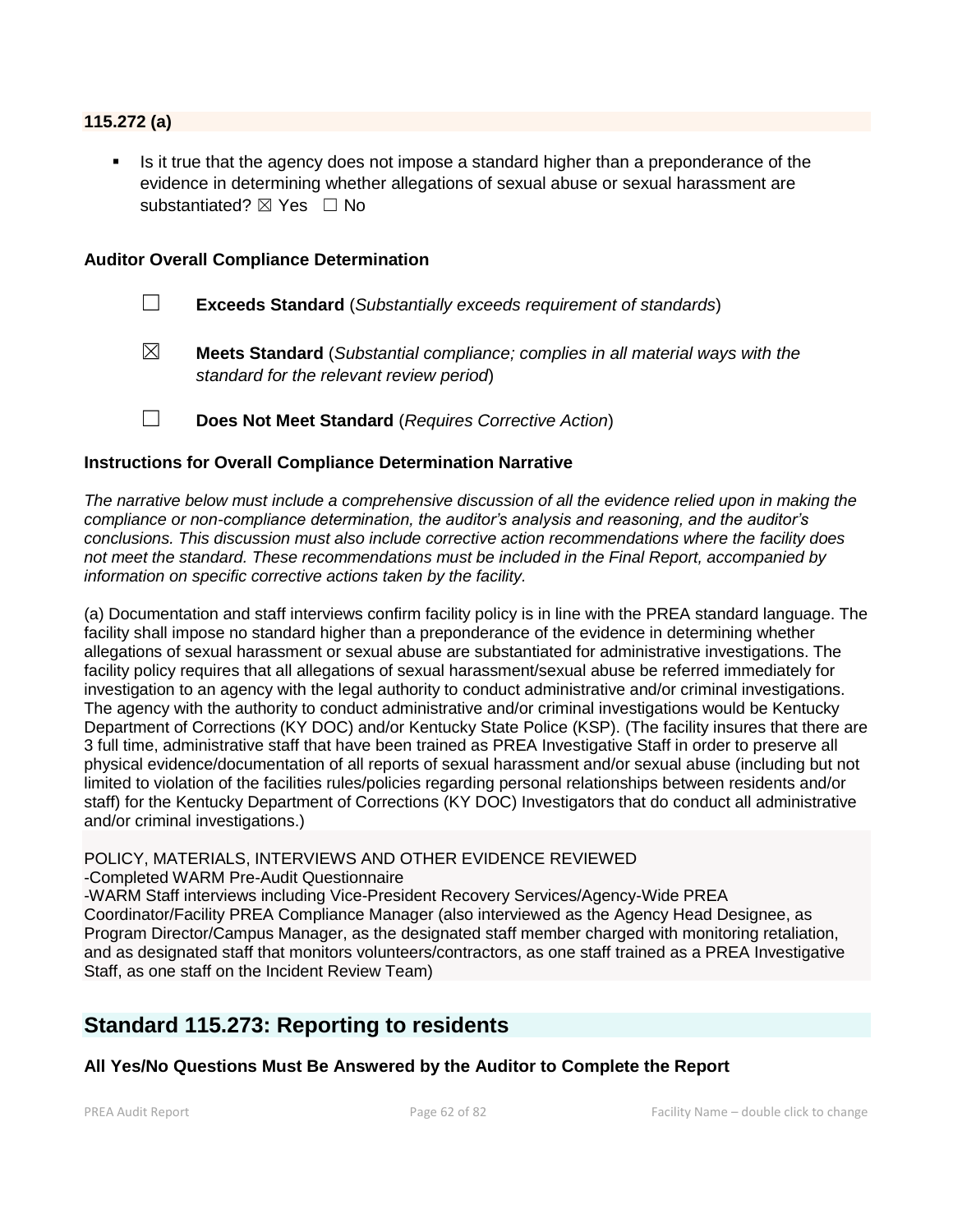**115.272 (a)**

- Is it true that the agency does not impose a standard higher than a preponderance of the evidence in determining whether allegations of sexual abuse or sexual harassment are substantiated? ☒ Yes ☐ No

**Auditor Overall Compliance Determination**

☐ **Exceeds Standard** (*Substantially exceeds requirement of standards*)

☒ **Meets Standard** (*Substantial compliance; complies in all material ways with the standard for the relevant review period*)

☐ **Does Not Meet Standard** (*Requires Corrective Action*)

**Instructions for Overall Compliance Determination Narrative**

*The narrative below must include a comprehensive discussion of all the evidence relied upon in making the compliance or non-compliance determination, the auditor's analysis and reasoning, and the auditor's conclusions. This discussion must also include corrective action recommendations where the facility does not meet the standard. These recommendations must be included in the Final Report, accompanied by information on specific corrective actions taken by the facility.*

(a) Documentation and staff interviews confirm facility policy is in line with the PREA standard language. The facility shall impose no standard higher than a preponderance of the evidence in determining whether allegations of sexual harassment or sexual abuse are substantiated for administrative investigations. The facility policy requires that all allegations of sexual harassment/sexual abuse be referred immediately for investigation to an agency with the legal authority to conduct administrative and/or criminal investigations. The agency with the authority to conduct administrative and/or criminal investigations would be Kentucky Department of Corrections (KY DOC) and/or Kentucky State Police (KSP). (The facility insures that there are 3 full time, administrative staff that have been trained as PREA Investigative Staff in order to preserve all physical evidence/documentation of all reports of sexual harassment and/or sexual abuse (including but not limited to violation of the facilities rules/policies regarding personal relationships between residents and/or staff) for the Kentucky Department of Corrections (KY DOC) Investigators that do conduct all administrative and/or criminal investigations.)

POLICY, MATERIALS, INTERVIEWS AND OTHER EVIDENCE REVIEWED
-Completed WARM Pre-Audit Questionnaire
-WARM Staff interviews including Vice-President Recovery Services/Agency-Wide PREA Coordinator/Facility PREA Compliance Manager (also interviewed as the Agency Head Designee, as Program Director/Campus Manager, as the designated staff member charged with monitoring retaliation, and as designated staff that monitors volunteers/contractors, as one staff trained as a PREA Investigative Staff, as one staff on the Incident Review Team)

## Standard 115.273: Reporting to residents

**All Yes/No Questions Must Be Answered by the Auditor to Complete the Report**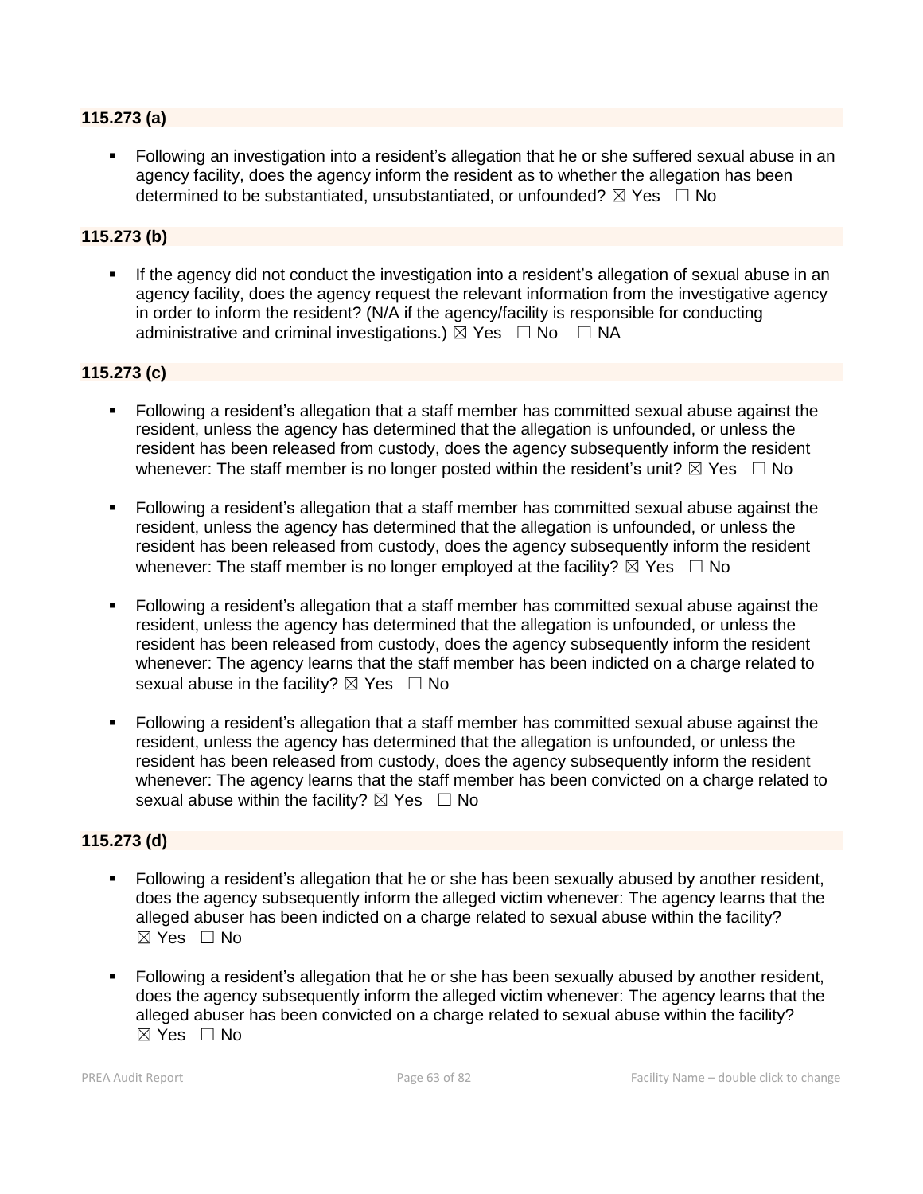**115.273 (a)**

- Following an investigation into a resident's allegation that he or she suffered sexual abuse in an agency facility, does the agency inform the resident as to whether the allegation has been determined to be substantiated, unsubstantiated, or unfounded? ☒ Yes ☐ No

**115.273 (b)**

- If the agency did not conduct the investigation into a resident's allegation of sexual abuse in an agency facility, does the agency request the relevant information from the investigative agency in order to inform the resident? (N/A if the agency/facility is responsible for conducting administrative and criminal investigations.) ☒ Yes ☐ No ☐ NA

**115.273 (c)**

- Following a resident's allegation that a staff member has committed sexual abuse against the resident, unless the agency has determined that the allegation is unfounded, or unless the resident has been released from custody, does the agency subsequently inform the resident whenever: The staff member is no longer posted within the resident's unit? ☒ Yes ☐ No
- Following a resident's allegation that a staff member has committed sexual abuse against the resident, unless the agency has determined that the allegation is unfounded, or unless the resident has been released from custody, does the agency subsequently inform the resident whenever: The staff member is no longer employed at the facility? ☒ Yes ☐ No
- Following a resident's allegation that a staff member has committed sexual abuse against the resident, unless the agency has determined that the allegation is unfounded, or unless the resident has been released from custody, does the agency subsequently inform the resident whenever: The agency learns that the staff member has been indicted on a charge related to sexual abuse in the facility? ☒ Yes ☐ No
- Following a resident's allegation that a staff member has committed sexual abuse against the resident, unless the agency has determined that the allegation is unfounded, or unless the resident has been released from custody, does the agency subsequently inform the resident whenever: The agency learns that the staff member has been convicted on a charge related to sexual abuse within the facility? ☒ Yes ☐ No

**115.273 (d)**

- Following a resident's allegation that he or she has been sexually abused by another resident, does the agency subsequently inform the alleged victim whenever: The agency learns that the alleged abuser has been indicted on a charge related to sexual abuse within the facility? ☒ Yes ☐ No
- Following a resident's allegation that he or she has been sexually abused by another resident, does the agency subsequently inform the alleged victim whenever: The agency learns that the alleged abuser has been convicted on a charge related to sexual abuse within the facility? ☒ Yes ☐ No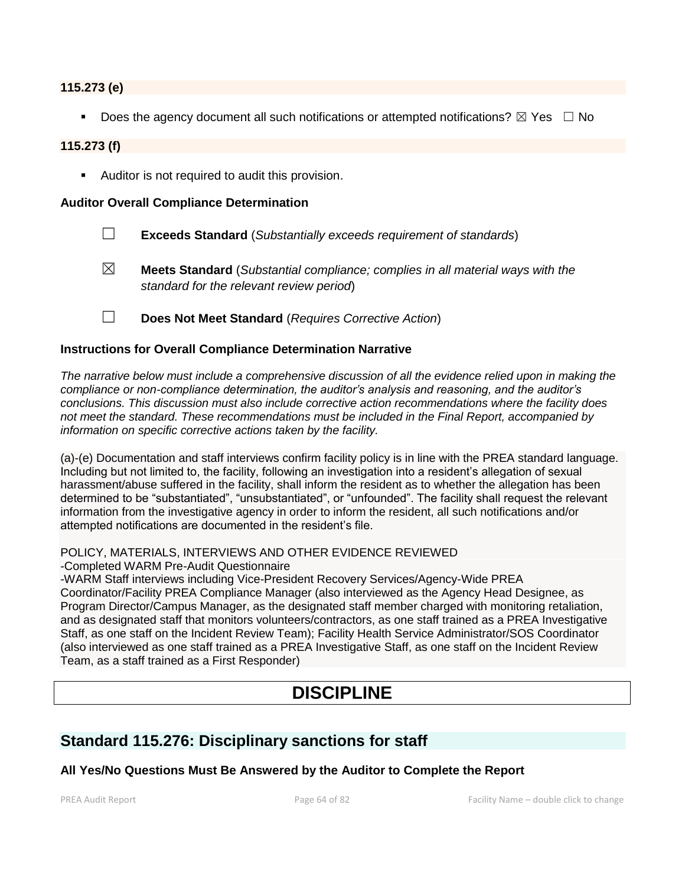**115.273 (e)**

- Does the agency document all such notifications or attempted notifications? ☒ Yes ☐ No

**115.273 (f)**

- Auditor is not required to audit this provision.

**Auditor Overall Compliance Determination**

☐ **Exceeds Standard** (*Substantially exceeds requirement of standards*)

☒ **Meets Standard** (*Substantial compliance; complies in all material ways with the standard for the relevant review period*)

☐ **Does Not Meet Standard** (*Requires Corrective Action*)

**Instructions for Overall Compliance Determination Narrative**

*The narrative below must include a comprehensive discussion of all the evidence relied upon in making the compliance or non-compliance determination, the auditor's analysis and reasoning, and the auditor's conclusions. This discussion must also include corrective action recommendations where the facility does not meet the standard. These recommendations must be included in the Final Report, accompanied by information on specific corrective actions taken by the facility.*

(a)-(e) Documentation and staff interviews confirm facility policy is in line with the PREA standard language. Including but not limited to, the facility, following an investigation into a resident's allegation of sexual harassment/abuse suffered in the facility, shall inform the resident as to whether the allegation has been determined to be "substantiated", "unsubstantiated", or "unfounded". The facility shall request the relevant information from the investigative agency in order to inform the resident, all such notifications and/or attempted notifications are documented in the resident's file.

POLICY, MATERIALS, INTERVIEWS AND OTHER EVIDENCE REVIEWED
-Completed WARM Pre-Audit Questionnaire
-WARM Staff interviews including Vice-President Recovery Services/Agency-Wide PREA Coordinator/Facility PREA Compliance Manager (also interviewed as the Agency Head Designee, as Program Director/Campus Manager, as the designated staff member charged with monitoring retaliation, and as designated staff that monitors volunteers/contractors, as one staff trained as a PREA Investigative Staff, as one staff on the Incident Review Team); Facility Health Service Administrator/SOS Coordinator (also interviewed as one staff trained as a PREA Investigative Staff, as one staff on the Incident Review Team, as a staff trained as a First Responder)

# DISCIPLINE

## Standard 115.276: Disciplinary sanctions for staff

**All Yes/No Questions Must Be Answered by the Auditor to Complete the Report**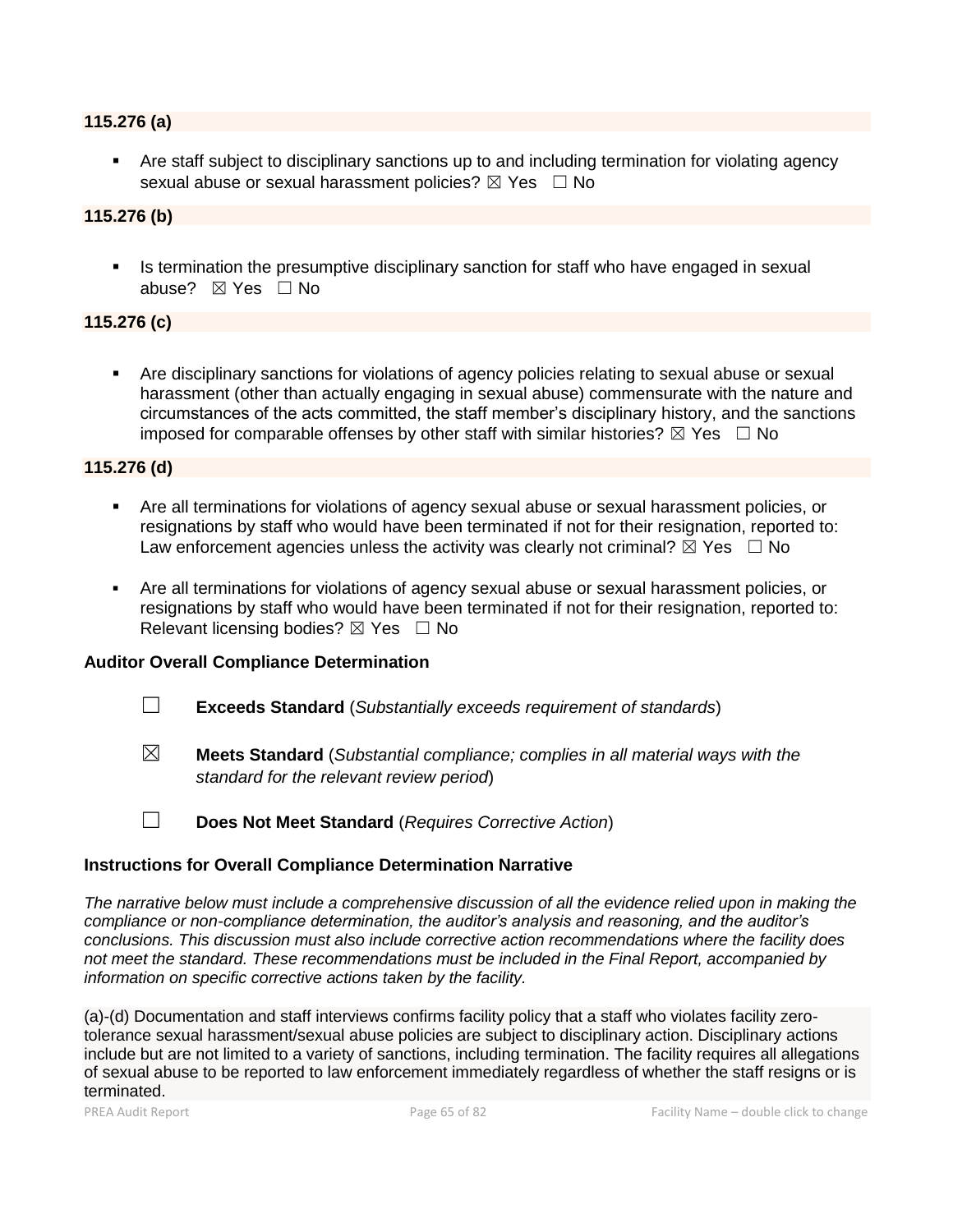**115.276 (a)**

- Are staff subject to disciplinary sanctions up to and including termination for violating agency sexual abuse or sexual harassment policies? ☒ Yes ☐ No

**115.276 (b)**

- Is termination the presumptive disciplinary sanction for staff who have engaged in sexual abuse? ☒ Yes ☐ No

**115.276 (c)**

- Are disciplinary sanctions for violations of agency policies relating to sexual abuse or sexual harassment (other than actually engaging in sexual abuse) commensurate with the nature and circumstances of the acts committed, the staff member's disciplinary history, and the sanctions imposed for comparable offenses by other staff with similar histories? ☒ Yes ☐ No

**115.276 (d)**

- Are all terminations for violations of agency sexual abuse or sexual harassment policies, or resignations by staff who would have been terminated if not for their resignation, reported to: Law enforcement agencies unless the activity was clearly not criminal? ☒ Yes ☐ No

- Are all terminations for violations of agency sexual abuse or sexual harassment policies, or resignations by staff who would have been terminated if not for their resignation, reported to: Relevant licensing bodies? ☒ Yes ☐ No

**Auditor Overall Compliance Determination**

☐ **Exceeds Standard** (*Substantially exceeds requirement of standards*)

☒ **Meets Standard** (*Substantial compliance; complies in all material ways with the standard for the relevant review period*)

☐ **Does Not Meet Standard** (*Requires Corrective Action*)

**Instructions for Overall Compliance Determination Narrative**

*The narrative below must include a comprehensive discussion of all the evidence relied upon in making the compliance or non-compliance determination, the auditor's analysis and reasoning, and the auditor's conclusions. This discussion must also include corrective action recommendations where the facility does not meet the standard. These recommendations must be included in the Final Report, accompanied by information on specific corrective actions taken by the facility.*

(a)-(d) Documentation and staff interviews confirms facility policy that a staff who violates facility zero-tolerance sexual harassment/sexual abuse policies are subject to disciplinary action. Disciplinary actions include but are not limited to a variety of sanctions, including termination. The facility requires all allegations of sexual abuse to be reported to law enforcement immediately regardless of whether the staff resigns or is terminated.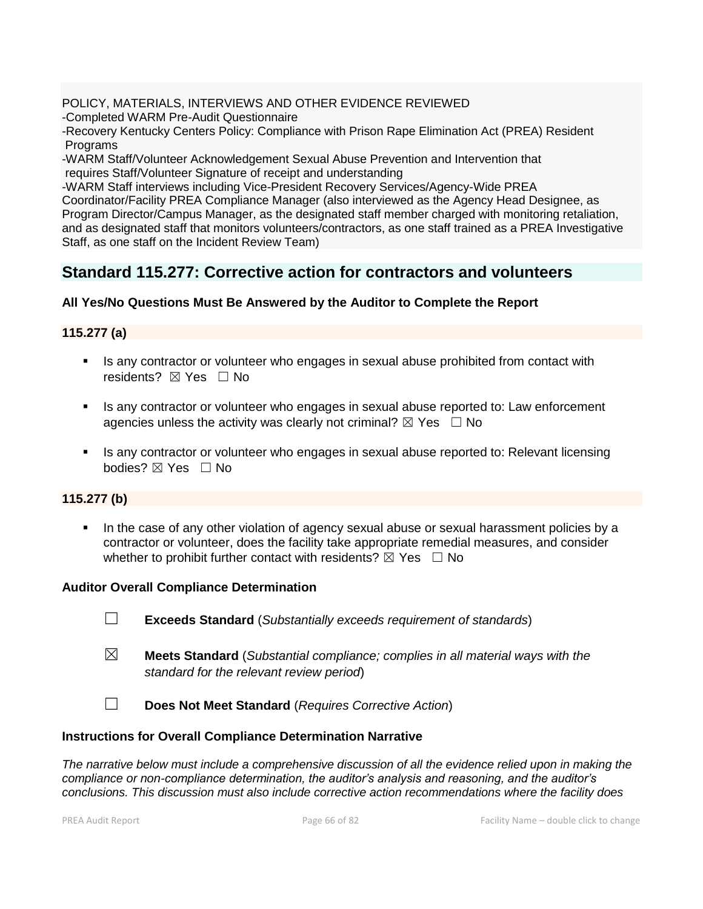POLICY, MATERIALS, INTERVIEWS AND OTHER EVIDENCE REVIEWED
-Completed WARM Pre-Audit Questionnaire
-Recovery Kentucky Centers Policy: Compliance with Prison Rape Elimination Act (PREA) Resident Programs
-WARM Staff/Volunteer Acknowledgement Sexual Abuse Prevention and Intervention that requires Staff/Volunteer Signature of receipt and understanding
-WARM Staff interviews including Vice-President Recovery Services/Agency-Wide PREA Coordinator/Facility PREA Compliance Manager (also interviewed as the Agency Head Designee, as Program Director/Campus Manager, as the designated staff member charged with monitoring retaliation, and as designated staff that monitors volunteers/contractors, as one staff trained as a PREA Investigative Staff, as one staff on the Incident Review Team)

## Standard 115.277: Corrective action for contractors and volunteers

**All Yes/No Questions Must Be Answered by the Auditor to Complete the Report**

### 115.277 (a)

- Is any contractor or volunteer who engages in sexual abuse prohibited from contact with residents? ☒ Yes ☐ No
- Is any contractor or volunteer who engages in sexual abuse reported to: Law enforcement agencies unless the activity was clearly not criminal? ☒ Yes ☐ No
- Is any contractor or volunteer who engages in sexual abuse reported to: Relevant licensing bodies? ☒ Yes ☐ No

### 115.277 (b)

- In the case of any other violation of agency sexual abuse or sexual harassment policies by a contractor or volunteer, does the facility take appropriate remedial measures, and consider whether to prohibit further contact with residents? ☒ Yes ☐ No

**Auditor Overall Compliance Determination**

☐ **Exceeds Standard** (*Substantially exceeds requirement of standards*)

☒ **Meets Standard** (*Substantial compliance; complies in all material ways with the standard for the relevant review period*)

☐ **Does Not Meet Standard** (*Requires Corrective Action*)

**Instructions for Overall Compliance Determination Narrative**

*The narrative below must include a comprehensive discussion of all the evidence relied upon in making the compliance or non-compliance determination, the auditor's analysis and reasoning, and the auditor's conclusions. This discussion must also include corrective action recommendations where the facility does*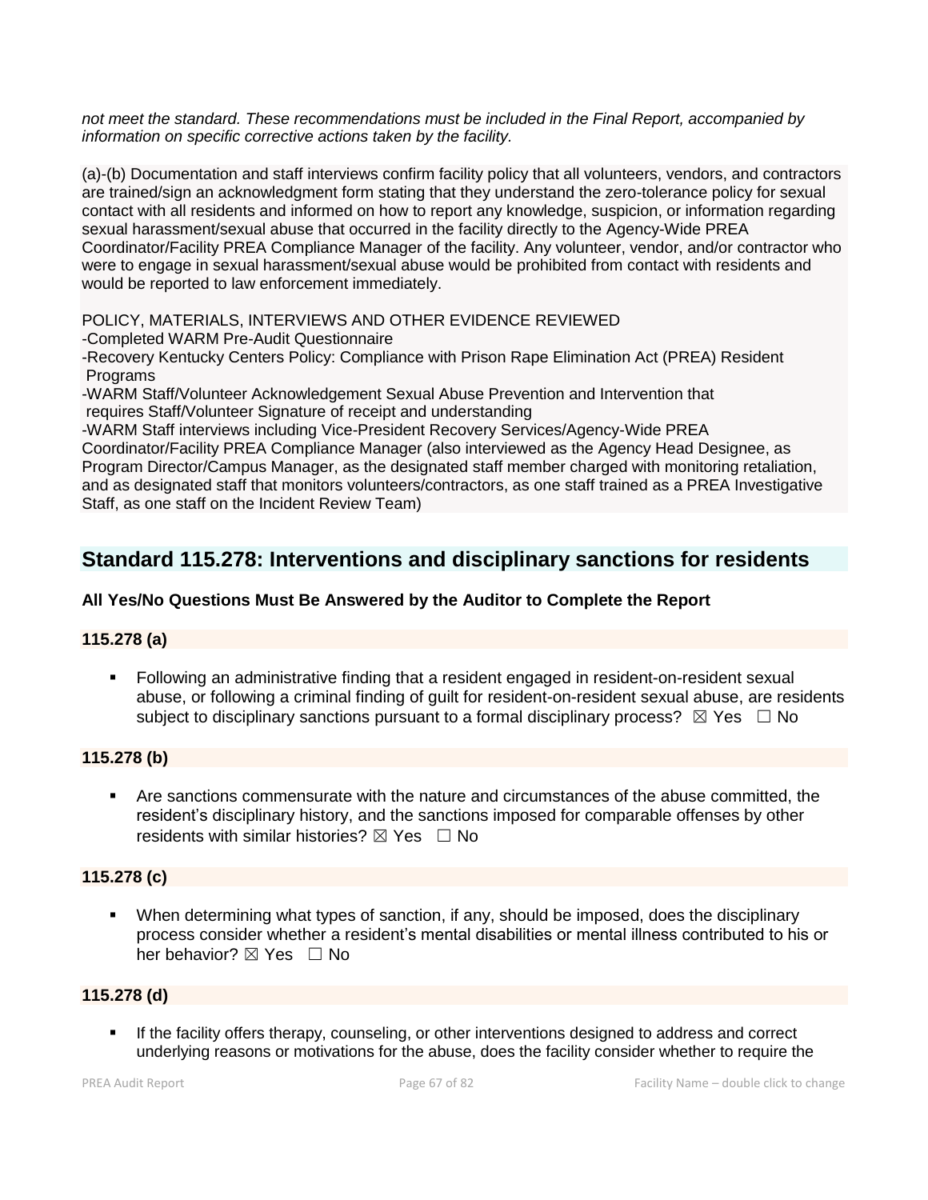*not meet the standard. These recommendations must be included in the Final Report, accompanied by information on specific corrective actions taken by the facility.*

(a)-(b) Documentation and staff interviews confirm facility policy that all volunteers, vendors, and contractors are trained/sign an acknowledgment form stating that they understand the zero-tolerance policy for sexual contact with all residents and informed on how to report any knowledge, suspicion, or information regarding sexual harassment/sexual abuse that occurred in the facility directly to the Agency-Wide PREA Coordinator/Facility PREA Compliance Manager of the facility. Any volunteer, vendor, and/or contractor who were to engage in sexual harassment/sexual abuse would be prohibited from contact with residents and would be reported to law enforcement immediately.

POLICY, MATERIALS, INTERVIEWS AND OTHER EVIDENCE REVIEWED
-Completed WARM Pre-Audit Questionnaire
-Recovery Kentucky Centers Policy: Compliance with Prison Rape Elimination Act (PREA) Resident Programs
-WARM Staff/Volunteer Acknowledgement Sexual Abuse Prevention and Intervention that requires Staff/Volunteer Signature of receipt and understanding
-WARM Staff interviews including Vice-President Recovery Services/Agency-Wide PREA Coordinator/Facility PREA Compliance Manager (also interviewed as the Agency Head Designee, as Program Director/Campus Manager, as the designated staff member charged with monitoring retaliation, and as designated staff that monitors volunteers/contractors, as one staff trained as a PREA Investigative Staff, as one staff on the Incident Review Team)

## Standard 115.278: Interventions and disciplinary sanctions for residents

**All Yes/No Questions Must Be Answered by the Auditor to Complete the Report**

**115.278 (a)**

- Following an administrative finding that a resident engaged in resident-on-resident sexual abuse, or following a criminal finding of guilt for resident-on-resident sexual abuse, are residents subject to disciplinary sanctions pursuant to a formal disciplinary process? ☒ Yes ☐ No

**115.278 (b)**

- Are sanctions commensurate with the nature and circumstances of the abuse committed, the resident's disciplinary history, and the sanctions imposed for comparable offenses by other residents with similar histories? ☒ Yes ☐ No

**115.278 (c)**

- When determining what types of sanction, if any, should be imposed, does the disciplinary process consider whether a resident's mental disabilities or mental illness contributed to his or her behavior? ☒ Yes ☐ No

**115.278 (d)**

- If the facility offers therapy, counseling, or other interventions designed to address and correct underlying reasons or motivations for the abuse, does the facility consider whether to require the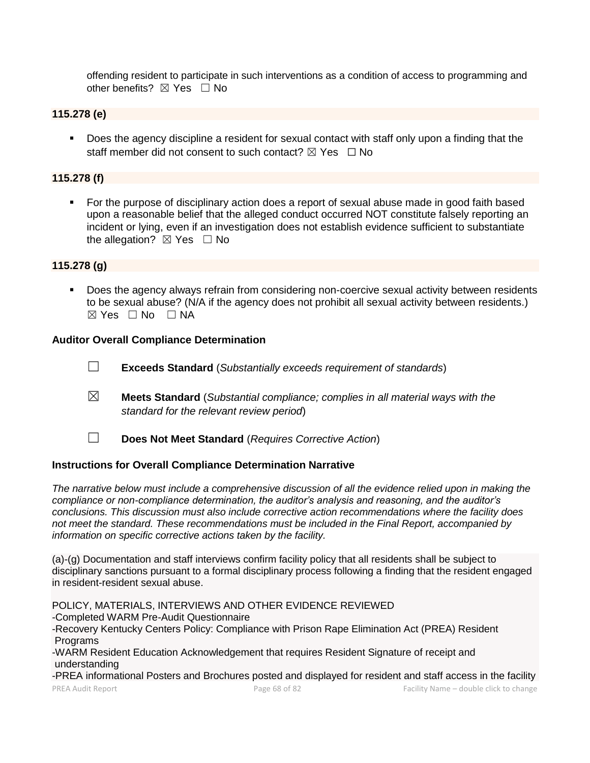offending resident to participate in such interventions as a condition of access to programming and other benefits? ☒ Yes ☐ No

**115.278 (e)**

- Does the agency discipline a resident for sexual contact with staff only upon a finding that the staff member did not consent to such contact? ☒ Yes ☐ No

**115.278 (f)**

- For the purpose of disciplinary action does a report of sexual abuse made in good faith based upon a reasonable belief that the alleged conduct occurred NOT constitute falsely reporting an incident or lying, even if an investigation does not establish evidence sufficient to substantiate the allegation? ☒ Yes ☐ No

**115.278 (g)**

- Does the agency always refrain from considering non-coercive sexual activity between residents to be sexual abuse? (N/A if the agency does not prohibit all sexual activity between residents.) ☒ Yes ☐ No ☐ NA

**Auditor Overall Compliance Determination**

☐ **Exceeds Standard** (*Substantially exceeds requirement of standards*)

☒ **Meets Standard** (*Substantial compliance; complies in all material ways with the standard for the relevant review period*)

☐ **Does Not Meet Standard** (*Requires Corrective Action*)

**Instructions for Overall Compliance Determination Narrative**

*The narrative below must include a comprehensive discussion of all the evidence relied upon in making the compliance or non-compliance determination, the auditor's analysis and reasoning, and the auditor's conclusions. This discussion must also include corrective action recommendations where the facility does not meet the standard. These recommendations must be included in the Final Report, accompanied by information on specific corrective actions taken by the facility.*

(a)-(g) Documentation and staff interviews confirm facility policy that all residents shall be subject to disciplinary sanctions pursuant to a formal disciplinary process following a finding that the resident engaged in resident-resident sexual abuse.

POLICY, MATERIALS, INTERVIEWS AND OTHER EVIDENCE REVIEWED
-Completed WARM Pre-Audit Questionnaire
-Recovery Kentucky Centers Policy: Compliance with Prison Rape Elimination Act (PREA) Resident Programs
-WARM Resident Education Acknowledgement that requires Resident Signature of receipt and understanding
-PREA informational Posters and Brochures posted and displayed for resident and staff access in the facility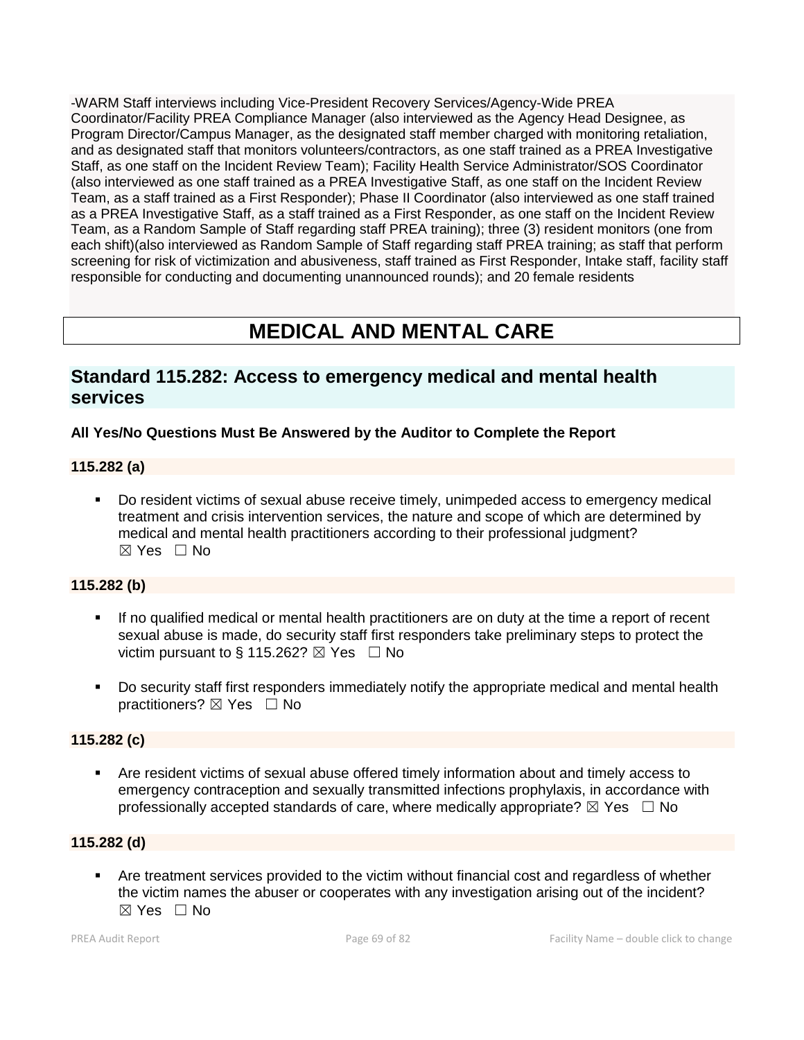-WARM Staff interviews including Vice-President Recovery Services/Agency-Wide PREA Coordinator/Facility PREA Compliance Manager (also interviewed as the Agency Head Designee, as Program Director/Campus Manager, as the designated staff member charged with monitoring retaliation, and as designated staff that monitors volunteers/contractors, as one staff trained as a PREA Investigative Staff, as one staff on the Incident Review Team); Facility Health Service Administrator/SOS Coordinator (also interviewed as one staff trained as a PREA Investigative Staff, as one staff on the Incident Review Team, as a staff trained as a First Responder); Phase II Coordinator (also interviewed as one staff trained as a PREA Investigative Staff, as a staff trained as a First Responder, as one staff on the Incident Review Team, as a Random Sample of Staff regarding staff PREA training); three (3) resident monitors (one from each shift)(also interviewed as Random Sample of Staff regarding staff PREA training; as staff that perform screening for risk of victimization and abusiveness, staff trained as First Responder, Intake staff, facility staff responsible for conducting and documenting unannounced rounds); and 20 female residents

# MEDICAL AND MENTAL CARE

## Standard 115.282: Access to emergency medical and mental health services

**All Yes/No Questions Must Be Answered by the Auditor to Complete the Report**

### 115.282 (a)

- Do resident victims of sexual abuse receive timely, unimpeded access to emergency medical treatment and crisis intervention services, the nature and scope of which are determined by medical and mental health practitioners according to their professional judgment? ☒ Yes ☐ No

### 115.282 (b)

- If no qualified medical or mental health practitioners are on duty at the time a report of recent sexual abuse is made, do security staff first responders take preliminary steps to protect the victim pursuant to § 115.262? ☒ Yes ☐ No
- Do security staff first responders immediately notify the appropriate medical and mental health practitioners? ☒ Yes ☐ No

### 115.282 (c)

- Are resident victims of sexual abuse offered timely information about and timely access to emergency contraception and sexually transmitted infections prophylaxis, in accordance with professionally accepted standards of care, where medically appropriate? ☒ Yes ☐ No

### 115.282 (d)

- Are treatment services provided to the victim without financial cost and regardless of whether the victim names the abuser or cooperates with any investigation arising out of the incident? ☒ Yes ☐ No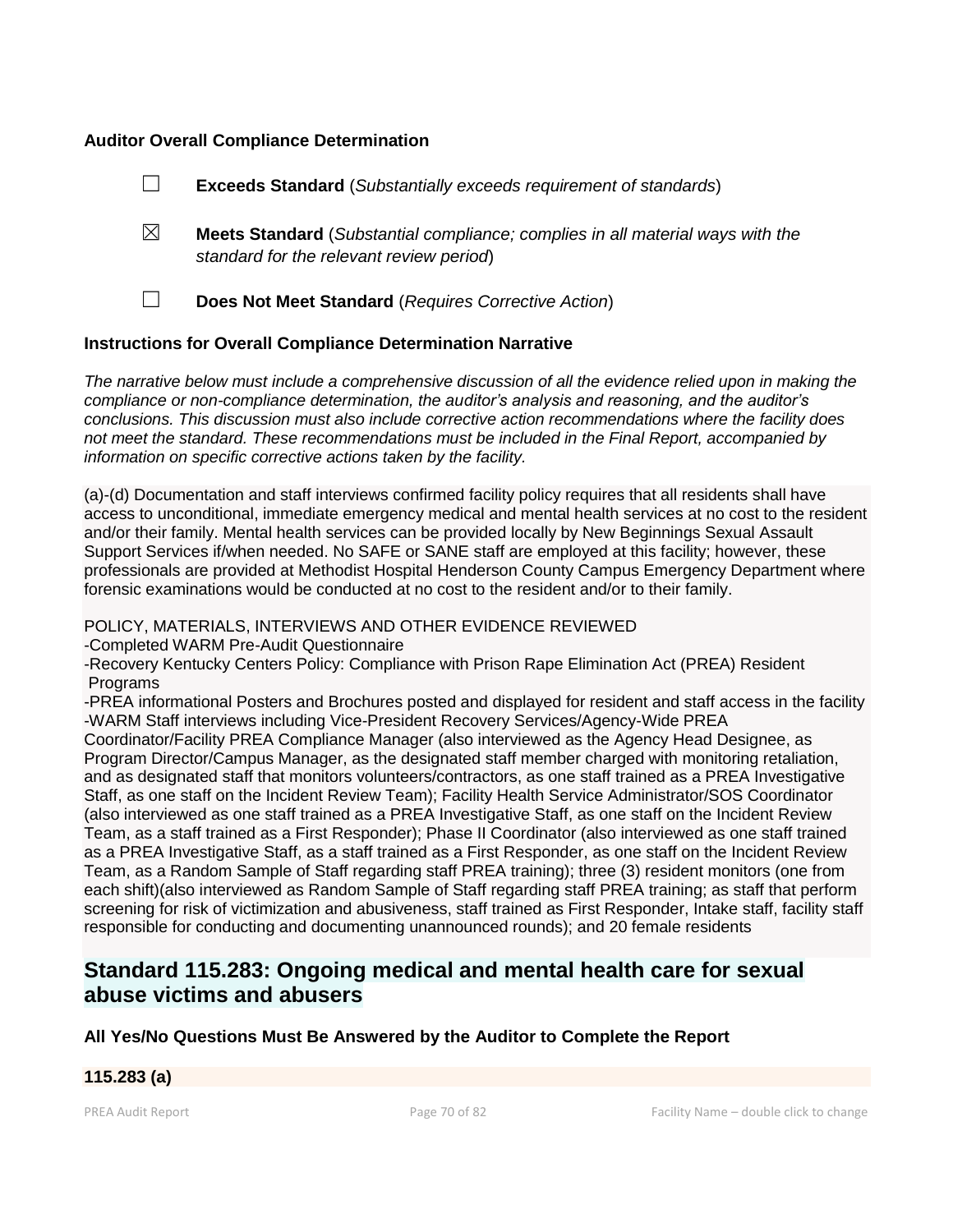### Auditor Overall Compliance Determination

☐ **Exceeds Standard** (*Substantially exceeds requirement of standards*)

☒ **Meets Standard** (*Substantial compliance; complies in all material ways with the standard for the relevant review period*)

☐ **Does Not Meet Standard** (*Requires Corrective Action*)

### Instructions for Overall Compliance Determination Narrative

*The narrative below must include a comprehensive discussion of all the evidence relied upon in making the compliance or non-compliance determination, the auditor's analysis and reasoning, and the auditor's conclusions. This discussion must also include corrective action recommendations where the facility does not meet the standard. These recommendations must be included in the Final Report, accompanied by information on specific corrective actions taken by the facility.*

(a)-(d) Documentation and staff interviews confirmed facility policy requires that all residents shall have access to unconditional, immediate emergency medical and mental health services at no cost to the resident and/or their family. Mental health services can be provided locally by New Beginnings Sexual Assault Support Services if/when needed. No SAFE or SANE staff are employed at this facility; however, these professionals are provided at Methodist Hospital Henderson County Campus Emergency Department where forensic examinations would be conducted at no cost to the resident and/or to their family.

POLICY, MATERIALS, INTERVIEWS AND OTHER EVIDENCE REVIEWED
-Completed WARM Pre-Audit Questionnaire
-Recovery Kentucky Centers Policy: Compliance with Prison Rape Elimination Act (PREA) Resident Programs
-PREA informational Posters and Brochures posted and displayed for resident and staff access in the facility
-WARM Staff interviews including Vice-President Recovery Services/Agency-Wide PREA Coordinator/Facility PREA Compliance Manager (also interviewed as the Agency Head Designee, as Program Director/Campus Manager, as the designated staff member charged with monitoring retaliation, and as designated staff that monitors volunteers/contractors, as one staff trained as a PREA Investigative Staff, as one staff on the Incident Review Team); Facility Health Service Administrator/SOS Coordinator (also interviewed as one staff trained as a PREA Investigative Staff, as one staff on the Incident Review Team, as a staff trained as a First Responder); Phase II Coordinator (also interviewed as one staff trained as a PREA Investigative Staff, as a staff trained as a First Responder, as one staff on the Incident Review Team, as a Random Sample of Staff regarding staff PREA training); three (3) resident monitors (one from each shift)(also interviewed as Random Sample of Staff regarding staff PREA training; as staff that perform screening for risk of victimization and abusiveness, staff trained as First Responder, Intake staff, facility staff responsible for conducting and documenting unannounced rounds); and 20 female residents

## Standard 115.283: Ongoing medical and mental health care for sexual abuse victims and abusers

### All Yes/No Questions Must Be Answered by the Auditor to Complete the Report

### 115.283 (a)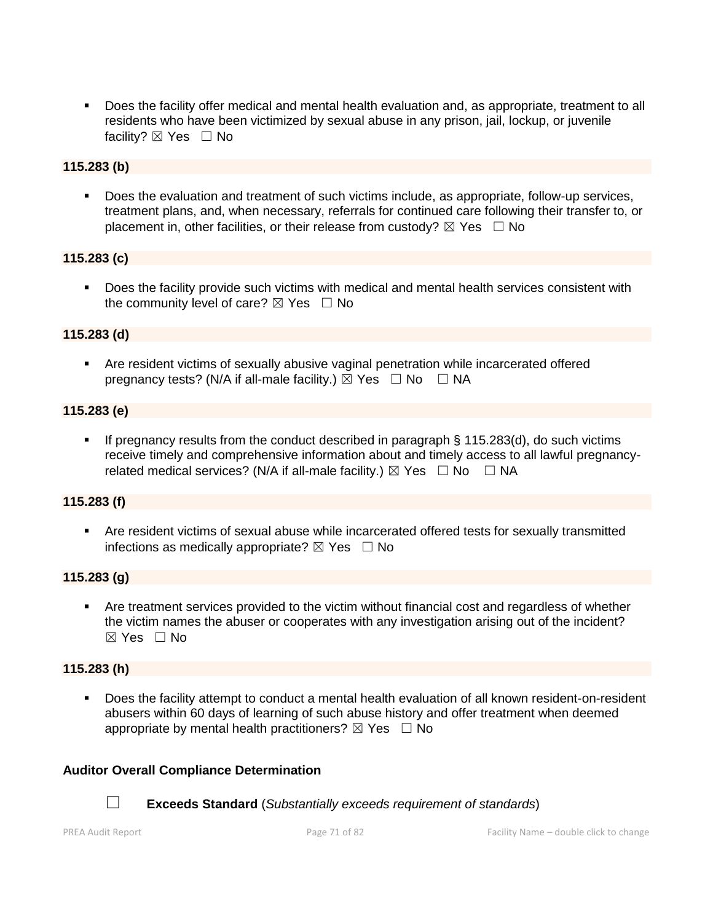- Does the facility offer medical and mental health evaluation and, as appropriate, treatment to all residents who have been victimized by sexual abuse in any prison, jail, lockup, or juvenile facility? ☒ Yes ☐ No

**115.283 (b)**

- Does the evaluation and treatment of such victims include, as appropriate, follow-up services, treatment plans, and, when necessary, referrals for continued care following their transfer to, or placement in, other facilities, or their release from custody? ☒ Yes ☐ No

**115.283 (c)**

- Does the facility provide such victims with medical and mental health services consistent with the community level of care? ☒ Yes ☐ No

**115.283 (d)**

- Are resident victims of sexually abusive vaginal penetration while incarcerated offered pregnancy tests? (N/A if all-male facility.) ☒ Yes ☐ No ☐ NA

**115.283 (e)**

- If pregnancy results from the conduct described in paragraph § 115.283(d), do such victims receive timely and comprehensive information about and timely access to all lawful pregnancy-related medical services? (N/A if all-male facility.) ☒ Yes ☐ No ☐ NA

**115.283 (f)**

- Are resident victims of sexual abuse while incarcerated offered tests for sexually transmitted infections as medically appropriate? ☒ Yes ☐ No

**115.283 (g)**

- Are treatment services provided to the victim without financial cost and regardless of whether the victim names the abuser or cooperates with any investigation arising out of the incident? ☒ Yes ☐ No

**115.283 (h)**

- Does the facility attempt to conduct a mental health evaluation of all known resident-on-resident abusers within 60 days of learning of such abuse history and offer treatment when deemed appropriate by mental health practitioners? ☒ Yes ☐ No

**Auditor Overall Compliance Determination**

☐ **Exceeds Standard** (*Substantially exceeds requirement of standards*)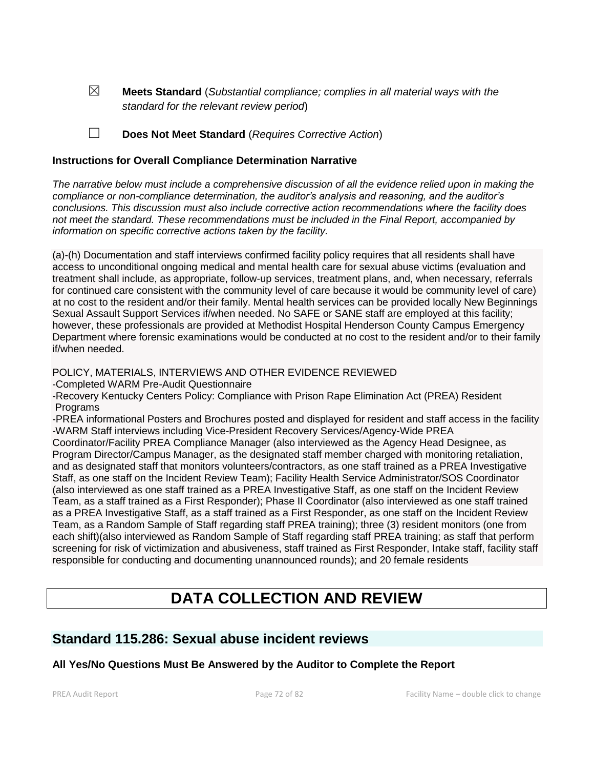☒ **Meets Standard** (*Substantial compliance; complies in all material ways with the standard for the relevant review period*)

☐ **Does Not Meet Standard** (*Requires Corrective Action*)

**Instructions for Overall Compliance Determination Narrative**

*The narrative below must include a comprehensive discussion of all the evidence relied upon in making the compliance or non-compliance determination, the auditor's analysis and reasoning, and the auditor's conclusions. This discussion must also include corrective action recommendations where the facility does not meet the standard. These recommendations must be included in the Final Report, accompanied by information on specific corrective actions taken by the facility.*

(a)-(h) Documentation and staff interviews confirmed facility policy requires that all residents shall have access to unconditional ongoing medical and mental health care for sexual abuse victims (evaluation and treatment shall include, as appropriate, follow-up services, treatment plans, and, when necessary, referrals for continued care consistent with the community level of care because it would be community level of care) at no cost to the resident and/or their family. Mental health services can be provided locally New Beginnings Sexual Assault Support Services if/when needed. No SAFE or SANE staff are employed at this facility; however, these professionals are provided at Methodist Hospital Henderson County Campus Emergency Department where forensic examinations would be conducted at no cost to the resident and/or to their family if/when needed.

POLICY, MATERIALS, INTERVIEWS AND OTHER EVIDENCE REVIEWED
-Completed WARM Pre-Audit Questionnaire
-Recovery Kentucky Centers Policy: Compliance with Prison Rape Elimination Act (PREA) Resident Programs
-PREA informational Posters and Brochures posted and displayed for resident and staff access in the facility
-WARM Staff interviews including Vice-President Recovery Services/Agency-Wide PREA Coordinator/Facility PREA Compliance Manager (also interviewed as the Agency Head Designee, as Program Director/Campus Manager, as the designated staff member charged with monitoring retaliation, and as designated staff that monitors volunteers/contractors, as one staff trained as a PREA Investigative Staff, as one staff on the Incident Review Team); Facility Health Service Administrator/SOS Coordinator (also interviewed as one staff trained as a PREA Investigative Staff, as one staff on the Incident Review Team, as a staff trained as a First Responder); Phase II Coordinator (also interviewed as one staff trained as a PREA Investigative Staff, as a staff trained as a First Responder, as one staff on the Incident Review Team, as a Random Sample of Staff regarding staff PREA training); three (3) resident monitors (one from each shift)(also interviewed as Random Sample of Staff regarding staff PREA training; as staff that perform screening for risk of victimization and abusiveness, staff trained as First Responder, Intake staff, facility staff responsible for conducting and documenting unannounced rounds); and 20 female residents

# DATA COLLECTION AND REVIEW

## Standard 115.286: Sexual abuse incident reviews

**All Yes/No Questions Must Be Answered by the Auditor to Complete the Report**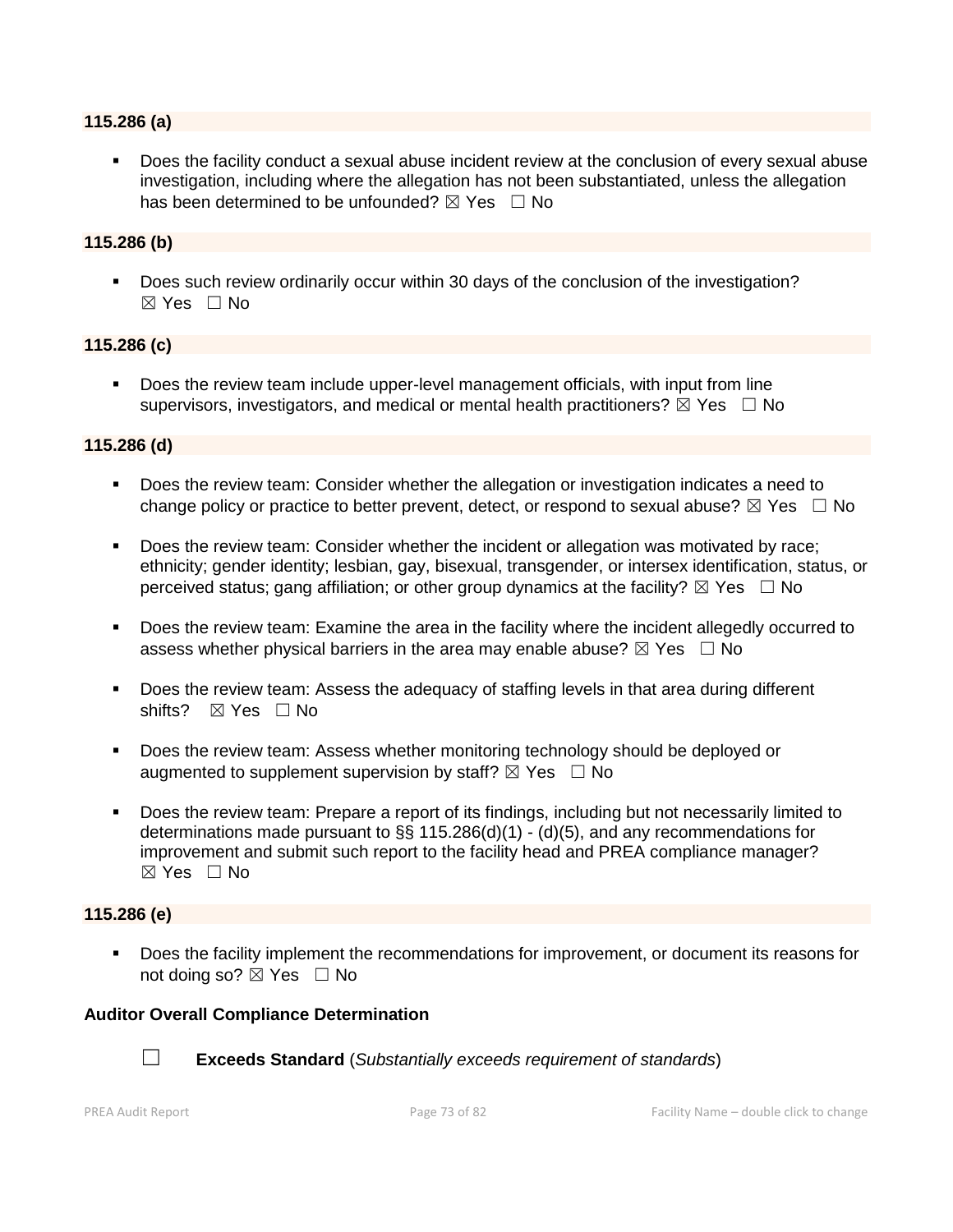**115.286 (a)**

- Does the facility conduct a sexual abuse incident review at the conclusion of every sexual abuse investigation, including where the allegation has not been substantiated, unless the allegation has been determined to be unfounded? ☒ Yes ☐ No

**115.286 (b)**

- Does such review ordinarily occur within 30 days of the conclusion of the investigation? ☒ Yes ☐ No

**115.286 (c)**

- Does the review team include upper-level management officials, with input from line supervisors, investigators, and medical or mental health practitioners? ☒ Yes ☐ No

**115.286 (d)**

- Does the review team: Consider whether the allegation or investigation indicates a need to change policy or practice to better prevent, detect, or respond to sexual abuse? ☒ Yes ☐ No
- Does the review team: Consider whether the incident or allegation was motivated by race; ethnicity; gender identity; lesbian, gay, bisexual, transgender, or intersex identification, status, or perceived status; gang affiliation; or other group dynamics at the facility? ☒ Yes ☐ No
- Does the review team: Examine the area in the facility where the incident allegedly occurred to assess whether physical barriers in the area may enable abuse? ☒ Yes ☐ No
- Does the review team: Assess the adequacy of staffing levels in that area during different shifts? ☒ Yes ☐ No
- Does the review team: Assess whether monitoring technology should be deployed or augmented to supplement supervision by staff? ☒ Yes ☐ No
- Does the review team: Prepare a report of its findings, including but not necessarily limited to determinations made pursuant to §§ 115.286(d)(1) - (d)(5), and any recommendations for improvement and submit such report to the facility head and PREA compliance manager? ☒ Yes ☐ No

**115.286 (e)**

- Does the facility implement the recommendations for improvement, or document its reasons for not doing so? ☒ Yes ☐ No

**Auditor Overall Compliance Determination**

☐ **Exceeds Standard** (*Substantially exceeds requirement of standards*)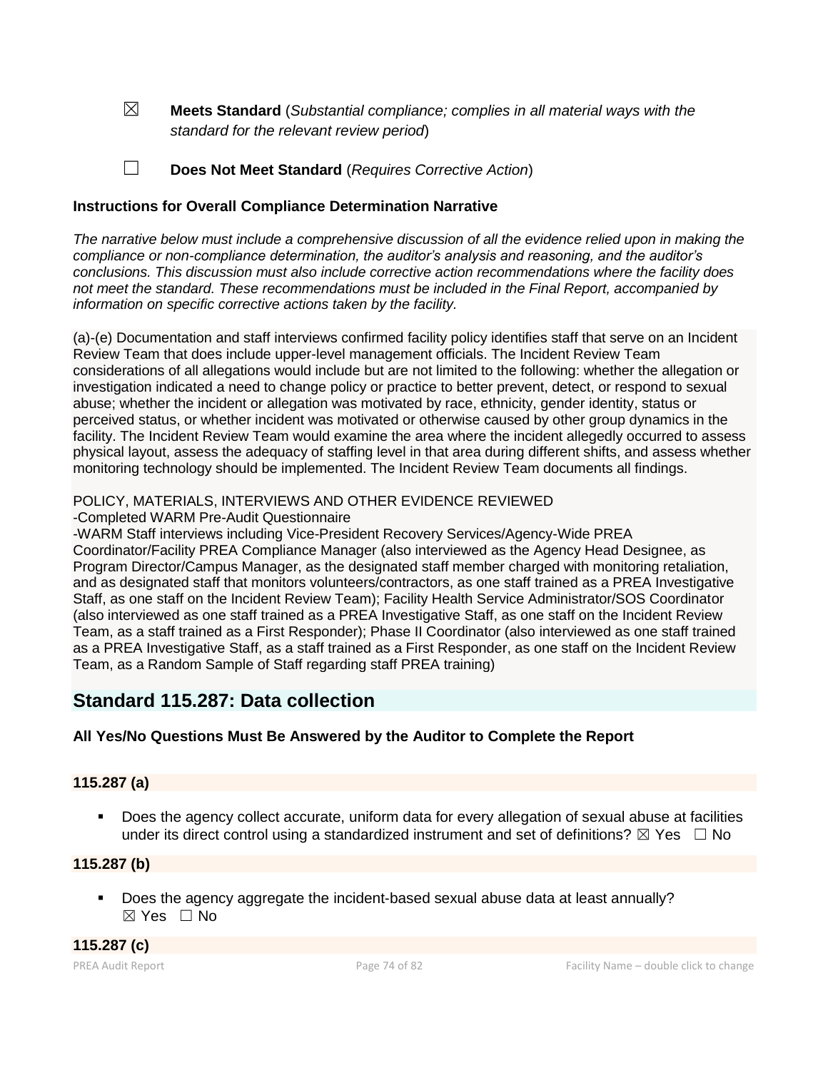☒ **Meets Standard** (*Substantial compliance; complies in all material ways with the standard for the relevant review period*)

☐ **Does Not Meet Standard** (*Requires Corrective Action*)

**Instructions for Overall Compliance Determination Narrative**

*The narrative below must include a comprehensive discussion of all the evidence relied upon in making the compliance or non-compliance determination, the auditor's analysis and reasoning, and the auditor's conclusions. This discussion must also include corrective action recommendations where the facility does not meet the standard. These recommendations must be included in the Final Report, accompanied by information on specific corrective actions taken by the facility.*

(a)-(e) Documentation and staff interviews confirmed facility policy identifies staff that serve on an Incident Review Team that does include upper-level management officials. The Incident Review Team considerations of all allegations would include but are not limited to the following: whether the allegation or investigation indicated a need to change policy or practice to better prevent, detect, or respond to sexual abuse; whether the incident or allegation was motivated by race, ethnicity, gender identity, status or perceived status, or whether incident was motivated or otherwise caused by other group dynamics in the facility. The Incident Review Team would examine the area where the incident allegedly occurred to assess physical layout, assess the adequacy of staffing level in that area during different shifts, and assess whether monitoring technology should be implemented. The Incident Review Team documents all findings.

POLICY, MATERIALS, INTERVIEWS AND OTHER EVIDENCE REVIEWED
-Completed WARM Pre-Audit Questionnaire
-WARM Staff interviews including Vice-President Recovery Services/Agency-Wide PREA Coordinator/Facility PREA Compliance Manager (also interviewed as the Agency Head Designee, as Program Director/Campus Manager, as the designated staff member charged with monitoring retaliation, and as designated staff that monitors volunteers/contractors, as one staff trained as a PREA Investigative Staff, as one staff on the Incident Review Team); Facility Health Service Administrator/SOS Coordinator (also interviewed as one staff trained as a PREA Investigative Staff, as one staff on the Incident Review Team, as a staff trained as a First Responder); Phase II Coordinator (also interviewed as one staff trained as a PREA Investigative Staff, as a staff trained as a First Responder, as one staff on the Incident Review Team, as a Random Sample of Staff regarding staff PREA training)

## Standard 115.287: Data collection

**All Yes/No Questions Must Be Answered by the Auditor to Complete the Report**

**115.287 (a)**

- Does the agency collect accurate, uniform data for every allegation of sexual abuse at facilities under its direct control using a standardized instrument and set of definitions? ☒ Yes ☐ No

**115.287 (b)**

- Does the agency aggregate the incident-based sexual abuse data at least annually? ☒ Yes ☐ No

**115.287 (c)**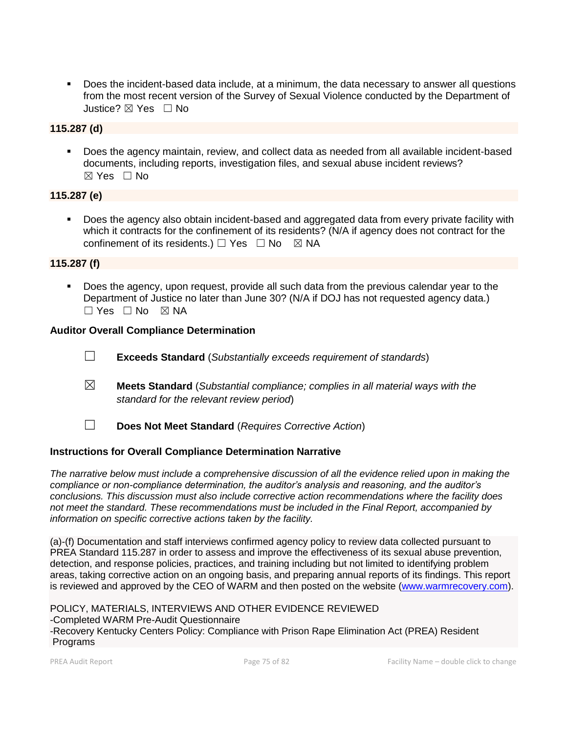- Does the incident-based data include, at a minimum, the data necessary to answer all questions from the most recent version of the Survey of Sexual Violence conducted by the Department of Justice? ☒ Yes ☐ No

**115.287 (d)**

- Does the agency maintain, review, and collect data as needed from all available incident-based documents, including reports, investigation files, and sexual abuse incident reviews? ☒ Yes ☐ No

**115.287 (e)**

- Does the agency also obtain incident-based and aggregated data from every private facility with which it contracts for the confinement of its residents? (N/A if agency does not contract for the confinement of its residents.) ☐ Yes ☐ No ☒ NA

**115.287 (f)**

- Does the agency, upon request, provide all such data from the previous calendar year to the Department of Justice no later than June 30? (N/A if DOJ has not requested agency data.) ☐ Yes ☐ No ☒ NA

**Auditor Overall Compliance Determination**

☐ **Exceeds Standard** (*Substantially exceeds requirement of standards*)

☒ **Meets Standard** (*Substantial compliance; complies in all material ways with the standard for the relevant review period*)

☐ **Does Not Meet Standard** (*Requires Corrective Action*)

**Instructions for Overall Compliance Determination Narrative**

*The narrative below must include a comprehensive discussion of all the evidence relied upon in making the compliance or non-compliance determination, the auditor's analysis and reasoning, and the auditor's conclusions. This discussion must also include corrective action recommendations where the facility does not meet the standard. These recommendations must be included in the Final Report, accompanied by information on specific corrective actions taken by the facility.*

(a)-(f) Documentation and staff interviews confirmed agency policy to review data collected pursuant to PREA Standard 115.287 in order to assess and improve the effectiveness of its sexual abuse prevention, detection, and response policies, practices, and training including but not limited to identifying problem areas, taking corrective action on an ongoing basis, and preparing annual reports of its findings. This report is reviewed and approved by the CEO of WARM and then posted on the website (www.warmrecovery.com).

POLICY, MATERIALS, INTERVIEWS AND OTHER EVIDENCE REVIEWED
-Completed WARM Pre-Audit Questionnaire
-Recovery Kentucky Centers Policy: Compliance with Prison Rape Elimination Act (PREA) Resident Programs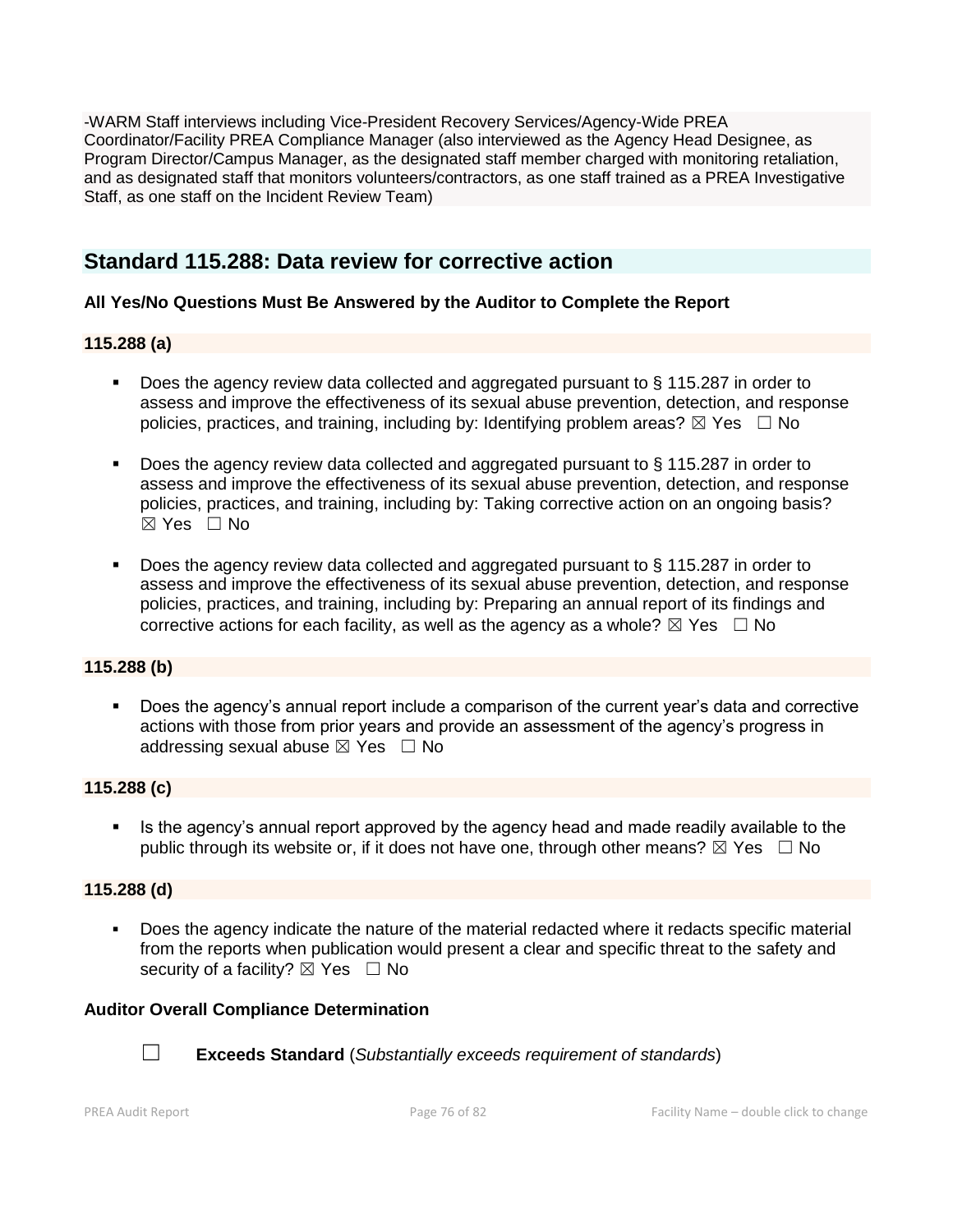-WARM Staff interviews including Vice-President Recovery Services/Agency-Wide PREA Coordinator/Facility PREA Compliance Manager (also interviewed as the Agency Head Designee, as Program Director/Campus Manager, as the designated staff member charged with monitoring retaliation, and as designated staff that monitors volunteers/contractors, as one staff trained as a PREA Investigative Staff, as one staff on the Incident Review Team)

## Standard 115.288: Data review for corrective action

**All Yes/No Questions Must Be Answered by the Auditor to Complete the Report**

**115.288 (a)**

- Does the agency review data collected and aggregated pursuant to § 115.287 in order to assess and improve the effectiveness of its sexual abuse prevention, detection, and response policies, practices, and training, including by: Identifying problem areas? ☒ Yes ☐ No
- Does the agency review data collected and aggregated pursuant to § 115.287 in order to assess and improve the effectiveness of its sexual abuse prevention, detection, and response policies, practices, and training, including by: Taking corrective action on an ongoing basis? ☒ Yes ☐ No
- Does the agency review data collected and aggregated pursuant to § 115.287 in order to assess and improve the effectiveness of its sexual abuse prevention, detection, and response policies, practices, and training, including by: Preparing an annual report of its findings and corrective actions for each facility, as well as the agency as a whole? ☒ Yes ☐ No

**115.288 (b)**

- Does the agency's annual report include a comparison of the current year's data and corrective actions with those from prior years and provide an assessment of the agency's progress in addressing sexual abuse ☒ Yes ☐ No

**115.288 (c)**

- Is the agency's annual report approved by the agency head and made readily available to the public through its website or, if it does not have one, through other means? ☒ Yes ☐ No

**115.288 (d)**

- Does the agency indicate the nature of the material redacted where it redacts specific material from the reports when publication would present a clear and specific threat to the safety and security of a facility? ☒ Yes ☐ No

**Auditor Overall Compliance Determination**

☐ **Exceeds Standard** (*Substantially exceeds requirement of standards*)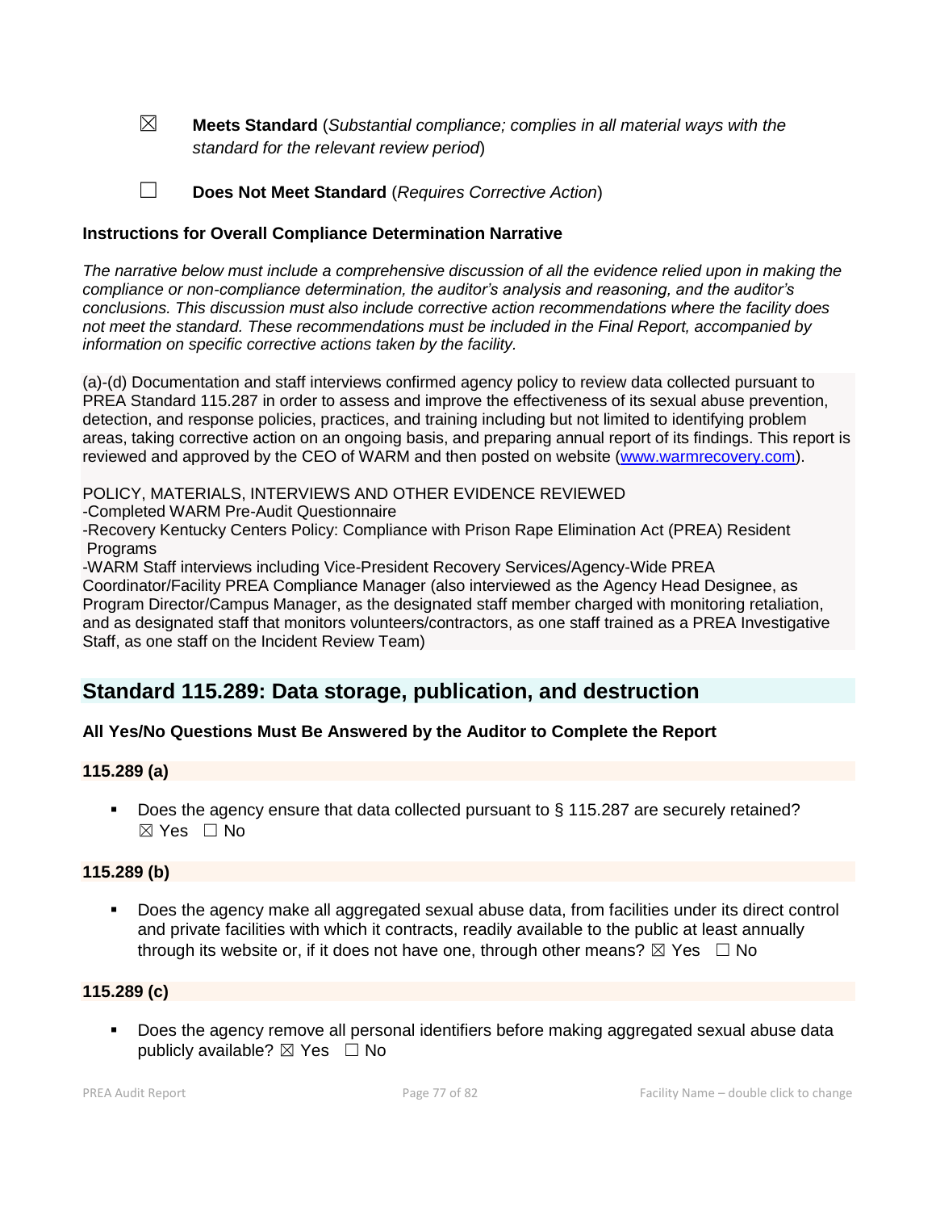☒ **Meets Standard** (*Substantial compliance; complies in all material ways with the standard for the relevant review period*)

☐ **Does Not Meet Standard** (*Requires Corrective Action*)

**Instructions for Overall Compliance Determination Narrative**

*The narrative below must include a comprehensive discussion of all the evidence relied upon in making the compliance or non-compliance determination, the auditor's analysis and reasoning, and the auditor's conclusions. This discussion must also include corrective action recommendations where the facility does not meet the standard. These recommendations must be included in the Final Report, accompanied by information on specific corrective actions taken by the facility.*

(a)-(d) Documentation and staff interviews confirmed agency policy to review data collected pursuant to PREA Standard 115.287 in order to assess and improve the effectiveness of its sexual abuse prevention, detection, and response policies, practices, and training including but not limited to identifying problem areas, taking corrective action on an ongoing basis, and preparing annual report of its findings. This report is reviewed and approved by the CEO of WARM and then posted on website ([www.warmrecovery.com](http://www.warmrecovery.com)).

POLICY, MATERIALS, INTERVIEWS AND OTHER EVIDENCE REVIEWED
-Completed WARM Pre-Audit Questionnaire
-Recovery Kentucky Centers Policy: Compliance with Prison Rape Elimination Act (PREA) Resident Programs
-WARM Staff interviews including Vice-President Recovery Services/Agency-Wide PREA Coordinator/Facility PREA Compliance Manager (also interviewed as the Agency Head Designee, as Program Director/Campus Manager, as the designated staff member charged with monitoring retaliation, and as designated staff that monitors volunteers/contractors, as one staff trained as a PREA Investigative Staff, as one staff on the Incident Review Team)

## Standard 115.289: Data storage, publication, and destruction

**All Yes/No Questions Must Be Answered by the Auditor to Complete the Report**

**115.289 (a)**

- Does the agency ensure that data collected pursuant to § 115.287 are securely retained? ☒ Yes ☐ No

**115.289 (b)**

- Does the agency make all aggregated sexual abuse data, from facilities under its direct control and private facilities with which it contracts, readily available to the public at least annually through its website or, if it does not have one, through other means? ☒ Yes ☐ No

**115.289 (c)**

- Does the agency remove all personal identifiers before making aggregated sexual abuse data publicly available? ☒ Yes ☐ No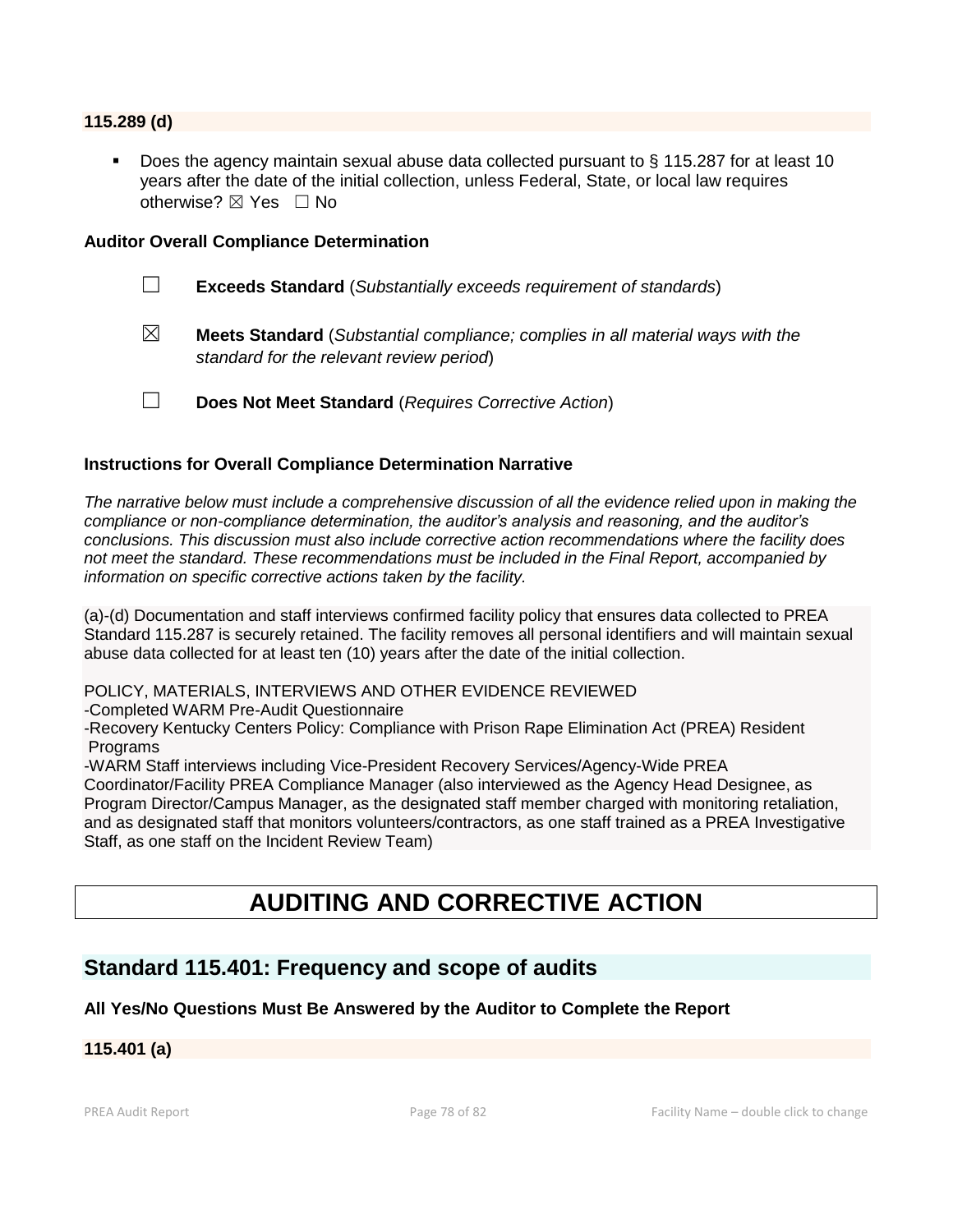**115.289 (d)**

- Does the agency maintain sexual abuse data collected pursuant to § 115.287 for at least 10 years after the date of the initial collection, unless Federal, State, or local law requires otherwise? ☒ Yes ☐ No

**Auditor Overall Compliance Determination**

☐ **Exceeds Standard** (*Substantially exceeds requirement of standards*)

☒ **Meets Standard** (*Substantial compliance; complies in all material ways with the standard for the relevant review period*)

☐ **Does Not Meet Standard** (*Requires Corrective Action*)

**Instructions for Overall Compliance Determination Narrative**

*The narrative below must include a comprehensive discussion of all the evidence relied upon in making the compliance or non-compliance determination, the auditor's analysis and reasoning, and the auditor's conclusions. This discussion must also include corrective action recommendations where the facility does not meet the standard. These recommendations must be included in the Final Report, accompanied by information on specific corrective actions taken by the facility.*

(a)-(d) Documentation and staff interviews confirmed facility policy that ensures data collected to PREA Standard 115.287 is securely retained. The facility removes all personal identifiers and will maintain sexual abuse data collected for at least ten (10) years after the date of the initial collection.

POLICY, MATERIALS, INTERVIEWS AND OTHER EVIDENCE REVIEWED
-Completed WARM Pre-Audit Questionnaire
-Recovery Kentucky Centers Policy: Compliance with Prison Rape Elimination Act (PREA) Resident Programs
-WARM Staff interviews including Vice-President Recovery Services/Agency-Wide PREA Coordinator/Facility PREA Compliance Manager (also interviewed as the Agency Head Designee, as Program Director/Campus Manager, as the designated staff member charged with monitoring retaliation, and as designated staff that monitors volunteers/contractors, as one staff trained as a PREA Investigative Staff, as one staff on the Incident Review Team)

# AUDITING AND CORRECTIVE ACTION

## Standard 115.401: Frequency and scope of audits

**All Yes/No Questions Must Be Answered by the Auditor to Complete the Report**

**115.401 (a)**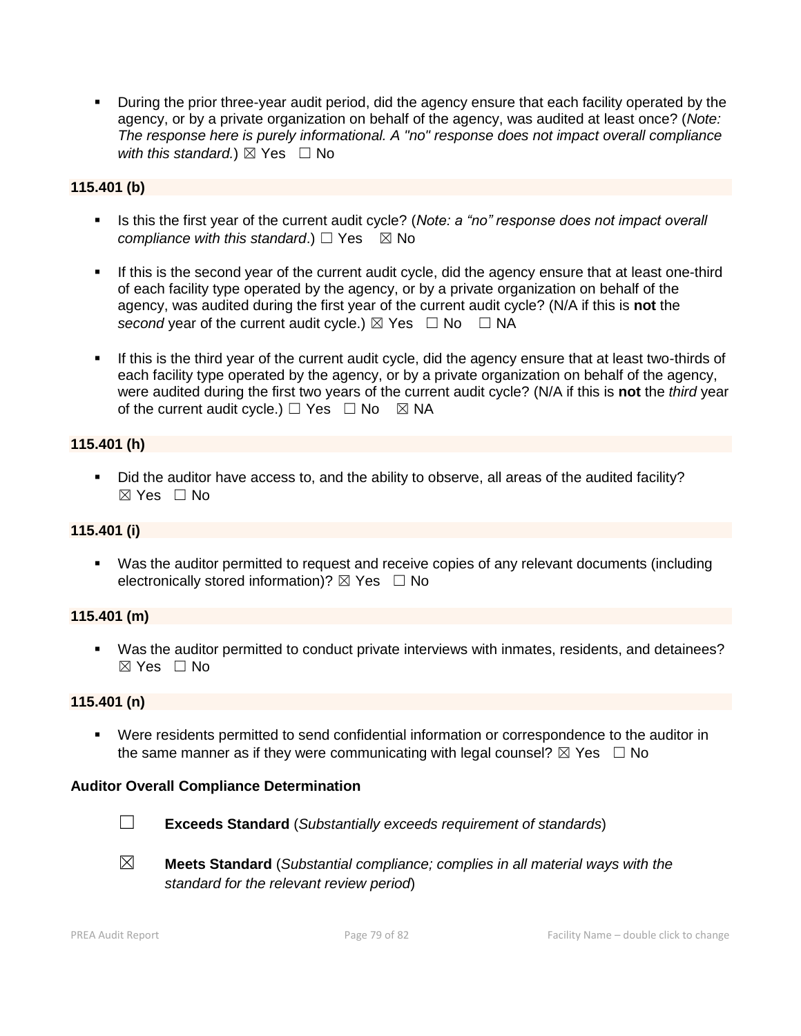- During the prior three-year audit period, did the agency ensure that each facility operated by the agency, or by a private organization on behalf of the agency, was audited at least once? (*Note: The response here is purely informational. A "no" response does not impact overall compliance with this standard.*) ☒ Yes ☐ No

**115.401 (b)**

- Is this the first year of the current audit cycle? (*Note: a "no" response does not impact overall compliance with this standard*.) ☐ Yes ☒ No
- If this is the second year of the current audit cycle, did the agency ensure that at least one-third of each facility type operated by the agency, or by a private organization on behalf of the agency, was audited during the first year of the current audit cycle? (N/A if this is **not** the *second* year of the current audit cycle.) ☒ Yes ☐ No ☐ NA
- If this is the third year of the current audit cycle, did the agency ensure that at least two-thirds of each facility type operated by the agency, or by a private organization on behalf of the agency, were audited during the first two years of the current audit cycle? (N/A if this is **not** the *third* year of the current audit cycle.) ☐ Yes ☐ No ☒ NA

**115.401 (h)**

- Did the auditor have access to, and the ability to observe, all areas of the audited facility? ☒ Yes ☐ No

**115.401 (i)**

- Was the auditor permitted to request and receive copies of any relevant documents (including electronically stored information)? ☒ Yes ☐ No

**115.401 (m)**

- Was the auditor permitted to conduct private interviews with inmates, residents, and detainees? ☒ Yes ☐ No

**115.401 (n)**

- Were residents permitted to send confidential information or correspondence to the auditor in the same manner as if they were communicating with legal counsel? ☒ Yes ☐ No

**Auditor Overall Compliance Determination**

☐ **Exceeds Standard** (*Substantially exceeds requirement of standards*)

☒ **Meets Standard** (*Substantial compliance; complies in all material ways with the standard for the relevant review period*)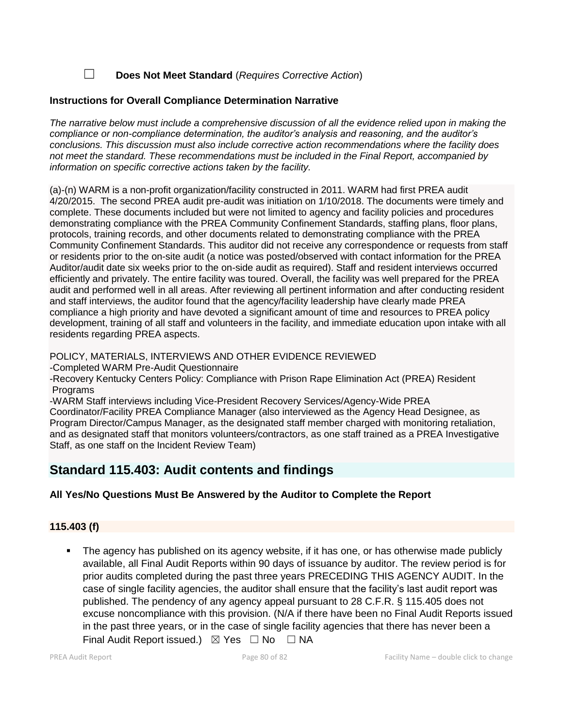☐ **Does Not Meet Standard** (*Requires Corrective Action*)

**Instructions for Overall Compliance Determination Narrative**

*The narrative below must include a comprehensive discussion of all the evidence relied upon in making the compliance or non-compliance determination, the auditor's analysis and reasoning, and the auditor's conclusions. This discussion must also include corrective action recommendations where the facility does not meet the standard. These recommendations must be included in the Final Report, accompanied by information on specific corrective actions taken by the facility.*

(a)-(n) WARM is a non-profit organization/facility constructed in 2011. WARM had first PREA audit 4/20/2015. The second PREA audit pre-audit was initiation on 1/10/2018. The documents were timely and complete. These documents included but were not limited to agency and facility policies and procedures demonstrating compliance with the PREA Community Confinement Standards, staffing plans, floor plans, protocols, training records, and other documents related to demonstrating compliance with the PREA Community Confinement Standards. This auditor did not receive any correspondence or requests from staff or residents prior to the on-site audit (a notice was posted/observed with contact information for the PREA Auditor/audit date six weeks prior to the on-side audit as required). Staff and resident interviews occurred efficiently and privately. The entire facility was toured. Overall, the facility was well prepared for the PREA audit and performed well in all areas. After reviewing all pertinent information and after conducting resident and staff interviews, the auditor found that the agency/facility leadership have clearly made PREA compliance a high priority and have devoted a significant amount of time and resources to PREA policy development, training of all staff and volunteers in the facility, and immediate education upon intake with all residents regarding PREA aspects.

POLICY, MATERIALS, INTERVIEWS AND OTHER EVIDENCE REVIEWED
-Completed WARM Pre-Audit Questionnaire
-Recovery Kentucky Centers Policy: Compliance with Prison Rape Elimination Act (PREA) Resident Programs
-WARM Staff interviews including Vice-President Recovery Services/Agency-Wide PREA Coordinator/Facility PREA Compliance Manager (also interviewed as the Agency Head Designee, as Program Director/Campus Manager, as the designated staff member charged with monitoring retaliation, and as designated staff that monitors volunteers/contractors, as one staff trained as a PREA Investigative Staff, as one staff on the Incident Review Team)

## Standard 115.403: Audit contents and findings

**All Yes/No Questions Must Be Answered by the Auditor to Complete the Report**

**115.403 (f)**

- The agency has published on its agency website, if it has one, or has otherwise made publicly available, all Final Audit Reports within 90 days of issuance by auditor. The review period is for prior audits completed during the past three years PRECEDING THIS AGENCY AUDIT. In the case of single facility agencies, the auditor shall ensure that the facility's last audit report was published. The pendency of any agency appeal pursuant to 28 C.F.R. § 115.405 does not excuse noncompliance with this provision. (N/A if there have been no Final Audit Reports issued in the past three years, or in the case of single facility agencies that there has never been a Final Audit Report issued.) ☒ Yes ☐ No ☐ NA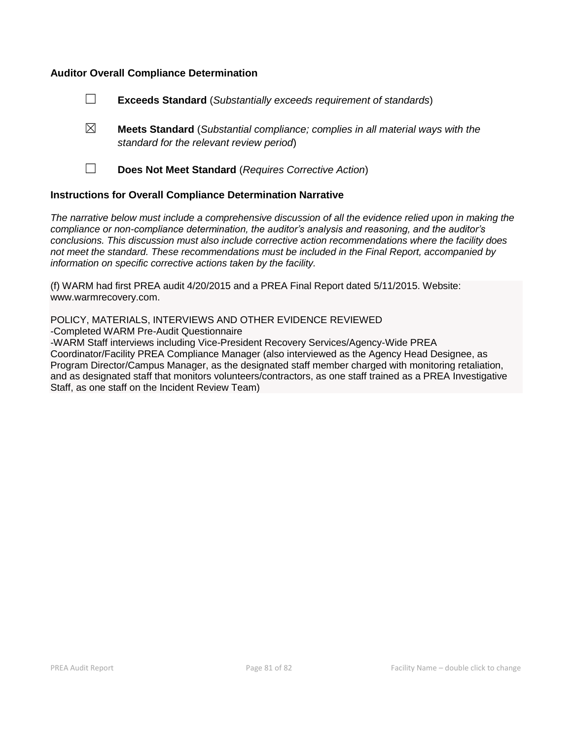### Auditor Overall Compliance Determination

☐ **Exceeds Standard** (*Substantially exceeds requirement of standards*)

☒ **Meets Standard** (*Substantial compliance; complies in all material ways with the standard for the relevant review period*)

☐ **Does Not Meet Standard** (*Requires Corrective Action*)

### Instructions for Overall Compliance Determination Narrative

*The narrative below must include a comprehensive discussion of all the evidence relied upon in making the compliance or non-compliance determination, the auditor's analysis and reasoning, and the auditor's conclusions. This discussion must also include corrective action recommendations where the facility does not meet the standard. These recommendations must be included in the Final Report, accompanied by information on specific corrective actions taken by the facility.*

(f) WARM had first PREA audit 4/20/2015 and a PREA Final Report dated 5/11/2015. Website: www.warmrecovery.com.

POLICY, MATERIALS, INTERVIEWS AND OTHER EVIDENCE REVIEWED
-Completed WARM Pre-Audit Questionnaire
-WARM Staff interviews including Vice-President Recovery Services/Agency-Wide PREA Coordinator/Facility PREA Compliance Manager (also interviewed as the Agency Head Designee, as Program Director/Campus Manager, as the designated staff member charged with monitoring retaliation, and as designated staff that monitors volunteers/contractors, as one staff trained as a PREA Investigative Staff, as one staff on the Incident Review Team)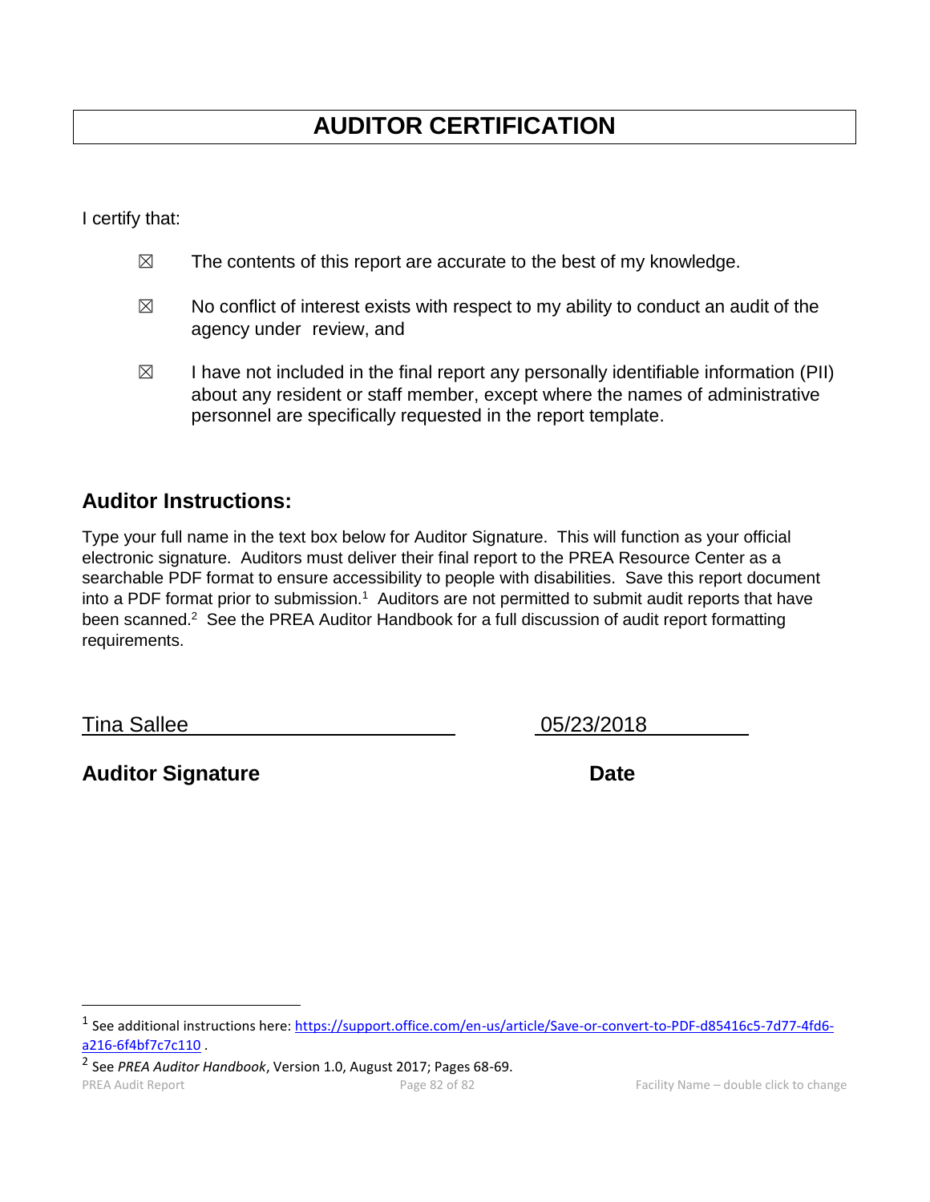# AUDITOR CERTIFICATION

I certify that:

☒ The contents of this report are accurate to the best of my knowledge.

☒ No conflict of interest exists with respect to my ability to conduct an audit of the agency under review, and

☒ I have not included in the final report any personally identifiable information (PII) about any resident or staff member, except where the names of administrative personnel are specifically requested in the report template.

## Auditor Instructions:

Type your full name in the text box below for Auditor Signature. This will function as your official electronic signature. Auditors must deliver their final report to the PREA Resource Center as a searchable PDF format to ensure accessibility to people with disabilities. Save this report document into a PDF format prior to submission.[1] Auditors are not permitted to submit audit reports that have been scanned.[2] See the PREA Auditor Handbook for a full discussion of audit report formatting requirements.

Tina Sallee 05/23/2018

**Auditor Signature** **Date**

---

[1] See additional instructions here: https://support.office.com/en-us/article/Save-or-convert-to-PDF-d85416c5-7d77-4fd6-a216-6f4bf7c7c110 .

[2] See *PREA Auditor Handbook*, Version 1.0, August 2017; Pages 68-69.